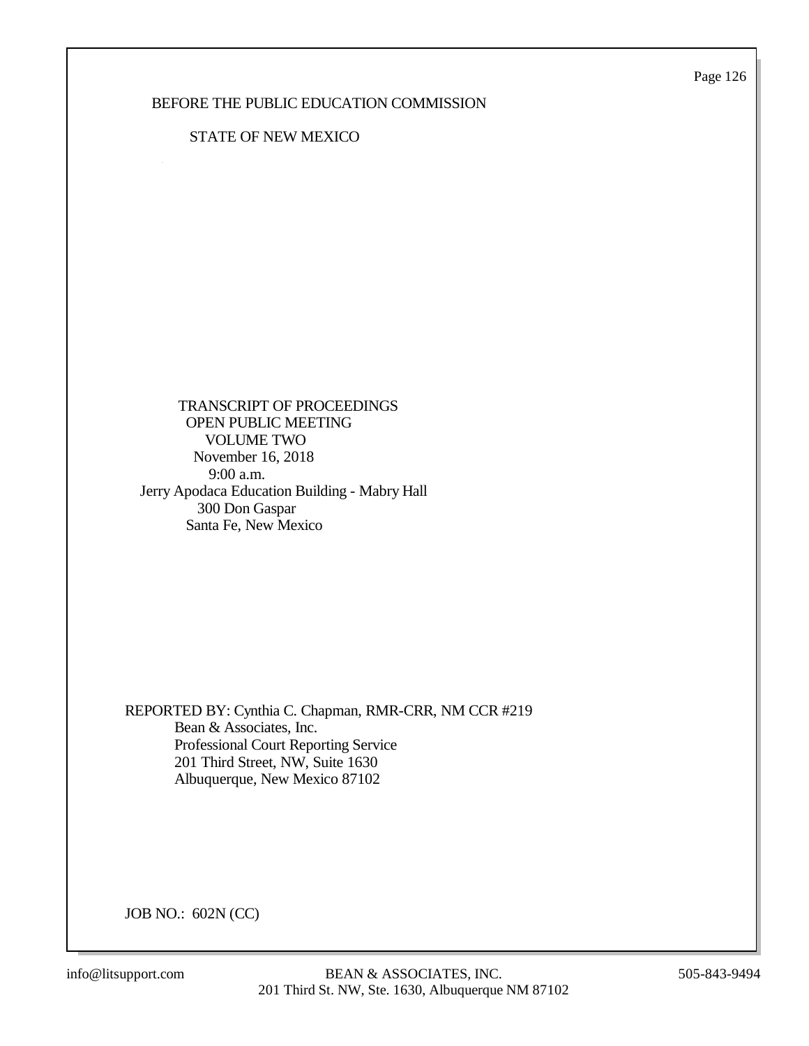BEFORE THE PUBLIC EDUCATION COMMISSION

STATE OF NEW MEXICO

TRANSCRIPT OF PROCEEDINGS
OPEN PUBLIC MEETING
VOLUME TWO
November 16, 2018
9:00 a.m.
Jerry Apodaca Education Building - Mabry Hall
300 Don Gaspar
Santa Fe, New Mexico

REPORTED BY: Cynthia C. Chapman, RMR-CRR, NM CCR #219
Bean & Associates, Inc.
Professional Court Reporting Service
201 Third Street, NW, Suite 1630
Albuquerque, New Mexico 87102

JOB NO.: 602N (CC)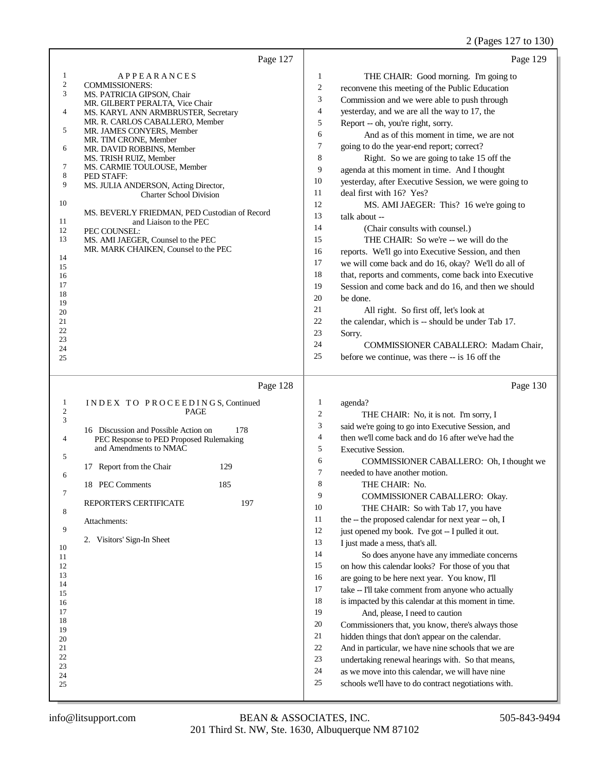Page 127

APPEARANCES

COMMISSIONERS:
MS. PATRICIA GIPSON, Chair
MR. GILBERT PERALTA, Vice Chair
MS. KARYL ANN ARMBRUSTER, Secretary
MR. R. CARLOS CABALLERO, Member
MR. JAMES CONYERS, Member
MR. TIM CRONE, Member
MR. DAVID ROBBINS, Member
MS. TRISH RUIZ, Member
MS. CARMIE TOULOUSE, Member

PED STAFF:
MS. JULIA ANDERSON, Acting Director, Charter School Division

MS. BEVERLY FRIEDMAN, PED Custodian of Record and Liaison to the PEC

PEC COUNSEL:
MS. AMI JAEGER, Counsel to the PEC
MR. MARK CHAIKEN, Counsel to the PEC

Page 128

INDEX TO PROCEEDINGS, Continued

| | PAGE |
|---|---|
| 16 Discussion and Possible Action on PEC Response to PED Proposed Rulemaking and Amendments to NMAC | 178 |
| 17 Report from the Chair | 129 |
| 18 PEC Comments | 185 |
| REPORTER'S CERTIFICATE | 197 |

Attachments:

2. Visitors' Sign-In Sheet

Page 129

1 THE CHAIR: Good morning. I'm going to
2 reconvene this meeting of the Public Education
3 Commission and we were able to push through
4 yesterday, and we are all the way to 17, the
5 Report -- oh, you're right, sorry.
6 And as of this moment in time, we are not
7 going to do the year-end report; correct?
8 Right. So we are going to take 15 off the
9 agenda at this moment in time. And I thought
10 yesterday, after Executive Session, we were going to
11 deal first with 16? Yes?
12 MS. AMI JAEGER: This? 16 we're going to
13 talk about --
14 (Chair consults with counsel.)
15 THE CHAIR: So we're -- we will do the
16 reports. We'll go into Executive Session, and then
17 we will come back and do 16, okay? We'll do all of
18 that, reports and comments, come back into Executive
19 Session and come back and do 16, and then we should
20 be done.
21 All right. So first off, let's look at
22 the calendar, which is -- should be under Tab 17.
23 Sorry.
24 COMMISSIONER CABALLERO: Madam Chair,
25 before we continue, was there -- is 16 off the

Page 130

1 agenda?
2 THE CHAIR: No, it is not. I'm sorry, I
3 said we're going to go into Executive Session, and
4 then we'll come back and do 16 after we've had the
5 Executive Session.
6 COMMISSIONER CABALLERO: Oh, I thought we
7 needed to have another motion.
8 THE CHAIR: No.
9 COMMISSIONER CABALLERO: Okay.
10 THE CHAIR: So with Tab 17, you have
11 the -- the proposed calendar for next year -- oh, I
12 just opened my book. I've got -- I pulled it out.
13 I just made a mess, that's all.
14 So does anyone have any immediate concerns
15 on how this calendar looks? For those of you that
16 are going to be here next year. You know, I'll
17 take -- I'll take comment from anyone who actually
18 is impacted by this calendar at this moment in time.
19 And, please, I need to caution
20 Commissioners that, you know, there's always those
21 hidden things that don't appear on the calendar.
22 And in particular, we have nine schools that we are
23 undertaking renewal hearings with. So that means,
24 as we move into this calendar, we will have nine
25 schools we'll have to do contract negotiations with.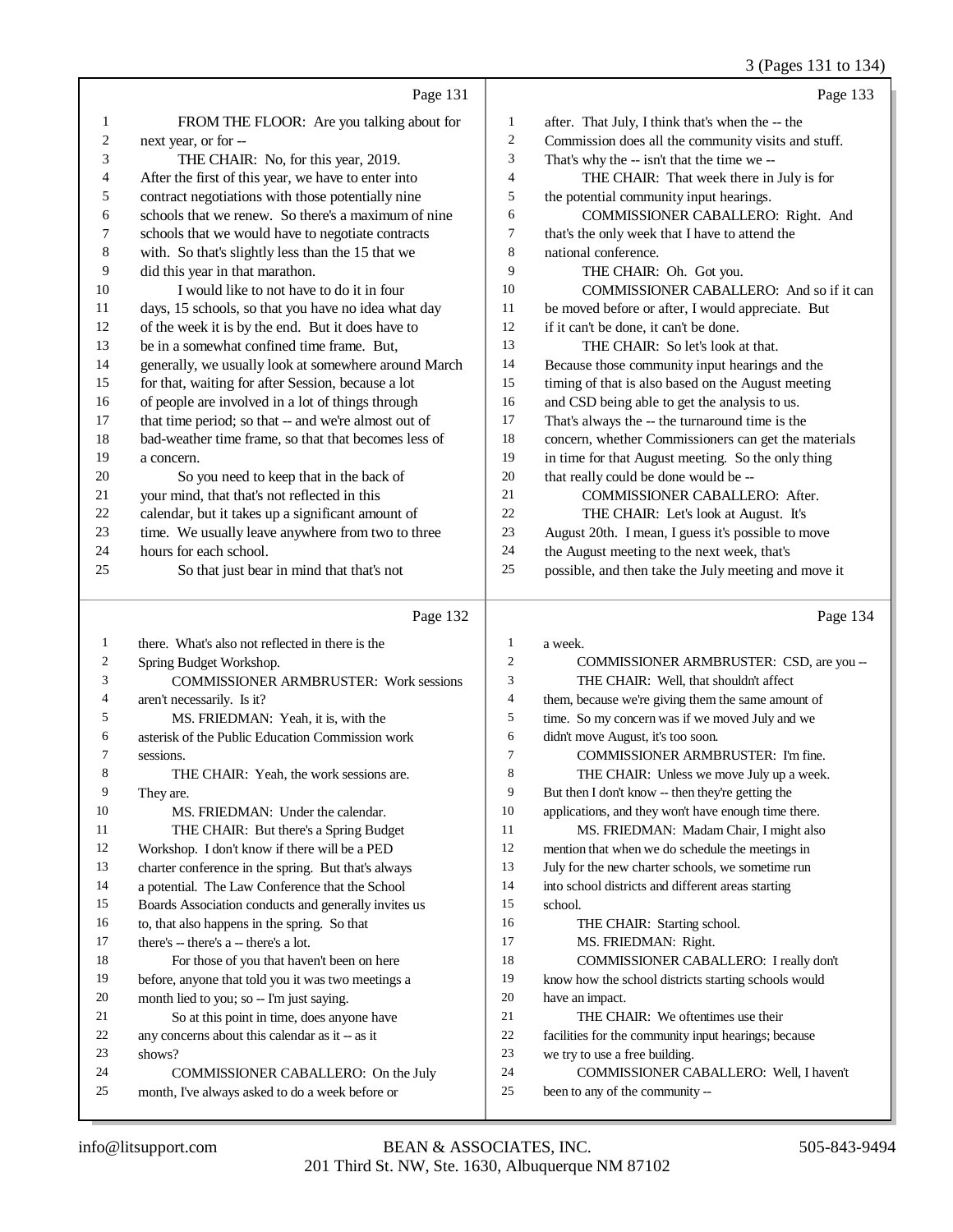Page 131

1 FROM THE FLOOR: Are you talking about for
2 next year, or for --
3 THE CHAIR: No, for this year, 2019.
4 After the first of this year, we have to enter into
5 contract negotiations with those potentially nine
6 schools that we renew. So there's a maximum of nine
7 schools that we would have to negotiate contracts
8 with. So that's slightly less than the 15 that we
9 did this year in that marathon.
10 I would like to not have to do it in four
11 days, 15 schools, so that you have no idea what day
12 of the week it is by the end. But it does have to
13 be in a somewhat confined time frame. But,
14 generally, we usually look at somewhere around March
15 for that, waiting for after Session, because a lot
16 of people are involved in a lot of things through
17 that time period; so that -- and we're almost out of
18 bad-weather time frame, so that that becomes less of
19 a concern.
20 So you need to keep that in the back of
21 your mind, that that's not reflected in this
22 calendar, but it takes up a significant amount of
23 time. We usually leave anywhere from two to three
24 hours for each school.
25 So that just bear in mind that that's not

Page 132

1 there. What's also not reflected in there is the
2 Spring Budget Workshop.
3 COMMISSIONER ARMBRUSTER: Work sessions
4 aren't necessarily. Is it?
5 MS. FRIEDMAN: Yeah, it is, with the
6 asterisk of the Public Education Commission work
7 sessions.
8 THE CHAIR: Yeah, the work sessions are.
9 They are.
10 MS. FRIEDMAN: Under the calendar.
11 THE CHAIR: But there's a Spring Budget
12 Workshop. I don't know if there will be a PED
13 charter conference in the spring. But that's always
14 a potential. The Law Conference that the School
15 Boards Association conducts and generally invites us
16 to, that also happens in the spring. So that
17 there's -- there's a -- there's a lot.
18 For those of you that haven't been on here
19 before, anyone that told you it was two meetings a
20 month lied to you; so -- I'm just saying.
21 So at this point in time, does anyone have
22 any concerns about this calendar as it -- as it
23 shows?
24 COMMISSIONER CABALLERO: On the July
25 month, I've always asked to do a week before or

Page 133

1 after. That July, I think that's when the -- the
2 Commission does all the community visits and stuff.
3 That's why the -- isn't that the time we --
4 THE CHAIR: That week there in July is for
5 the potential community input hearings.
6 COMMISSIONER CABALLERO: Right. And
7 that's the only week that I have to attend the
8 national conference.
9 THE CHAIR: Oh. Got you.
10 COMMISSIONER CABALLERO: And so if it can
11 be moved before or after, I would appreciate. But
12 if it can't be done, it can't be done.
13 THE CHAIR: So let's look at that.
14 Because those community input hearings and the
15 timing of that is also based on the August meeting
16 and CSD being able to get the analysis to us.
17 That's always the -- the turnaround time is the
18 concern, whether Commissioners can get the materials
19 in time for that August meeting. So the only thing
20 that really could be done would be --
21 COMMISSIONER CABALLERO: After.
22 THE CHAIR: Let's look at August. It's
23 August 20th. I mean, I guess it's possible to move
24 the August meeting to the next week, that's
25 possible, and then take the July meeting and move it

Page 134

1 a week.
2 COMMISSIONER ARMBRUSTER: CSD, are you --
3 THE CHAIR: Well, that shouldn't affect
4 them, because we're giving them the same amount of
5 time. So my concern was if we moved July and we
6 didn't move August, it's too soon.
7 COMMISSIONER ARMBRUSTER: I'm fine.
8 THE CHAIR: Unless we move July up a week.
9 But then I don't know -- then they're getting the
10 applications, and they won't have enough time there.
11 MS. FRIEDMAN: Madam Chair, I might also
12 mention that when we do schedule the meetings in
13 July for the new charter schools, we sometime run
14 into school districts and different areas starting
15 school.
16 THE CHAIR: Starting school.
17 MS. FRIEDMAN: Right.
18 COMMISSIONER CABALLERO: I really don't
19 know how the school districts starting schools would
20 have an impact.
21 THE CHAIR: We oftentimes use their
22 facilities for the community input hearings; because
23 we try to use a free building.
24 COMMISSIONER CABALLERO: Well, I haven't
25 been to any of the community --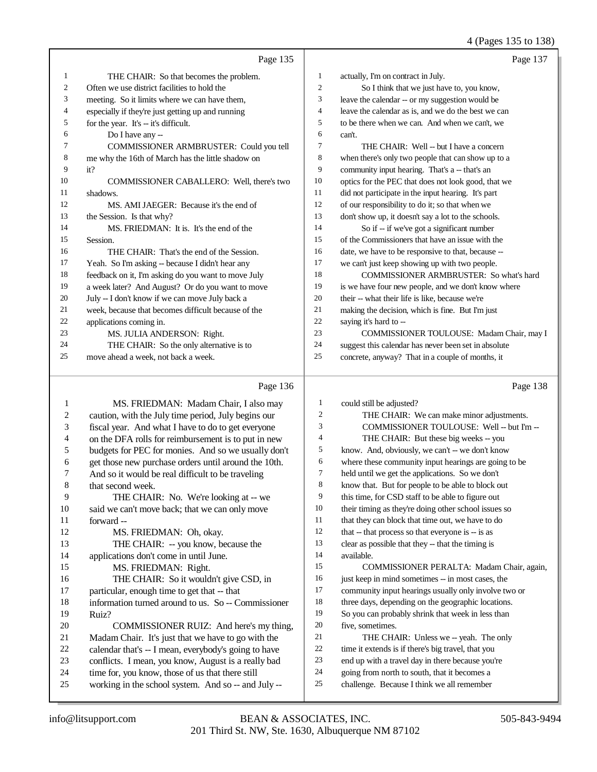Page 135

1 THE CHAIR: So that becomes the problem.
2 Often we use district facilities to hold the
3 meeting. So it limits where we can have them,
4 especially if they're just getting up and running
5 for the year. It's -- it's difficult.
6 Do I have any --
7 COMMISSIONER ARMBRUSTER: Could you tell
8 me why the 16th of March has the little shadow on
9 it?
10 COMMISSIONER CABALLERO: Well, there's two
11 shadows.
12 MS. AMI JAEGER: Because it's the end of
13 the Session. Is that why?
14 MS. FRIEDMAN: It is. It's the end of the
15 Session.
16 THE CHAIR: That's the end of the Session.
17 Yeah. So I'm asking -- because I didn't hear any
18 feedback on it, I'm asking do you want to move July
19 a week later? And August? Or do you want to move
20 July -- I don't know if we can move July back a
21 week, because that becomes difficult because of the
22 applications coming in.
23 MS. JULIA ANDERSON: Right.
24 THE CHAIR: So the only alternative is to
25 move ahead a week, not back a week.

Page 136

1 MS. FRIEDMAN: Madam Chair, I also may
2 caution, with the July time period, July begins our
3 fiscal year. And what I have to do to get everyone
4 on the DFA rolls for reimbursement is to put in new
5 budgets for PEC for monies. And so we usually don't
6 get those new purchase orders until around the 10th.
7 And so it would be real difficult to be traveling
8 that second week.
9 THE CHAIR: No. We're looking at -- we
10 said we can't move back; that we can only move
11 forward --
12 MS. FRIEDMAN: Oh, okay.
13 THE CHAIR: -- you know, because the
14 applications don't come in until June.
15 MS. FRIEDMAN: Right.
16 THE CHAIR: So it wouldn't give CSD, in
17 particular, enough time to get that -- that
18 information turned around to us. So -- Commissioner
19 Ruiz?
20 COMMISSIONER RUIZ: And here's my thing,
21 Madam Chair. It's just that we have to go with the
22 calendar that's -- I mean, everybody's going to have
23 conflicts. I mean, you know, August is a really bad
24 time for, you know, those of us that there still
25 working in the school system. And so -- and July --

Page 137

1 actually, I'm on contract in July.
2 So I think that we just have to, you know,
3 leave the calendar -- or my suggestion would be
4 leave the calendar as is, and we do the best we can
5 to be there when we can. And when we can't, we
6 can't.
7 THE CHAIR: Well -- but I have a concern
8 when there's only two people that can show up to a
9 community input hearing. That's a -- that's an
10 optics for the PEC that does not look good, that we
11 did not participate in the input hearing. It's part
12 of our responsibility to do it; so that when we
13 don't show up, it doesn't say a lot to the schools.
14 So if -- if we've got a significant number
15 of the Commissioners that have an issue with the
16 date, we have to be responsive to that, because --
17 we can't just keep showing up with two people.
18 COMMISSIONER ARMBRUSTER: So what's hard
19 is we have four new people, and we don't know where
20 their -- what their life is like, because we're
21 making the decision, which is fine. But I'm just
22 saying it's hard to --
23 COMMISSIONER TOULOUSE: Madam Chair, may I
24 suggest this calendar has never been set in absolute
25 concrete, anyway? That in a couple of months, it

Page 138

1 could still be adjusted?
2 THE CHAIR: We can make minor adjustments.
3 COMMISSIONER TOULOUSE: Well -- but I'm --
4 THE CHAIR: But these big weeks -- you
5 know. And, obviously, we can't -- we don't know
6 where these community input hearings are going to be
7 held until we get the applications. So we don't
8 know that. But for people to be able to block out
9 this time, for CSD staff to be able to figure out
10 their timing as they're doing other school issues so
11 that they can block that time out, we have to do
12 that -- that process so that everyone is -- is as
13 clear as possible that they -- that the timing is
14 available.
15 COMMISSIONER PERALTA: Madam Chair, again,
16 just keep in mind sometimes -- in most cases, the
17 community input hearings usually only involve two or
18 three days, depending on the geographic locations.
19 So you can probably shrink that week in less than
20 five, sometimes.
21 THE CHAIR: Unless we -- yeah. The only
22 time it extends is if there's big travel, that you
23 end up with a travel day in there because you're
24 going from north to south, that it becomes a
25 challenge. Because I think we all remember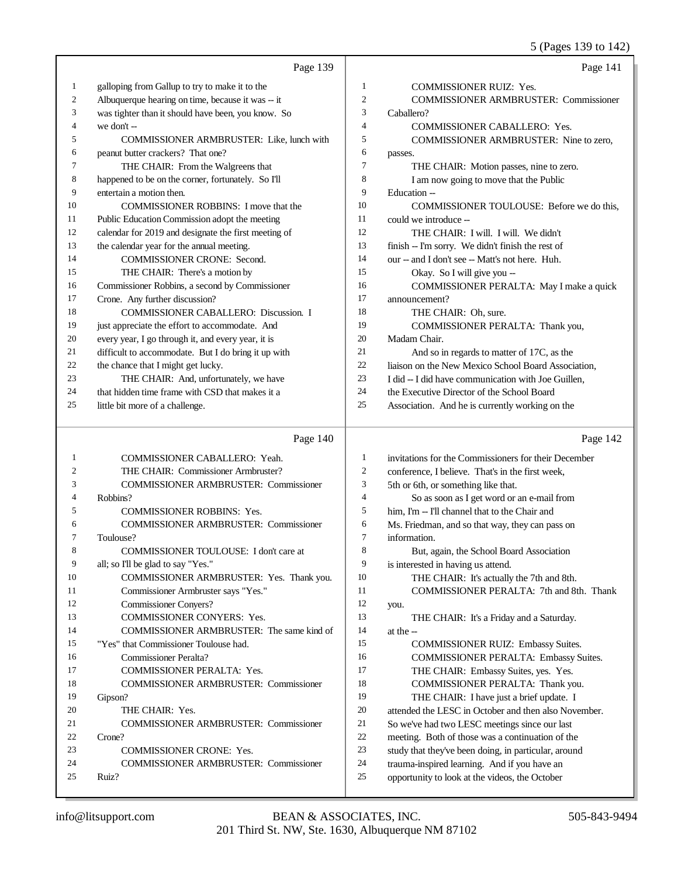Page 139

1 galloping from Gallup to try to make it to the
2 Albuquerque hearing on time, because it was -- it
3 was tighter than it should have been, you know. So
4 we don't --
5 COMMISSIONER ARMBRUSTER: Like, lunch with
6 peanut butter crackers? That one?
7 THE CHAIR: From the Walgreens that
8 happened to be on the corner, fortunately. So I'll
9 entertain a motion then.
10 COMMISSIONER ROBBINS: I move that the
11 Public Education Commission adopt the meeting
12 calendar for 2019 and designate the first meeting of
13 the calendar year for the annual meeting.
14 COMMISSIONER CRONE: Second.
15 THE CHAIR: There's a motion by
16 Commissioner Robbins, a second by Commissioner
17 Crone. Any further discussion?
18 COMMISSIONER CABALLERO: Discussion. I
19 just appreciate the effort to accommodate. And
20 every year, I go through it, and every year, it is
21 difficult to accommodate. But I do bring it up with
22 the chance that I might get lucky.
23 THE CHAIR: And, unfortunately, we have
24 that hidden time frame with CSD that makes it a
25 little bit more of a challenge.

Page 140

1 COMMISSIONER CABALLERO: Yeah.
2 THE CHAIR: Commissioner Armbruster?
3 COMMISSIONER ARMBRUSTER: Commissioner
4 Robbins?
5 COMMISSIONER ROBBINS: Yes.
6 COMMISSIONER ARMBRUSTER: Commissioner
7 Toulouse?
8 COMMISSIONER TOULOUSE: I don't care at
9 all; so I'll be glad to say "Yes."
10 COMMISSIONER ARMBRUSTER: Yes. Thank you.
11 Commissioner Armbruster says "Yes."
12 Commissioner Conyers?
13 COMMISSIONER CONYERS: Yes.
14 COMMISSIONER ARMBRUSTER: The same kind of
15 "Yes" that Commissioner Toulouse had.
16 Commissioner Peralta?
17 COMMISSIONER PERALTA: Yes.
18 COMMISSIONER ARMBRUSTER: Commissioner
19 Gipson?
20 THE CHAIR: Yes.
21 COMMISSIONER ARMBRUSTER: Commissioner
22 Crone?
23 COMMISSIONER CRONE: Yes.
24 COMMISSIONER ARMBRUSTER: Commissioner
25 Ruiz?

Page 141

1 COMMISSIONER RUIZ: Yes.
2 COMMISSIONER ARMBRUSTER: Commissioner
3 Caballero?
4 COMMISSIONER CABALLERO: Yes.
5 COMMISSIONER ARMBRUSTER: Nine to zero,
6 passes.
7 THE CHAIR: Motion passes, nine to zero.
8 I am now going to move that the Public
9 Education --
10 COMMISSIONER TOULOUSE: Before we do this,
11 could we introduce --
12 THE CHAIR: I will. I will. We didn't
13 finish -- I'm sorry. We didn't finish the rest of
14 our -- and I don't see -- Matt's not here. Huh.
15 Okay. So I will give you --
16 COMMISSIONER PERALTA: May I make a quick
17 announcement?
18 THE CHAIR: Oh, sure.
19 COMMISSIONER PERALTA: Thank you,
20 Madam Chair.
21 And so in regards to matter of 17C, as the
22 liaison on the New Mexico School Board Association,
23 I did -- I did have communication with Joe Guillen,
24 the Executive Director of the School Board
25 Association. And he is currently working on the

Page 142

1 invitations for the Commissioners for their December
2 conference, I believe. That's in the first week,
3 5th or 6th, or something like that.
4 So as soon as I get word or an e-mail from
5 him, I'm -- I'll channel that to the Chair and
6 Ms. Friedman, and so that way, they can pass on
7 information.
8 But, again, the School Board Association
9 is interested in having us attend.
10 THE CHAIR: It's actually the 7th and 8th.
11 COMMISSIONER PERALTA: 7th and 8th. Thank
12 you.
13 THE CHAIR: It's a Friday and a Saturday.
14 at the --
15 COMMISSIONER RUIZ: Embassy Suites.
16 COMMISSIONER PERALTA: Embassy Suites.
17 THE CHAIR: Embassy Suites, yes. Yes.
18 COMMISSIONER PERALTA: Thank you.
19 THE CHAIR: I have just a brief update. I
20 attended the LESC in October and then also November.
21 So we've had two LESC meetings since our last
22 meeting. Both of those was a continuation of the
23 study that they've been doing, in particular, around
24 trauma-inspired learning. And if you have an
25 opportunity to look at the videos, the October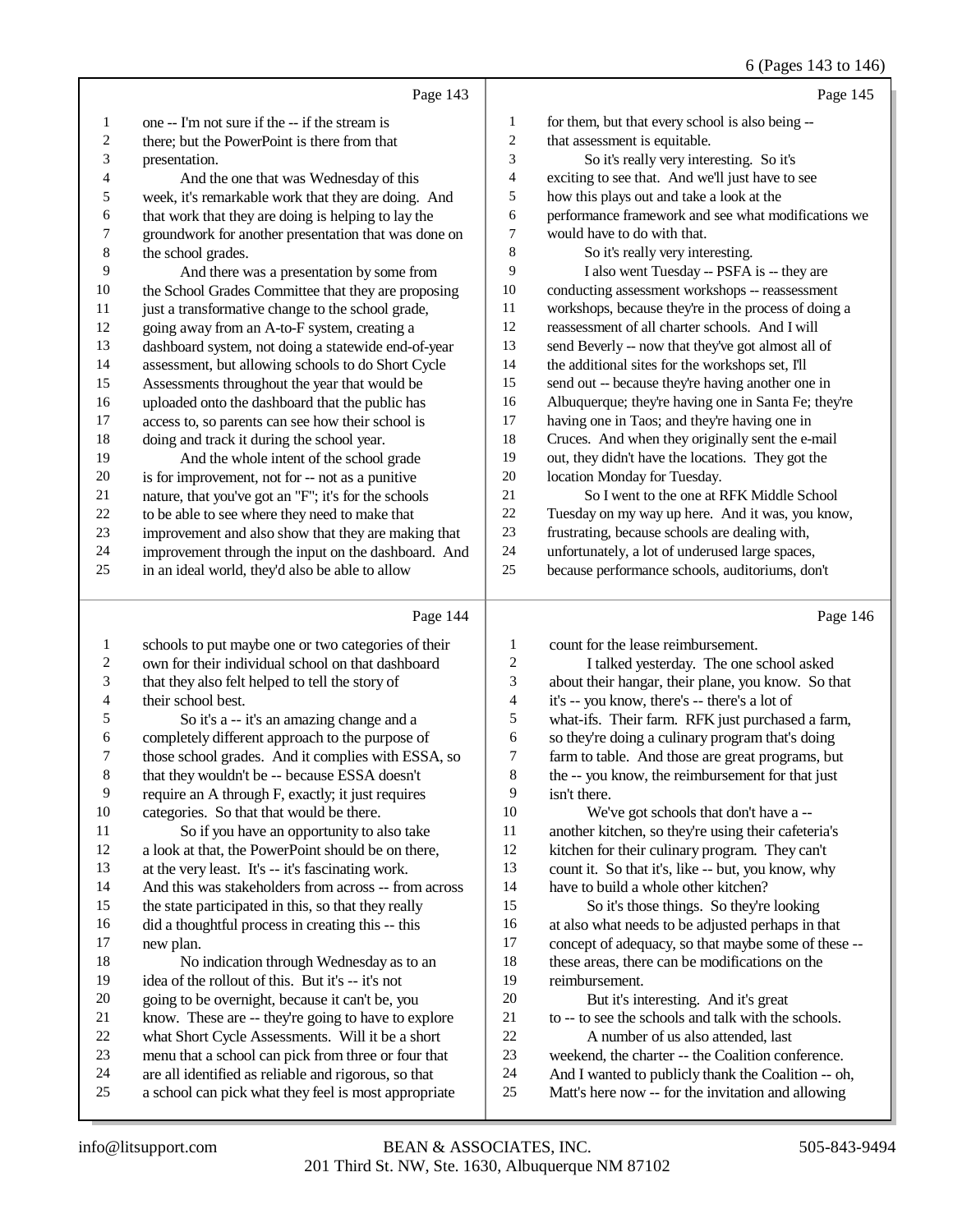Page 143

1 one -- I'm not sure if the -- if the stream is
2 there; but the PowerPoint is there from that
3 presentation.
4 And the one that was Wednesday of this
5 week, it's remarkable work that they are doing. And
6 that work that they are doing is helping to lay the
7 groundwork for another presentation that was done on
8 the school grades.
9 And there was a presentation by some from
10 the School Grades Committee that they are proposing
11 just a transformative change to the school grade,
12 going away from an A-to-F system, creating a
13 dashboard system, not doing a statewide end-of-year
14 assessment, but allowing schools to do Short Cycle
15 Assessments throughout the year that would be
16 uploaded onto the dashboard that the public has
17 access to, so parents can see how their school is
18 doing and track it during the school year.
19 And the whole intent of the school grade
20 is for improvement, not for -- not as a punitive
21 nature, that you've got an "F"; it's for the schools
22 to be able to see where they need to make that
23 improvement and also show that they are making that
24 improvement through the input on the dashboard. And
25 in an ideal world, they'd also be able to allow

Page 144

1 schools to put maybe one or two categories of their
2 own for their individual school on that dashboard
3 that they also felt helped to tell the story of
4 their school best.
5 So it's a -- it's an amazing change and a
6 completely different approach to the purpose of
7 those school grades. And it complies with ESSA, so
8 that they wouldn't be -- because ESSA doesn't
9 require an A through F, exactly; it just requires
10 categories. So that that would be there.
11 So if you have an opportunity to also take
12 a look at that, the PowerPoint should be on there,
13 at the very least. It's -- it's fascinating work.
14 And this was stakeholders from across -- from across
15 the state participated in this, so that they really
16 did a thoughtful process in creating this -- this
17 new plan.
18 No indication through Wednesday as to an
19 idea of the rollout of this. But it's -- it's not
20 going to be overnight, because it can't be, you
21 know. These are -- they're going to have to explore
22 what Short Cycle Assessments. Will it be a short
23 menu that a school can pick from three or four that
24 are all identified as reliable and rigorous, so that
25 a school can pick what they feel is most appropriate

Page 145

1 for them, but that every school is also being --
2 that assessment is equitable.
3 So it's really very interesting. So it's
4 exciting to see that. And we'll just have to see
5 how this plays out and take a look at the
6 performance framework and see what modifications we
7 would have to do with that.
8 So it's really very interesting.
9 I also went Tuesday -- PSFA is -- they are
10 conducting assessment workshops -- reassessment
11 workshops, because they're in the process of doing a
12 reassessment of all charter schools. And I will
13 send Beverly -- now that they've got almost all of
14 the additional sites for the workshops set, I'll
15 send out -- because they're having another one in
16 Albuquerque; they're having one in Santa Fe; they're
17 having one in Taos; and they're having one in
18 Cruces. And when they originally sent the e-mail
19 out, they didn't have the locations. They got the
20 location Monday for Tuesday.
21 So I went to the one at RFK Middle School
22 Tuesday on my way up here. And it was, you know,
23 frustrating, because schools are dealing with,
24 unfortunately, a lot of underused large spaces,
25 because performance schools, auditoriums, don't

Page 146

1 count for the lease reimbursement.
2 I talked yesterday. The one school asked
3 about their hangar, their plane, you know. So that
4 it's -- you know, there's -- there's a lot of
5 what-ifs. Their farm. RFK just purchased a farm,
6 so they're doing a culinary program that's doing
7 farm to table. And those are great programs, but
8 the -- you know, the reimbursement for that just
9 isn't there.
10 We've got schools that don't have a --
11 another kitchen, so they're using their cafeteria's
12 kitchen for their culinary program. They can't
13 count it. So that it's, like -- but, you know, why
14 have to build a whole other kitchen?
15 So it's those things. So they're looking
16 at also what needs to be adjusted perhaps in that
17 concept of adequacy, so that maybe some of these --
18 these areas, there can be modifications on the
19 reimbursement.
20 But it's interesting. And it's great
21 to -- to see the schools and talk with the schools.
22 A number of us also attended, last
23 weekend, the charter -- the Coalition conference.
24 And I wanted to publicly thank the Coalition -- oh,
25 Matt's here now -- for the invitation and allowing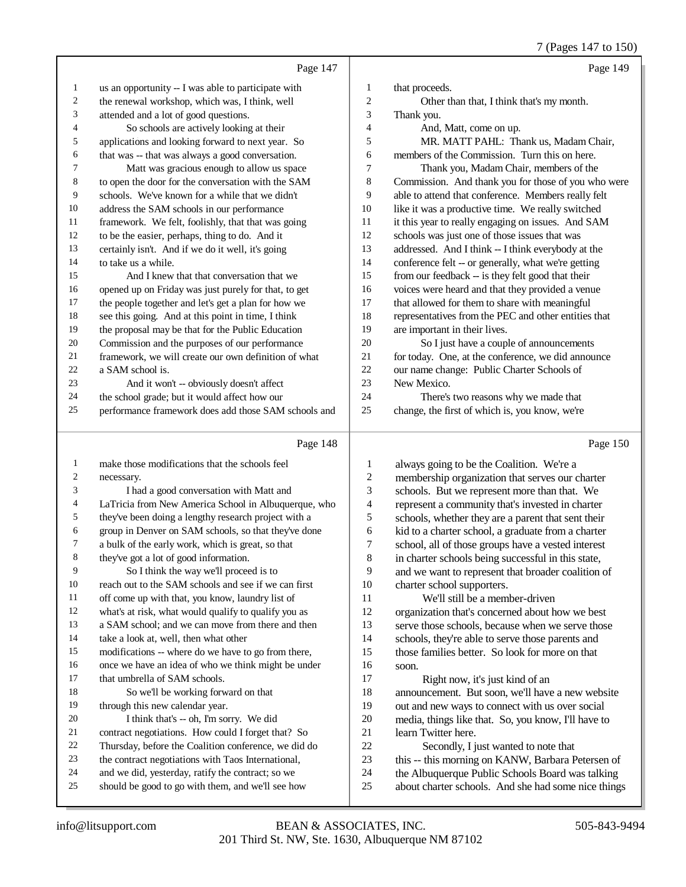Page 147

us an opportunity -- I was able to participate with the renewal workshop, which was, I think, well attended and a lot of good questions.

So schools are actively looking at their applications and looking forward to next year. So that was -- that was always a good conversation.

Matt was gracious enough to allow us space to open the door for the conversation with the SAM schools. We've known for a while that we didn't address the SAM schools in our performance framework. We felt, foolishly, that that was going to be the easier, perhaps, thing to do. And it certainly isn't. And if we do it well, it's going to take us a while.

And I knew that that conversation that we opened up on Friday was just purely for that, to get the people together and let's get a plan for how we see this going. And at this point in time, I think the proposal may be that for the Public Education Commission and the purposes of our performance framework, we will create our own definition of what a SAM school is.

And it won't -- obviously doesn't affect the school grade; but it would affect how our performance framework does add those SAM schools and

Page 148

make those modifications that the schools feel necessary.

I had a good conversation with Matt and LaTricia from New America School in Albuquerque, who they've been doing a lengthy research project with a group in Denver on SAM schools, so that they've done a bulk of the early work, which is great, so that they've got a lot of good information.

So I think the way we'll proceed is to reach out to the SAM schools and see if we can first off come up with that, you know, laundry list of what's at risk, what would qualify to qualify you as a SAM school; and we can move from there and then take a look at, well, then what other modifications -- where do we have to go from there, once we have an idea of who we think might be under that umbrella of SAM schools.

So we'll be working forward on that through this new calendar year.

I think that's -- oh, I'm sorry. We did contract negotiations. How could I forget that? So Thursday, before the Coalition conference, we did do the contract negotiations with Taos International, and we did, yesterday, ratify the contract; so we should be good to go with them, and we'll see how

Page 149

that proceeds.

Other than that, I think that's my month. Thank you.

And, Matt, come on up.

MR. MATT PAHL: Thank us, Madam Chair, members of the Commission. Turn this on here.

Thank you, Madam Chair, members of the Commission. And thank you for those of you who were able to attend that conference. Members really felt like it was a productive time. We really switched it this year to really engaging on issues. And SAM schools was just one of those issues that was addressed. And I think -- I think everybody at the conference felt -- or generally, what we're getting from our feedback -- is they felt good that their voices were heard and that they provided a venue that allowed for them to share with meaningful representatives from the PEC and other entities that are important in their lives.

So I just have a couple of announcements for today. One, at the conference, we did announce our name change: Public Charter Schools of New Mexico.

There's two reasons why we made that change, the first of which is, you know, we're

Page 150

always going to be the Coalition. We're a membership organization that serves our charter schools. But we represent more than that. We represent a community that's invested in charter schools, whether they are a parent that sent their kid to a charter school, a graduate from a charter school, all of those groups have a vested interest in charter schools being successful in this state, and we want to represent that broader coalition of charter school supporters.

We'll still be a member-driven organization that's concerned about how we best serve those schools, because when we serve those schools, they're able to serve those parents and those families better. So look for more on that soon.

Right now, it's just kind of an announcement. But soon, we'll have a new website out and new ways to connect with us over social media, things like that. So, you know, I'll have to learn Twitter here.

Secondly, I just wanted to note that this -- this morning on KANW, Barbara Petersen of the Albuquerque Public Schools Board was talking about charter schools. And she had some nice things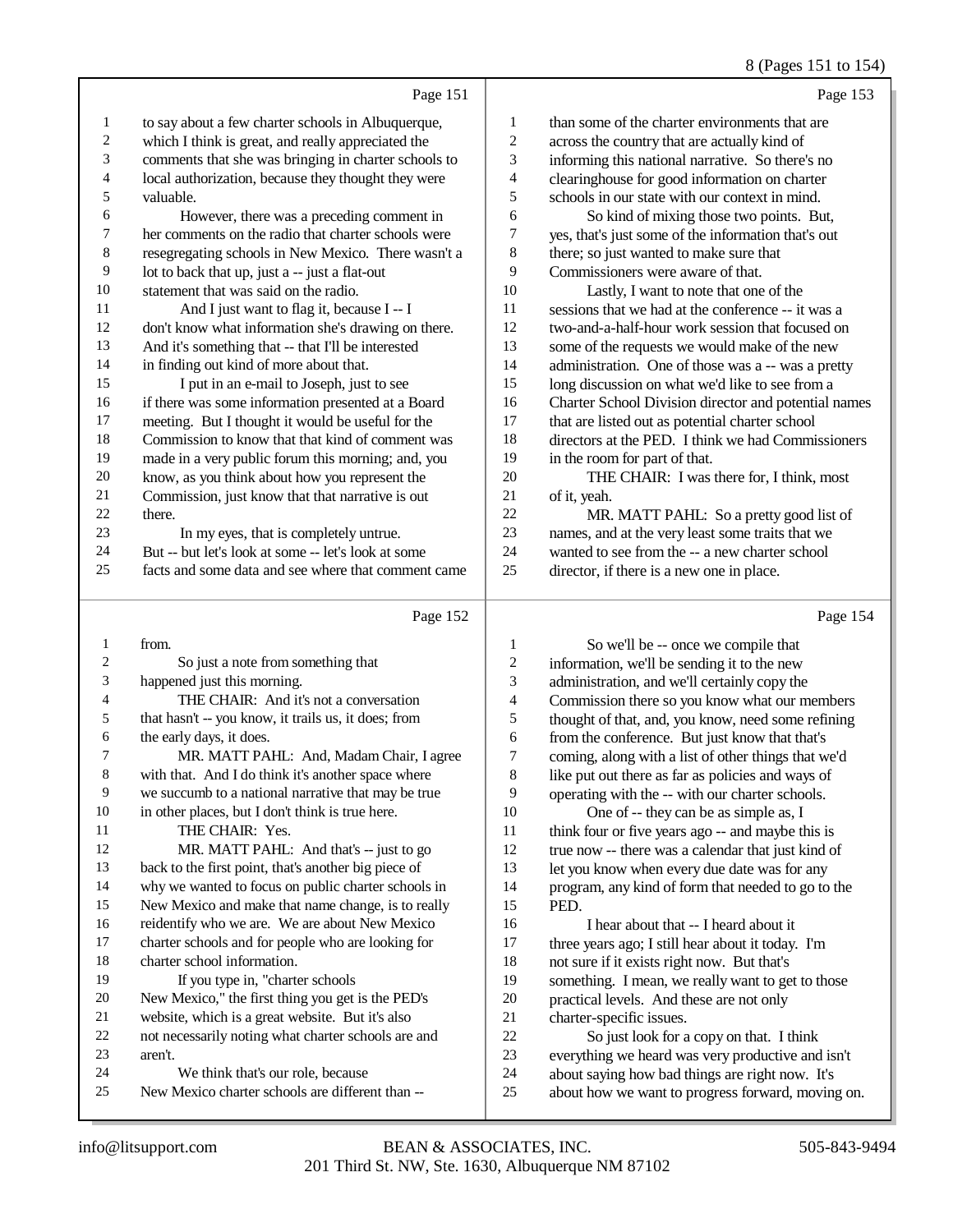Page 151

1 to say about a few charter schools in Albuquerque,
2 which I think is great, and really appreciated the
3 comments that she was bringing in charter schools to
4 local authorization, because they thought they were
5 valuable.
6 However, there was a preceding comment in
7 her comments on the radio that charter schools were
8 resegregating schools in New Mexico. There wasn't a
9 lot to back that up, just a -- just a flat-out
10 statement that was said on the radio.
11 And I just want to flag it, because I -- I
12 don't know what information she's drawing on there.
13 And it's something that -- that I'll be interested
14 in finding out kind of more about that.
15 I put in an e-mail to Joseph, just to see
16 if there was some information presented at a Board
17 meeting. But I thought it would be useful for the
18 Commission to know that that kind of comment was
19 made in a very public forum this morning; and, you
20 know, as you think about how you represent the
21 Commission, just know that that narrative is out
22 there.
23 In my eyes, that is completely untrue.
24 But -- but let's look at some -- let's look at some
25 facts and some data and see where that comment came

Page 152

1 from.
2 So just a note from something that
3 happened just this morning.
4 THE CHAIR: And it's not a conversation
5 that hasn't -- you know, it trails us, it does; from
6 the early days, it does.
7 MR. MATT PAHL: And, Madam Chair, I agree
8 with that. And I do think it's another space where
9 we succumb to a national narrative that may be true
10 in other places, but I don't think is true here.
11 THE CHAIR: Yes.
12 MR. MATT PAHL: And that's -- just to go
13 back to the first point, that's another big piece of
14 why we wanted to focus on public charter schools in
15 New Mexico and make that name change, is to really
16 reidentify who we are. We are about New Mexico
17 charter schools and for people who are looking for
18 charter school information.
19 If you type in, "charter schools
20 New Mexico," the first thing you get is the PED's
21 website, which is a great website. But it's also
22 not necessarily noting what charter schools are and
23 aren't.
24 We think that's our role, because
25 New Mexico charter schools are different than --

Page 153

1 than some of the charter environments that are
2 across the country that are actually kind of
3 informing this national narrative. So there's no
4 clearinghouse for good information on charter
5 schools in our state with our context in mind.
6 So kind of mixing those two points. But,
7 yes, that's just some of the information that's out
8 there; so just wanted to make sure that
9 Commissioners were aware of that.
10 Lastly, I want to note that one of the
11 sessions that we had at the conference -- it was a
12 two-and-a-half-hour work session that focused on
13 some of the requests we would make of the new
14 administration. One of those was a -- was a pretty
15 long discussion on what we'd like to see from a
16 Charter School Division director and potential names
17 that are listed out as potential charter school
18 directors at the PED. I think we had Commissioners
19 in the room for part of that.
20 THE CHAIR: I was there for, I think, most
21 of it, yeah.
22 MR. MATT PAHL: So a pretty good list of
23 names, and at the very least some traits that we
24 wanted to see from the -- a new charter school
25 director, if there is a new one in place.

Page 154

1 So we'll be -- once we compile that
2 information, we'll be sending it to the new
3 administration, and we'll certainly copy the
4 Commission there so you know what our members
5 thought of that, and, you know, need some refining
6 from the conference. But just know that that's
7 coming, along with a list of other things that we'd
8 like put out there as far as policies and ways of
9 operating with the -- with our charter schools.
10 One of -- they can be as simple as, I
11 think four or five years ago -- and maybe this is
12 true now -- there was a calendar that just kind of
13 let you know when every due date was for any
14 program, any kind of form that needed to go to the
15 PED.
16 I hear about that -- I heard about it
17 three years ago; I still hear about it today. I'm
18 not sure if it exists right now. But that's
19 something. I mean, we really want to get to those
20 practical levels. And these are not only
21 charter-specific issues.
22 So just look for a copy on that. I think
23 everything we heard was very productive and isn't
24 about saying how bad things are right now. It's
25 about how we want to progress forward, moving on.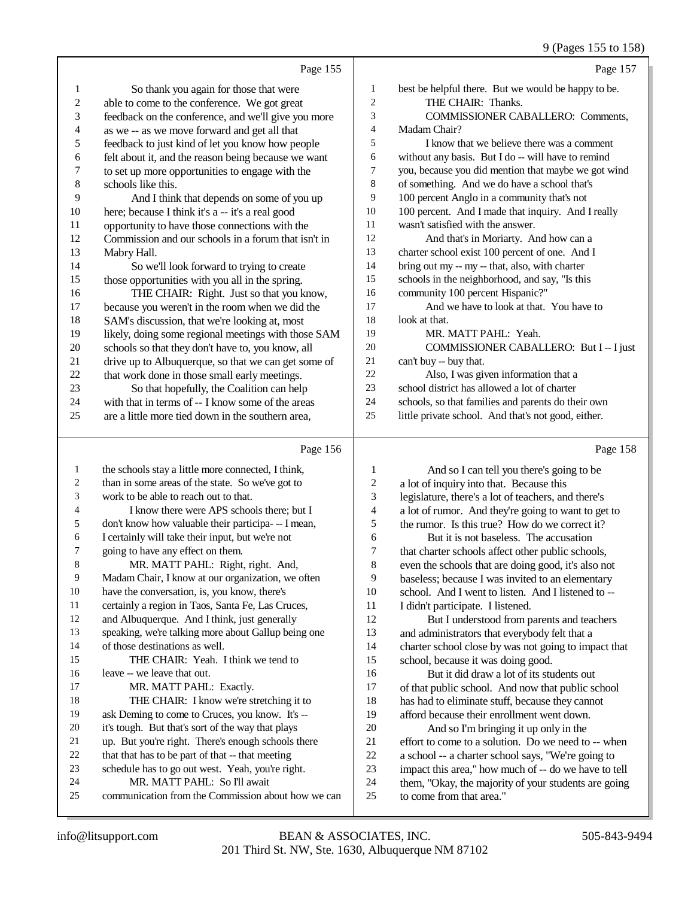Page 155

1 So thank you again for those that were
2 able to come to the conference. We got great
3 feedback on the conference, and we'll give you more
4 as we -- as we move forward and get all that
5 feedback to just kind of let you know how people
6 felt about it, and the reason being because we want
7 to set up more opportunities to engage with the
8 schools like this.
9 And I think that depends on some of you up
10 here; because I think it's a -- it's a real good
11 opportunity to have those connections with the
12 Commission and our schools in a forum that isn't in
13 Mabry Hall.
14 So we'll look forward to trying to create
15 those opportunities with you all in the spring.
16 THE CHAIR: Right. Just so that you know,
17 because you weren't in the room when we did the
18 SAM's discussion, that we're looking at, most
19 likely, doing some regional meetings with those SAM
20 schools so that they don't have to, you know, all
21 drive up to Albuquerque, so that we can get some of
22 that work done in those small early meetings.
23 So that hopefully, the Coalition can help
24 with that in terms of -- I know some of the areas
25 are a little more tied down in the southern area,

Page 156

1 the schools stay a little more connected, I think,
2 than in some areas of the state. So we've got to
3 work to be able to reach out to that.
4 I know there were APS schools there; but I
5 don't know how valuable their participa- -- I mean,
6 I certainly will take their input, but we're not
7 going to have any effect on them.
8 MR. MATT PAHL: Right, right. And,
9 Madam Chair, I know at our organization, we often
10 have the conversation, is, you know, there's
11 certainly a region in Taos, Santa Fe, Las Cruces,
12 and Albuquerque. And I think, just generally
13 speaking, we're talking more about Gallup being one
14 of those destinations as well.
15 THE CHAIR: Yeah. I think we tend to
16 leave -- we leave that out.
17 MR. MATT PAHL: Exactly.
18 THE CHAIR: I know we're stretching it to
19 ask Deming to come to Cruces, you know. It's --
20 it's tough. But that's sort of the way that plays
21 up. But you're right. There's enough schools there
22 that that has to be part of that -- that meeting
23 schedule has to go out west. Yeah, you're right.
24 MR. MATT PAHL: So I'll await
25 communication from the Commission about how we can

Page 157

1 best be helpful there. But we would be happy to be.
2 THE CHAIR: Thanks.
3 COMMISSIONER CABALLERO: Comments,
4 Madam Chair?
5 I know that we believe there was a comment
6 without any basis. But I do -- will have to remind
7 you, because you did mention that maybe we got wind
8 of something. And we do have a school that's
9 100 percent Anglo in a community that's not
10 100 percent. And I made that inquiry. And I really
11 wasn't satisfied with the answer.
12 And that's in Moriarty. And how can a
13 charter school exist 100 percent of one. And I
14 bring out my -- my -- that, also, with charter
15 schools in the neighborhood, and say, "Is this
16 community 100 percent Hispanic?"
17 And we have to look at that. You have to
18 look at that.
19 MR. MATT PAHL: Yeah.
20 COMMISSIONER CABALLERO: But I -- I just
21 can't buy -- buy that.
22 Also, I was given information that a
23 school district has allowed a lot of charter
24 schools, so that families and parents do their own
25 little private school. And that's not good, either.

Page 158

1 And so I can tell you there's going to be
2 a lot of inquiry into that. Because this
3 legislature, there's a lot of teachers, and there's
4 a lot of rumor. And they're going to want to get to
5 the rumor. Is this true? How do we correct it?
6 But it is not baseless. The accusation
7 that charter schools affect other public schools,
8 even the schools that are doing good, it's also not
9 baseless; because I was invited to an elementary
10 school. And I went to listen. And I listened to --
11 I didn't participate. I listened.
12 But I understood from parents and teachers
13 and administrators that everybody felt that a
14 charter school close by was not going to impact that
15 school, because it was doing good.
16 But it did draw a lot of its students out
17 of that public school. And now that public school
18 has had to eliminate stuff, because they cannot
19 afford because their enrollment went down.
20 And so I'm bringing it up only in the
21 effort to come to a solution. Do we need to -- when
22 a school -- a charter school says, "We're going to
23 impact this area," how much of -- do we have to tell
24 them, "Okay, the majority of your students are going
25 to come from that area."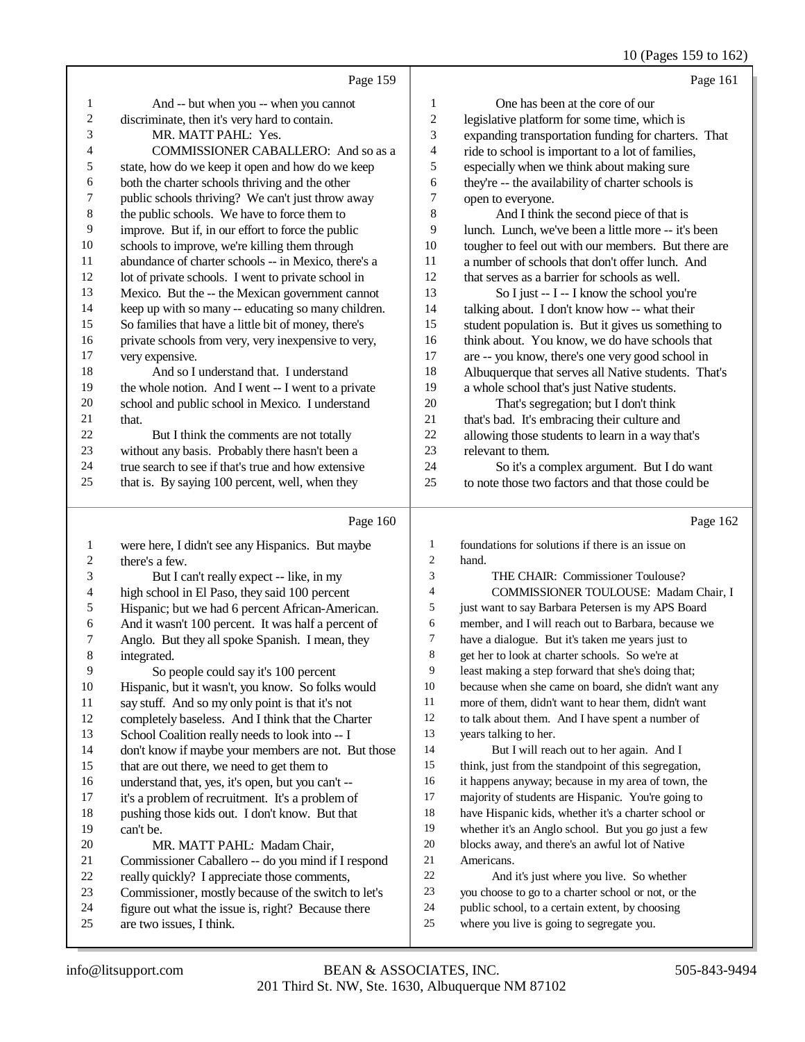Page 159

1 And -- but when you -- when you cannot
2 discriminate, then it's very hard to contain.
3 MR. MATT PAHL: Yes.
4 COMMISSIONER CABALLERO: And so as a
5 state, how do we keep it open and how do we keep
6 both the charter schools thriving and the other
7 public schools thriving? We can't just throw away
8 the public schools. We have to force them to
9 improve. But if, in our effort to force the public
10 schools to improve, we're killing them through
11 abundance of charter schools -- in Mexico, there's a
12 lot of private schools. I went to private school in
13 Mexico. But the -- the Mexican government cannot
14 keep up with so many -- educating so many children.
15 So families that have a little bit of money, there's
16 private schools from very, very inexpensive to very,
17 very expensive.
18 And so I understand that. I understand
19 the whole notion. And I went -- I went to a private
20 school and public school in Mexico. I understand
21 that.
22 But I think the comments are not totally
23 without any basis. Probably there hasn't been a
24 true search to see if that's true and how extensive
25 that is. By saying 100 percent, well, when they

Page 160

1 were here, I didn't see any Hispanics. But maybe
2 there's a few.
3 But I can't really expect -- like, in my
4 high school in El Paso, they said 100 percent
5 Hispanic; but we had 6 percent African-American.
6 And it wasn't 100 percent. It was half a percent of
7 Anglo. But they all spoke Spanish. I mean, they
8 integrated.
9 So people could say it's 100 percent
10 Hispanic, but it wasn't, you know. So folks would
11 say stuff. And so my only point is that it's not
12 completely baseless. And I think that the Charter
13 School Coalition really needs to look into -- I
14 don't know if maybe your members are not. But those
15 that are out there, we need to get them to
16 understand that, yes, it's open, but you can't --
17 it's a problem of recruitment. It's a problem of
18 pushing those kids out. I don't know. But that
19 can't be.
20 MR. MATT PAHL: Madam Chair,
21 Commissioner Caballero -- do you mind if I respond
22 really quickly? I appreciate those comments,
23 Commissioner, mostly because of the switch to let's
24 figure out what the issue is, right? Because there
25 are two issues, I think.

Page 161

1 One has been at the core of our
2 legislative platform for some time, which is
3 expanding transportation funding for charters. That
4 ride to school is important to a lot of families,
5 especially when we think about making sure
6 they're -- the availability of charter schools is
7 open to everyone.
8 And I think the second piece of that is
9 lunch. Lunch, we've been a little more -- it's been
10 tougher to feel out with our members. But there are
11 a number of schools that don't offer lunch. And
12 that serves as a barrier for schools as well.
13 So I just -- I -- I know the school you're
14 talking about. I don't know how -- what their
15 student population is. But it gives us something to
16 think about. You know, we do have schools that
17 are -- you know, there's one very good school in
18 Albuquerque that serves all Native students. That's
19 a whole school that's just Native students.
20 That's segregation; but I don't think
21 that's bad. It's embracing their culture and
22 allowing those students to learn in a way that's
23 relevant to them.
24 So it's a complex argument. But I do want
25 to note those two factors and that those could be

Page 162

1 foundations for solutions if there is an issue on
2 hand.
3 THE CHAIR: Commissioner Toulouse?
4 COMMISSIONER TOULOUSE: Madam Chair, I
5 just want to say Barbara Petersen is my APS Board
6 member, and I will reach out to Barbara, because we
7 have a dialogue. But it's taken me years just to
8 get her to look at charter schools. So we're at
9 least making a step forward that she's doing that;
10 because when she came on board, she didn't want any
11 more of them, didn't want to hear them, didn't want
12 to talk about them. And I have spent a number of
13 years talking to her.
14 But I will reach out to her again. And I
15 think, just from the standpoint of this segregation,
16 it happens anyway; because in my area of town, the
17 majority of students are Hispanic. You're going to
18 have Hispanic kids, whether it's a charter school or
19 whether it's an Anglo school. But you go just a few
20 blocks away, and there's an awful lot of Native
21 Americans.
22 And it's just where you live. So whether
23 you choose to go to a charter school or not, or the
24 public school, to a certain extent, by choosing
25 where you live is going to segregate you.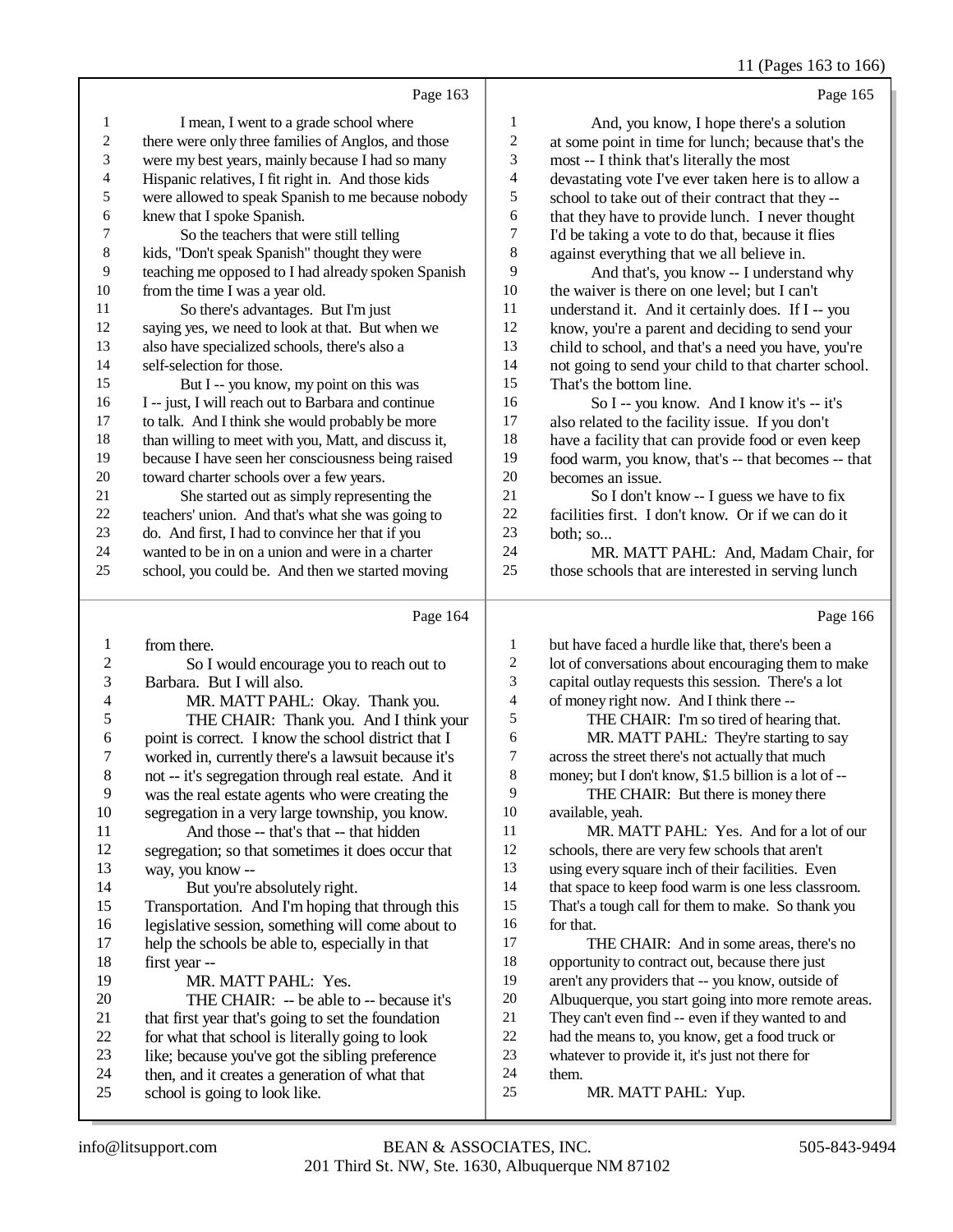Page 163

1 I mean, I went to a grade school where
2 there were only three families of Anglos, and those
3 were my best years, mainly because I had so many
4 Hispanic relatives, I fit right in. And those kids
5 were allowed to speak Spanish to me because nobody
6 knew that I spoke Spanish.
7 So the teachers that were still telling
8 kids, "Don't speak Spanish" thought they were
9 teaching me opposed to I had already spoken Spanish
10 from the time I was a year old.
11 So there's advantages. But I'm just
12 saying yes, we need to look at that. But when we
13 also have specialized schools, there's also a
14 self-selection for those.
15 But I -- you know, my point on this was
16 I -- just, I will reach out to Barbara and continue
17 to talk. And I think she would probably be more
18 than willing to meet with you, Matt, and discuss it,
19 because I have seen her consciousness being raised
20 toward charter schools over a few years.
21 She started out as simply representing the
22 teachers' union. And that's what she was going to
23 do. And first, I had to convince her that if you
24 wanted to be in on a union and were in a charter
25 school, you could be. And then we started moving

Page 164

1 from there.
2 So I would encourage you to reach out to
3 Barbara. But I will also.
4 MR. MATT PAHL: Okay. Thank you.
5 THE CHAIR: Thank you. And I think your
6 point is correct. I know the school district that I
7 worked in, currently there's a lawsuit because it's
8 not -- it's segregation through real estate. And it
9 was the real estate agents who were creating the
10 segregation in a very large township, you know.
11 And those -- that's that -- that hidden
12 segregation; so that sometimes it does occur that
13 way, you know --
14 But you're absolutely right.
15 Transportation. And I'm hoping that through this
16 legislative session, something will come about to
17 help the schools be able to, especially in that
18 first year --
19 MR. MATT PAHL: Yes.
20 THE CHAIR: -- be able to -- because it's
21 that first year that's going to set the foundation
22 for what that school is literally going to look
23 like; because you've got the sibling preference
24 then, and it creates a generation of what that
25 school is going to look like.

Page 165

1 And, you know, I hope there's a solution
2 at some point in time for lunch; because that's the
3 most -- I think that's literally the most
4 devastating vote I've ever taken here is to allow a
5 school to take out of their contract that they --
6 that they have to provide lunch. I never thought
7 I'd be taking a vote to do that, because it flies
8 against everything that we all believe in.
9 And that's, you know -- I understand why
10 the waiver is there on one level; but I can't
11 understand it. And it certainly does. If I -- you
12 know, you're a parent and deciding to send your
13 child to school, and that's a need you have, you're
14 not going to send your child to that charter school.
15 That's the bottom line.
16 So I -- you know. And I know it's -- it's
17 also related to the facility issue. If you don't
18 have a facility that can provide food or even keep
19 food warm, you know, that's -- that becomes -- that
20 becomes an issue.
21 So I don't know -- I guess we have to fix
22 facilities first. I don't know. Or if we can do it
23 both; so...
24 MR. MATT PAHL: And, Madam Chair, for
25 those schools that are interested in serving lunch

Page 166

1 but have faced a hurdle like that, there's been a
2 lot of conversations about encouraging them to make
3 capital outlay requests this session. There's a lot
4 of money right now. And I think there --
5 THE CHAIR: I'm so tired of hearing that.
6 MR. MATT PAHL: They're starting to say
7 across the street there's not actually that much
8 money; but I don't know, $1.5 billion is a lot of --
9 THE CHAIR: But there is money there
10 available, yeah.
11 MR. MATT PAHL: Yes. And for a lot of our
12 schools, there are very few schools that aren't
13 using every square inch of their facilities. Even
14 that space to keep food warm is one less classroom.
15 That's a tough call for them to make. So thank you
16 for that.
17 THE CHAIR: And in some areas, there's no
18 opportunity to contract out, because there just
19 aren't any providers that -- you know, outside of
20 Albuquerque, you start going into more remote areas.
21 They can't even find -- even if they wanted to and
22 had the means to, you know, get a food truck or
23 whatever to provide it, it's just not there for
24 them.
25 MR. MATT PAHL: Yup.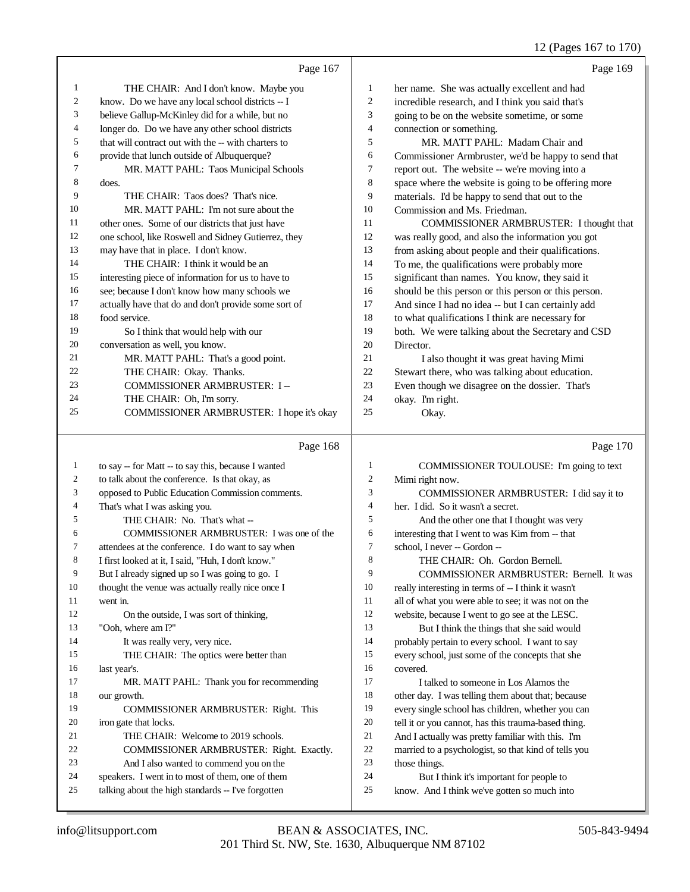Page 167

1 THE CHAIR: And I don't know. Maybe you
2 know. Do we have any local school districts -- I
3 believe Gallup-McKinley did for a while, but no
4 longer do. Do we have any other school districts
5 that will contract out with the -- with charters to
6 provide that lunch outside of Albuquerque?
7 MR. MATT PAHL: Taos Municipal Schools
8 does.
9 THE CHAIR: Taos does? That's nice.
10 MR. MATT PAHL: I'm not sure about the
11 other ones. Some of our districts that just have
12 one school, like Roswell and Sidney Gutierrez, they
13 may have that in place. I don't know.
14 THE CHAIR: I think it would be an
15 interesting piece of information for us to have to
16 see; because I don't know how many schools we
17 actually have that do and don't provide some sort of
18 food service.
19 So I think that would help with our
20 conversation as well, you know.
21 MR. MATT PAHL: That's a good point.
22 THE CHAIR: Okay. Thanks.
23 COMMISSIONER ARMBRUSTER: I --
24 THE CHAIR: Oh, I'm sorry.
25 COMMISSIONER ARMBRUSTER: I hope it's okay

Page 168

1 to say -- for Matt -- to say this, because I wanted
2 to talk about the conference. Is that okay, as
3 opposed to Public Education Commission comments.
4 That's what I was asking you.
5 THE CHAIR: No. That's what --
6 COMMISSIONER ARMBRUSTER: I was one of the
7 attendees at the conference. I do want to say when
8 I first looked at it, I said, "Huh, I don't know."
9 But I already signed up so I was going to go. I
10 thought the venue was actually really nice once I
11 went in.
12 On the outside, I was sort of thinking,
13 "Ooh, where am I?"
14 It was really, very, very nice.
15 THE CHAIR: The optics were better than
16 last year's.
17 MR. MATT PAHL: Thank you for recommending
18 our growth.
19 COMMISSIONER ARMBRUSTER: Right. This
20 iron gate that locks.
21 THE CHAIR: Welcome to 2019 schools.
22 COMMISSIONER ARMBRUSTER: Right. Exactly.
23 And I also wanted to commend you on the
24 speakers. I went in to most of them, one of them
25 talking about the high standards -- I've forgotten

Page 169

1 her name. She was actually excellent and had
2 incredible research, and I think you said that's
3 going to be on the website sometime, or some
4 connection or something.
5 MR. MATT PAHL: Madam Chair and
6 Commissioner Armbruster, we'd be happy to send that
7 report out. The website -- we're moving into a
8 space where the website is going to be offering more
9 materials. I'd be happy to send that out to the
10 Commission and Ms. Friedman.
11 COMMISSIONER ARMBRUSTER: I thought that
12 was really good, and also the information you got
13 from asking about people and their qualifications.
14 To me, the qualifications were probably more
15 significant than names. You know, they said it
16 should be this person or this person or this person.
17 And since I had no idea -- but I can certainly add
18 to what qualifications I think are necessary for
19 both. We were talking about the Secretary and CSD
20 Director.
21 I also thought it was great having Mimi
22 Stewart there, who was talking about education.
23 Even though we disagree on the dossier. That's
24 okay. I'm right.
25 Okay.

Page 170

1 COMMISSIONER TOULOUSE: I'm going to text
2 Mimi right now.
3 COMMISSIONER ARMBRUSTER: I did say it to
4 her. I did. So it wasn't a secret.
5 And the other one that I thought was very
6 interesting that I went to was Kim from -- that
7 school, I never -- Gordon --
8 THE CHAIR: Oh. Gordon Bernell.
9 COMMISSIONER ARMBRUSTER: Bernell. It was
10 really interesting in terms of -- I think it wasn't
11 all of what you were able to see; it was not on the
12 website, because I went to go see at the LESC.
13 But I think the things that she said would
14 probably pertain to every school. I want to say
15 every school, just some of the concepts that she
16 covered.
17 I talked to someone in Los Alamos the
18 other day. I was telling them about that; because
19 every single school has children, whether you can
20 tell it or you cannot, has this trauma-based thing.
21 And I actually was pretty familiar with this. I'm
22 married to a psychologist, so that kind of tells you
23 those things.
24 But I think it's important for people to
25 know. And I think we've gotten so much into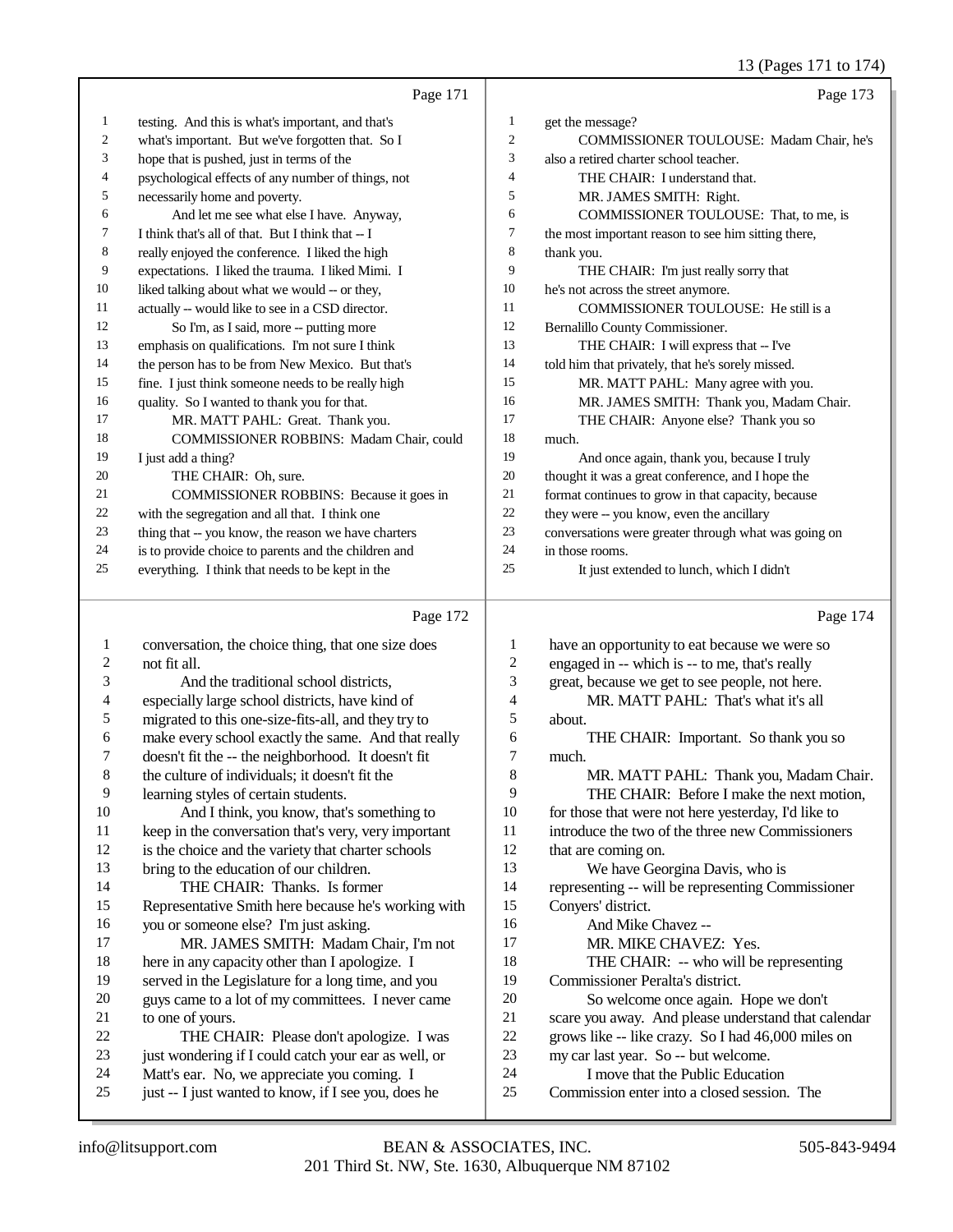Page 171

testing. And this is what's important, and that's what's important. But we've forgotten that. So I hope that is pushed, just in terms of the psychological effects of any number of things, not necessarily home and poverty.

And let me see what else I have. Anyway, I think that's all of that. But I think that -- I really enjoyed the conference. I liked the high expectations. I liked the trauma. I liked Mimi. I liked talking about what we would -- or they, actually -- would like to see in a CSD director.

So I'm, as I said, more -- putting more emphasis on qualifications. I'm not sure I think the person has to be from New Mexico. But that's fine. I just think someone needs to be really high quality. So I wanted to thank you for that.

MR. MATT PAHL: Great. Thank you.

COMMISSIONER ROBBINS: Madam Chair, could I just add a thing?

THE CHAIR: Oh, sure.

COMMISSIONER ROBBINS: Because it goes in with the segregation and all that. I think one thing that -- you know, the reason we have charters is to provide choice to parents and the children and everything. I think that needs to be kept in the

Page 172

conversation, the choice thing, that one size does not fit all.

And the traditional school districts, especially large school districts, have kind of migrated to this one-size-fits-all, and they try to make every school exactly the same. And that really doesn't fit the -- the neighborhood. It doesn't fit the culture of individuals; it doesn't fit the learning styles of certain students.

And I think, you know, that's something to keep in the conversation that's very, very important is the choice and the variety that charter schools bring to the education of our children.

THE CHAIR: Thanks. Is former Representative Smith here because he's working with you or someone else? I'm just asking.

MR. JAMES SMITH: Madam Chair, I'm not here in any capacity other than I apologize. I served in the Legislature for a long time, and you guys came to a lot of my committees. I never came to one of yours.

THE CHAIR: Please don't apologize. I was just wondering if I could catch your ear as well, or Matt's ear. No, we appreciate you coming. I just -- I just wanted to know, if I see you, does he

Page 173

get the message?

COMMISSIONER TOULOUSE: Madam Chair, he's also a retired charter school teacher.

THE CHAIR: I understand that.

MR. JAMES SMITH: Right.

COMMISSIONER TOULOUSE: That, to me, is the most important reason to see him sitting there, thank you.

THE CHAIR: I'm just really sorry that he's not across the street anymore.

COMMISSIONER TOULOUSE: He still is a Bernalillo County Commissioner.

THE CHAIR: I will express that -- I've told him that privately, that he's sorely missed.

MR. MATT PAHL: Many agree with you.

MR. JAMES SMITH: Thank you, Madam Chair.

THE CHAIR: Anyone else? Thank you so much.

And once again, thank you, because I truly thought it was a great conference, and I hope the format continues to grow in that capacity, because they were -- you know, even the ancillary conversations were greater through what was going on in those rooms.

It just extended to lunch, which I didn't

Page 174

have an opportunity to eat because we were so engaged in -- which is -- to me, that's really great, because we get to see people, not here.

MR. MATT PAHL: That's what it's all about.

THE CHAIR: Important. So thank you so much.

MR. MATT PAHL: Thank you, Madam Chair.

THE CHAIR: Before I make the next motion, for those that were not here yesterday, I'd like to introduce the two of the three new Commissioners that are coming on.

We have Georgina Davis, who is representing -- will be representing Commissioner Conyers' district.

And Mike Chavez --

MR. MIKE CHAVEZ: Yes.

THE CHAIR: -- who will be representing Commissioner Peralta's district.

So welcome once again. Hope we don't scare you away. And please understand that calendar grows like -- like crazy. So I had 46,000 miles on my car last year. So -- but welcome.

I move that the Public Education Commission enter into a closed session. The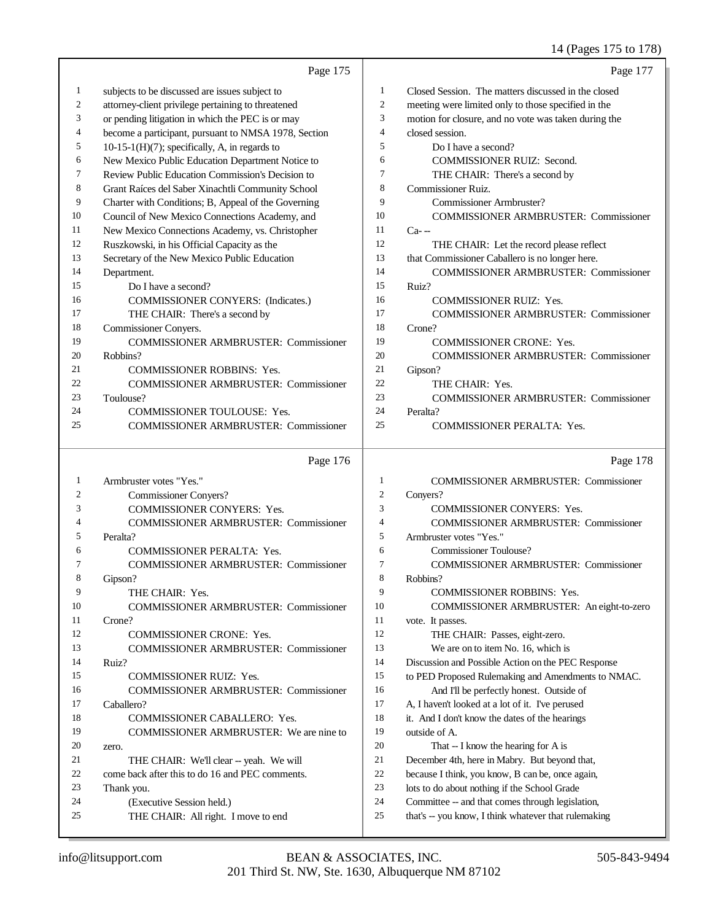Page 175

1 subjects to be discussed are issues subject to
2 attorney-client privilege pertaining to threatened
3 or pending litigation in which the PEC is or may
4 become a participant, pursuant to NMSA 1978, Section
5 10-15-1(H)(7); specifically, A, in regards to
6 New Mexico Public Education Department Notice to
7 Review Public Education Commission's Decision to
8 Grant Raíces del Saber Xinachtli Community School
9 Charter with Conditions; B, Appeal of the Governing
10 Council of New Mexico Connections Academy, and
11 New Mexico Connections Academy, vs. Christopher
12 Ruszkowski, in his Official Capacity as the
13 Secretary of the New Mexico Public Education
14 Department.
15 Do I have a second?
16 COMMISSIONER CONYERS: (Indicates.)
17 THE CHAIR: There's a second by
18 Commissioner Conyers.
19 COMMISSIONER ARMBRUSTER: Commissioner
20 Robbins?
21 COMMISSIONER ROBBINS: Yes.
22 COMMISSIONER ARMBRUSTER: Commissioner
23 Toulouse?
24 COMMISSIONER TOULOUSE: Yes.
25 COMMISSIONER ARMBRUSTER: Commissioner

Page 176

1 Armbruster votes "Yes."
2 Commissioner Conyers?
3 COMMISSIONER CONYERS: Yes.
4 COMMISSIONER ARMBRUSTER: Commissioner
5 Peralta?
6 COMMISSIONER PERALTA: Yes.
7 COMMISSIONER ARMBRUSTER: Commissioner
8 Gipson?
9 THE CHAIR: Yes.
10 COMMISSIONER ARMBRUSTER: Commissioner
11 Crone?
12 COMMISSIONER CRONE: Yes.
13 COMMISSIONER ARMBRUSTER: Commissioner
14 Ruiz?
15 COMMISSIONER RUIZ: Yes.
16 COMMISSIONER ARMBRUSTER: Commissioner
17 Caballero?
18 COMMISSIONER CABALLERO: Yes.
19 COMMISSIONER ARMBRUSTER: We are nine to
20 zero.
21 THE CHAIR: We'll clear -- yeah. We will
22 come back after this to do 16 and PEC comments.
23 Thank you.
24 (Executive Session held.)
25 THE CHAIR: All right. I move to end

Page 177

1 Closed Session. The matters discussed in the closed
2 meeting were limited only to those specified in the
3 motion for closure, and no vote was taken during the
4 closed session.
5 Do I have a second?
6 COMMISSIONER RUIZ: Second.
7 THE CHAIR: There's a second by
8 Commissioner Ruiz.
9 Commissioner Armbruster?
10 COMMISSIONER ARMBRUSTER: Commissioner
11 Ca- --
12 THE CHAIR: Let the record please reflect
13 that Commissioner Caballero is no longer here.
14 COMMISSIONER ARMBRUSTER: Commissioner
15 Ruiz?
16 COMMISSIONER RUIZ: Yes.
17 COMMISSIONER ARMBRUSTER: Commissioner
18 Crone?
19 COMMISSIONER CRONE: Yes.
20 COMMISSIONER ARMBRUSTER: Commissioner
21 Gipson?
22 THE CHAIR: Yes.
23 COMMISSIONER ARMBRUSTER: Commissioner
24 Peralta?
25 COMMISSIONER PERALTA: Yes.

Page 178

1 COMMISSIONER ARMBRUSTER: Commissioner
2 Conyers?
3 COMMISSIONER CONYERS: Yes.
4 COMMISSIONER ARMBRUSTER: Commissioner
5 Armbruster votes "Yes."
6 Commissioner Toulouse?
7 COMMISSIONER ARMBRUSTER: Commissioner
8 Robbins?
9 COMMISSIONER ROBBINS: Yes.
10 COMMISSIONER ARMBRUSTER: An eight-to-zero
11 vote. It passes.
12 THE CHAIR: Passes, eight-zero.
13 We are on to item No. 16, which is
14 Discussion and Possible Action on the PEC Response
15 to PED Proposed Rulemaking and Amendments to NMAC.
16 And I'll be perfectly honest. Outside of
17 A, I haven't looked at a lot of it. I've perused
18 it. And I don't know the dates of the hearings
19 outside of A.
20 That -- I know the hearing for A is
21 December 4th, here in Mabry. But beyond that,
22 because I think, you know, B can be, once again,
23 lots to do about nothing if the School Grade
24 Committee -- and that comes through legislation,
25 that's -- you know, I think whatever that rulemaking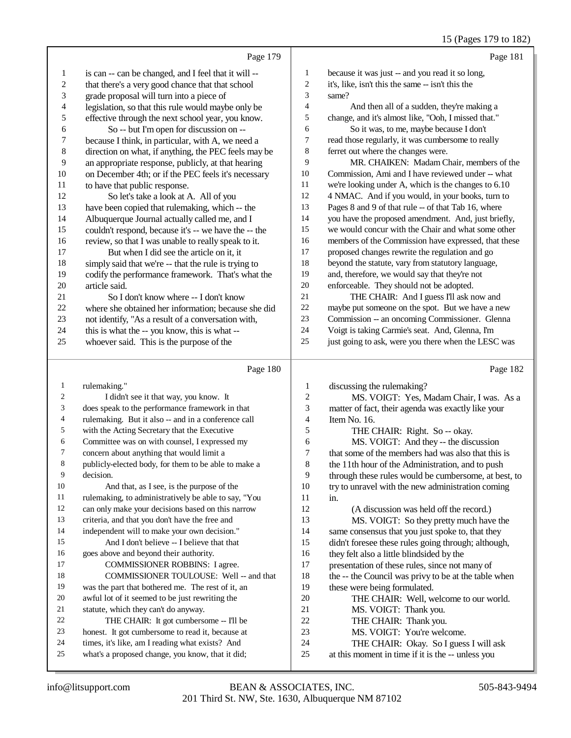Page 179

1 is can -- can be changed, and I feel that it will --
2 that there's a very good chance that that school
3 grade proposal will turn into a piece of
4 legislation, so that this rule would maybe only be
5 effective through the next school year, you know.
6 So -- but I'm open for discussion on --
7 because I think, in particular, with A, we need a
8 direction on what, if anything, the PEC feels may be
9 an appropriate response, publicly, at that hearing
10 on December 4th; or if the PEC feels it's necessary
11 to have that public response.
12 So let's take a look at A. All of you
13 have been copied that rulemaking, which -- the
14 Albuquerque Journal actually called me, and I
15 couldn't respond, because it's -- we have the -- the
16 review, so that I was unable to really speak to it.
17 But when I did see the article on it, it
18 simply said that we're -- that the rule is trying to
19 codify the performance framework. That's what the
20 article said.
21 So I don't know where -- I don't know
22 where she obtained her information; because she did
23 not identify, "As a result of a conversation with,
24 this is what the -- you know, this is what --
25 whoever said. This is the purpose of the

Page 180

1 rulemaking."
2 I didn't see it that way, you know. It
3 does speak to the performance framework in that
4 rulemaking. But it also -- and in a conference call
5 with the Acting Secretary that the Executive
6 Committee was on with counsel, I expressed my
7 concern about anything that would limit a
8 publicly-elected body, for them to be able to make a
9 decision.
10 And that, as I see, is the purpose of the
11 rulemaking, to administratively be able to say, "You
12 can only make your decisions based on this narrow
13 criteria, and that you don't have the free and
14 independent will to make your own decision."
15 And I don't believe -- I believe that that
16 goes above and beyond their authority.
17 COMMISSIONER ROBBINS: I agree.
18 COMMISSIONER TOULOUSE: Well -- and that
19 was the part that bothered me. The rest of it, an
20 awful lot of it seemed to be just rewriting the
21 statute, which they can't do anyway.
22 THE CHAIR: It got cumbersome -- I'll be
23 honest. It got cumbersome to read it, because at
24 times, it's like, am I reading what exists? And
25 what's a proposed change, you know, that it did;

Page 181

1 because it was just -- and you read it so long,
2 it's, like, isn't this the same -- isn't this the
3 same?
4 And then all of a sudden, they're making a
5 change, and it's almost like, "Ooh, I missed that."
6 So it was, to me, maybe because I don't
7 read those regularly, it was cumbersome to really
8 ferret out where the changes were.
9 MR. CHAIKEN: Madam Chair, members of the
10 Commission, Ami and I have reviewed under -- what
11 we're looking under A, which is the changes to 6.10
12 4 NMAC. And if you would, in your books, turn to
13 Pages 8 and 9 of that rule -- of that Tab 16, where
14 you have the proposed amendment. And, just briefly,
15 we would concur with the Chair and what some other
16 members of the Commission have expressed, that these
17 proposed changes rewrite the regulation and go
18 beyond the statute, vary from statutory language,
19 and, therefore, we would say that they're not
20 enforceable. They should not be adopted.
21 THE CHAIR: And I guess I'll ask now and
22 maybe put someone on the spot. But we have a new
23 Commission -- an oncoming Commissioner. Glenna
24 Voigt is taking Carmie's seat. And, Glenna, I'm
25 just going to ask, were you there when the LESC was

Page 182

1 discussing the rulemaking?
2 MS. VOIGT: Yes, Madam Chair, I was. As a
3 matter of fact, their agenda was exactly like your
4 Item No. 16.
5 THE CHAIR: Right. So -- okay.
6 MS. VOIGT: And they -- the discussion
7 that some of the members had was also that this is
8 the 11th hour of the Administration, and to push
9 through these rules would be cumbersome, at best, to
10 try to unravel with the new administration coming
11 in.
12 (A discussion was held off the record.)
13 MS. VOIGT: So they pretty much have the
14 same consensus that you just spoke to, that they
15 didn't foresee these rules going through; although,
16 they felt also a little blindsided by the
17 presentation of these rules, since not many of
18 the -- the Council was privy to be at the table when
19 these were being formulated.
20 THE CHAIR: Well, welcome to our world.
21 MS. VOIGT: Thank you.
22 THE CHAIR: Thank you.
23 MS. VOIGT: You're welcome.
24 THE CHAIR: Okay. So I guess I will ask
25 at this moment in time if it is the -- unless you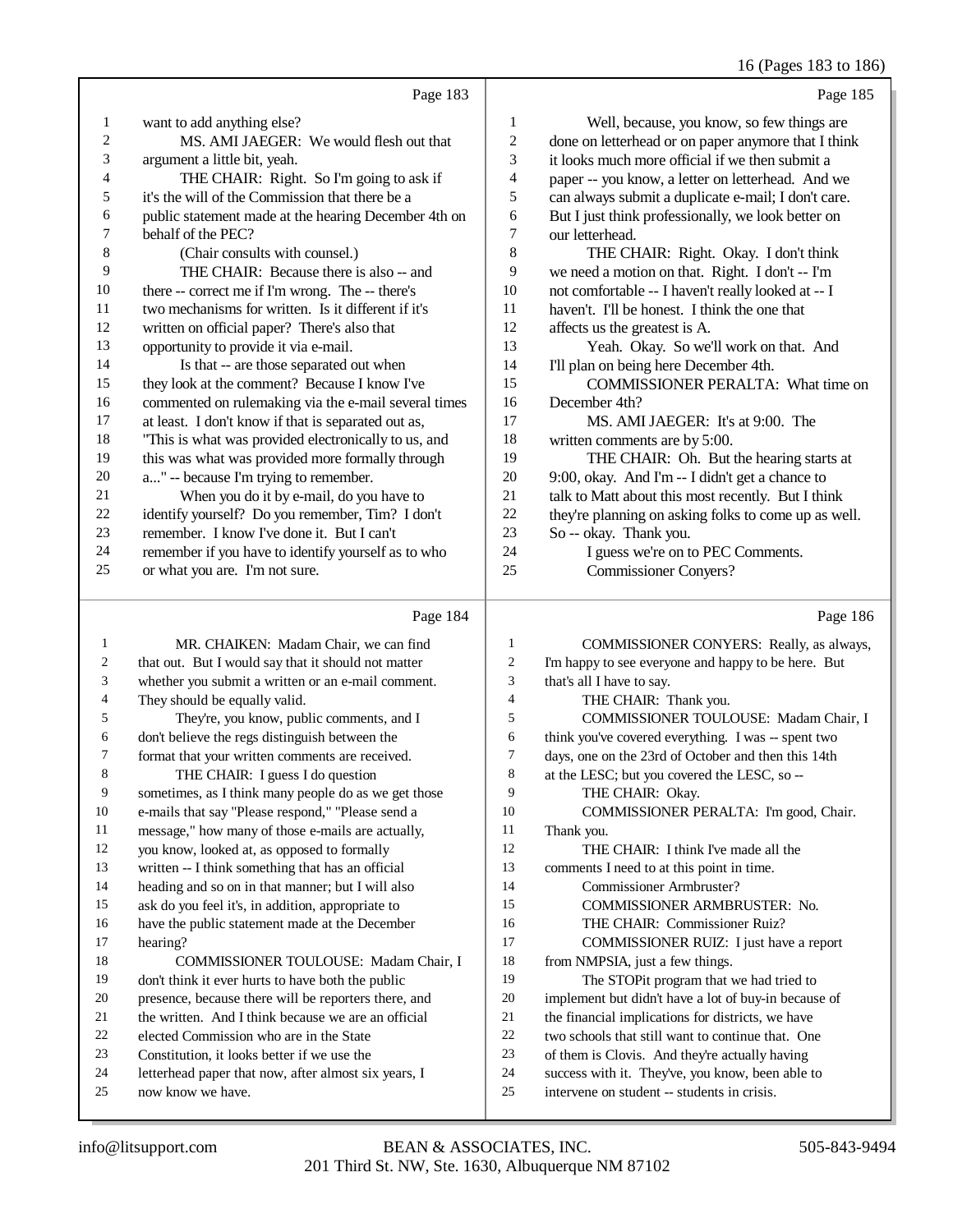Page 183

1 want to add anything else?
2 MS. AMI JAEGER: We would flesh out that
3 argument a little bit, yeah.
4 THE CHAIR: Right. So I'm going to ask if
5 it's the will of the Commission that there be a
6 public statement made at the hearing December 4th on
7 behalf of the PEC?
8 (Chair consults with counsel.)
9 THE CHAIR: Because there is also -- and
10 there -- correct me if I'm wrong. The -- there's
11 two mechanisms for written. Is it different if it's
12 written on official paper? There's also that
13 opportunity to provide it via e-mail.
14 Is that -- are those separated out when
15 they look at the comment? Because I know I've
16 commented on rulemaking via the e-mail several times
17 at least. I don't know if that is separated out as,
18 "This is what was provided electronically to us, and
19 this was what was provided more formally through
20 a..." -- because I'm trying to remember.
21 When you do it by e-mail, do you have to
22 identify yourself? Do you remember, Tim? I don't
23 remember. I know I've done it. But I can't
24 remember if you have to identify yourself as to who
25 or what you are. I'm not sure.

Page 184

1 MR. CHAIKEN: Madam Chair, we can find
2 that out. But I would say that it should not matter
3 whether you submit a written or an e-mail comment.
4 They should be equally valid.
5 They're, you know, public comments, and I
6 don't believe the regs distinguish between the
7 format that your written comments are received.
8 THE CHAIR: I guess I do question
9 sometimes, as I think many people do as we get those
10 e-mails that say "Please respond," "Please send a
11 message," how many of those e-mails are actually,
12 you know, looked at, as opposed to formally
13 written -- I think something that has an official
14 heading and so on in that manner; but I will also
15 ask do you feel it's, in addition, appropriate to
16 have the public statement made at the December
17 hearing?
18 COMMISSIONER TOULOUSE: Madam Chair, I
19 don't think it ever hurts to have both the public
20 presence, because there will be reporters there, and
21 the written. And I think because we are an official
22 elected Commission who are in the State
23 Constitution, it looks better if we use the
24 letterhead paper that now, after almost six years, I
25 now know we have.

Page 185

1 Well, because, you know, so few things are
2 done on letterhead or on paper anymore that I think
3 it looks much more official if we then submit a
4 paper -- you know, a letter on letterhead. And we
5 can always submit a duplicate e-mail; I don't care.
6 But I just think professionally, we look better on
7 our letterhead.
8 THE CHAIR: Right. Okay. I don't think
9 we need a motion on that. Right. I don't -- I'm
10 not comfortable -- I haven't really looked at -- I
11 haven't. I'll be honest. I think the one that
12 affects us the greatest is A.
13 Yeah. Okay. So we'll work on that. And
14 I'll plan on being here December 4th.
15 COMMISSIONER PERALTA: What time on
16 December 4th?
17 MS. AMI JAEGER: It's at 9:00. The
18 written comments are by 5:00.
19 THE CHAIR: Oh. But the hearing starts at
20 9:00, okay. And I'm -- I didn't get a chance to
21 talk to Matt about this most recently. But I think
22 they're planning on asking folks to come up as well.
23 So -- okay. Thank you.
24 I guess we're on to PEC Comments.
25 Commissioner Conyers?

Page 186

1 COMMISSIONER CONYERS: Really, as always,
2 I'm happy to see everyone and happy to be here. But
3 that's all I have to say.
4 THE CHAIR: Thank you.
5 COMMISSIONER TOULOUSE: Madam Chair, I
6 think you've covered everything. I was -- spent two
7 days, one on the 23rd of October and then this 14th
8 at the LESC; but you covered the LESC, so --
9 THE CHAIR: Okay.
10 COMMISSIONER PERALTA: I'm good, Chair.
11 Thank you.
12 THE CHAIR: I think I've made all the
13 comments I need to at this point in time.
14 Commissioner Armbruster?
15 COMMISSIONER ARMBRUSTER: No.
16 THE CHAIR: Commissioner Ruiz?
17 COMMISSIONER RUIZ: I just have a report
18 from NMPSIA, just a few things.
19 The STOPit program that we had tried to
20 implement but didn't have a lot of buy-in because of
21 the financial implications for districts, we have
22 two schools that still want to continue that. One
23 of them is Clovis. And they're actually having
24 success with it. They've, you know, been able to
25 intervene on student -- students in crisis.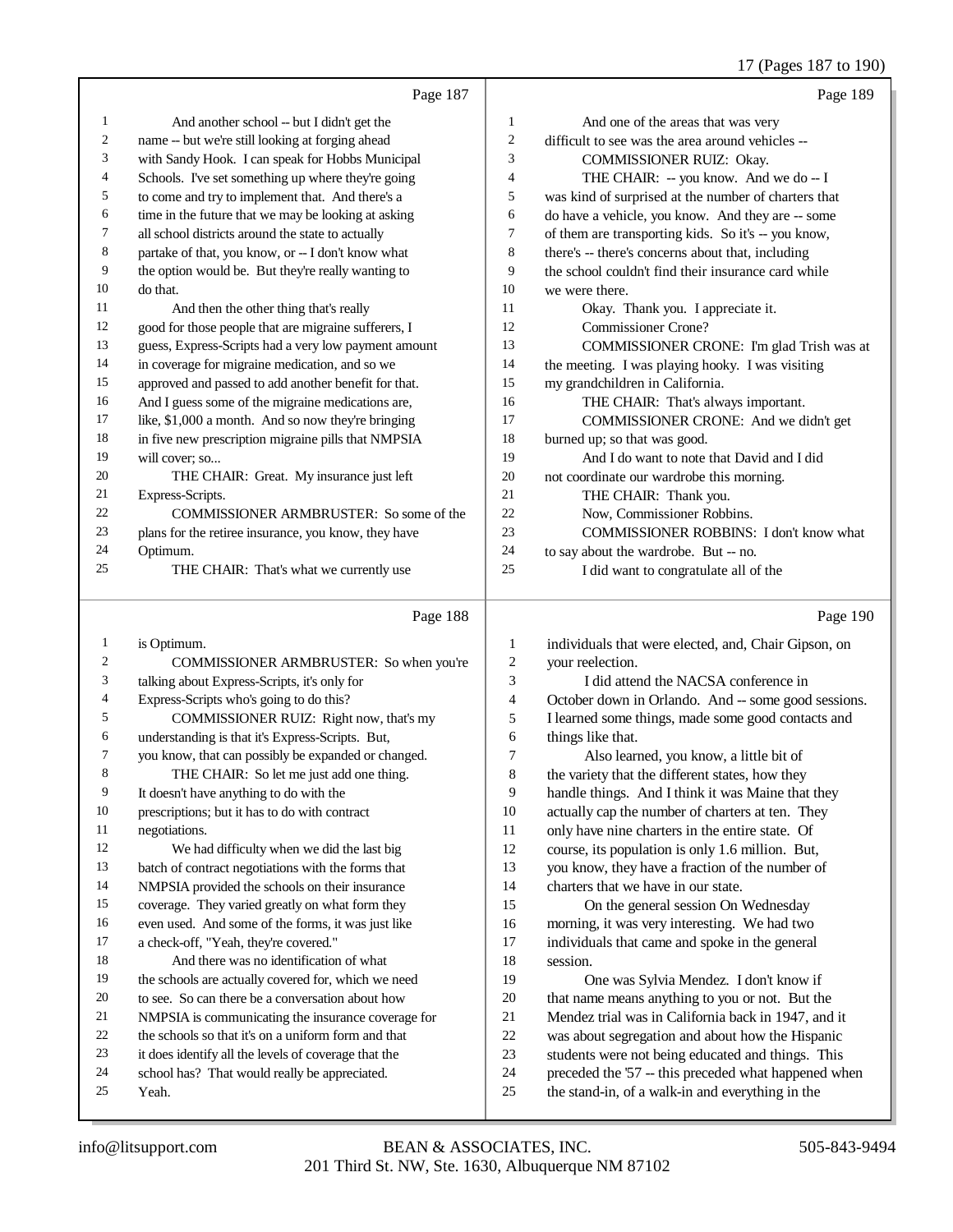## Page 187

1 And another school -- but I didn't get the
2 name -- but we're still looking at forging ahead
3 with Sandy Hook. I can speak for Hobbs Municipal
4 Schools. I've set something up where they're going
5 to come and try to implement that. And there's a
6 time in the future that we may be looking at asking
7 all school districts around the state to actually
8 partake of that, you know, or -- I don't know what
9 the option would be. But they're really wanting to
10 do that.
11 And then the other thing that's really
12 good for those people that are migraine sufferers, I
13 guess, Express-Scripts had a very low payment amount
14 in coverage for migraine medication, and so we
15 approved and passed to add another benefit for that.
16 And I guess some of the migraine medications are,
17 like, $1,000 a month. And so now they're bringing
18 in five new prescription migraine pills that NMPSIA
19 will cover; so...
20 THE CHAIR: Great. My insurance just left
21 Express-Scripts.
22 COMMISSIONER ARMBRUSTER: So some of the
23 plans for the retiree insurance, you know, they have
24 Optimum.
25 THE CHAIR: That's what we currently use

## Page 188

1 is Optimum.
2 COMMISSIONER ARMBRUSTER: So when you're
3 talking about Express-Scripts, it's only for
4 Express-Scripts who's going to do this?
5 COMMISSIONER RUIZ: Right now, that's my
6 understanding is that it's Express-Scripts. But,
7 you know, that can possibly be expanded or changed.
8 THE CHAIR: So let me just add one thing.
9 It doesn't have anything to do with the
10 prescriptions; but it has to do with contract
11 negotiations.
12 We had difficulty when we did the last big
13 batch of contract negotiations with the forms that
14 NMPSIA provided the schools on their insurance
15 coverage. They varied greatly on what form they
16 even used. And some of the forms, it was just like
17 a check-off, "Yeah, they're covered."
18 And there was no identification of what
19 the schools are actually covered for, which we need
20 to see. So can there be a conversation about how
21 NMPSIA is communicating the insurance coverage for
22 the schools so that it's on a uniform form and that
23 it does identify all the levels of coverage that the
24 school has? That would really be appreciated.
25 Yeah.

## Page 189

1 And one of the areas that was very
2 difficult to see was the area around vehicles --
3 COMMISSIONER RUIZ: Okay.
4 THE CHAIR: -- you know. And we do -- I
5 was kind of surprised at the number of charters that
6 do have a vehicle, you know. And they are -- some
7 of them are transporting kids. So it's -- you know,
8 there's -- there's concerns about that, including
9 the school couldn't find their insurance card while
10 we were there.
11 Okay. Thank you. I appreciate it.
12 Commissioner Crone?
13 COMMISSIONER CRONE: I'm glad Trish was at
14 the meeting. I was playing hooky. I was visiting
15 my grandchildren in California.
16 THE CHAIR: That's always important.
17 COMMISSIONER CRONE: And we didn't get
18 burned up; so that was good.
19 And I do want to note that David and I did
20 not coordinate our wardrobe this morning.
21 THE CHAIR: Thank you.
22 Now, Commissioner Robbins.
23 COMMISSIONER ROBBINS: I don't know what
24 to say about the wardrobe. But -- no.
25 I did want to congratulate all of the

## Page 190

1 individuals that were elected, and, Chair Gipson, on
2 your reelection.
3 I did attend the NACSA conference in
4 October down in Orlando. And -- some good sessions.
5 I learned some things, made some good contacts and
6 things like that.
7 Also learned, you know, a little bit of
8 the variety that the different states, how they
9 handle things. And I think it was Maine that they
10 actually cap the number of charters at ten. They
11 only have nine charters in the entire state. Of
12 course, its population is only 1.6 million. But,
13 you know, they have a fraction of the number of
14 charters that we have in our state.
15 On the general session On Wednesday
16 morning, it was very interesting. We had two
17 individuals that came and spoke in the general
18 session.
19 One was Sylvia Mendez. I don't know if
20 that name means anything to you or not. But the
21 Mendez trial was in California back in 1947, and it
22 was about segregation and about how the Hispanic
23 students were not being educated and things. This
24 preceded the '57 -- this preceded what happened when
25 the stand-in, of a walk-in and everything in the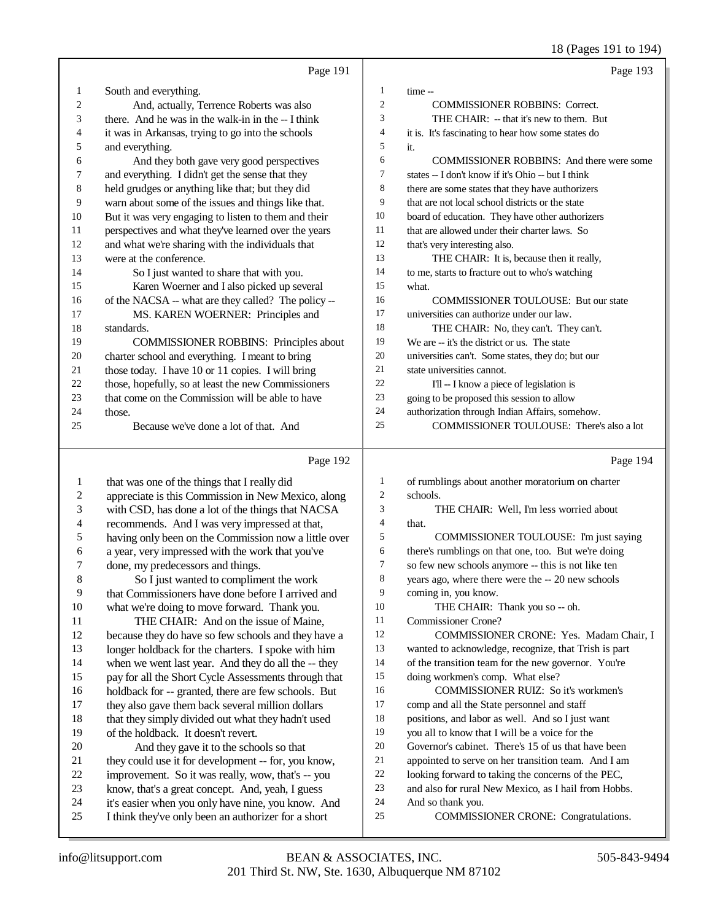Page 191

South and everything.

And, actually, Terrence Roberts was also there. And he was in the walk-in in the -- I think it was in Arkansas, trying to go into the schools and everything.

And they both gave very good perspectives and everything. I didn't get the sense that they held grudges or anything like that; but they did warn about some of the issues and things like that. But it was very engaging to listen to them and their perspectives and what they've learned over the years and what we're sharing with the individuals that were at the conference.

So I just wanted to share that with you.

Karen Woerner and I also picked up several of the NACSA -- what are they called? The policy --

MS. KAREN WOERNER: Principles and standards.

COMMISSIONER ROBBINS: Principles about charter school and everything. I meant to bring those today. I have 10 or 11 copies. I will bring those, hopefully, so at least the new Commissioners that come on the Commission will be able to have those.

Because we've done a lot of that. And

Page 192

that was one of the things that I really did appreciate is this Commission in New Mexico, along with CSD, has done a lot of the things that NACSA recommends. And I was very impressed at that, having only been on the Commission now a little over a year, very impressed with the work that you've done, my predecessors and things.

So I just wanted to compliment the work that Commissioners have done before I arrived and what we're doing to move forward. Thank you.

THE CHAIR: And on the issue of Maine, because they do have so few schools and they have a longer holdback for the charters. I spoke with him when we went last year. And they do all the -- they pay for all the Short Cycle Assessments through that holdback for -- granted, there are few schools. But they also gave them back several million dollars that they simply divided out what they hadn't used of the holdback. It doesn't revert.

And they gave it to the schools so that they could use it for development -- for, you know, improvement. So it was really, wow, that's -- you know, that's a great concept. And, yeah, I guess it's easier when you only have nine, you know. And I think they've only been an authorizer for a short

Page 193

time --

COMMISSIONER ROBBINS: Correct.

THE CHAIR: -- that it's new to them. But it is. It's fascinating to hear how some states do it.

COMMISSIONER ROBBINS: And there were some states -- I don't know if it's Ohio -- but I think there are some states that they have authorizers that are not local school districts or the state board of education. They have other authorizers that are allowed under their charter laws. So that's very interesting also.

THE CHAIR: It is, because then it really, to me, starts to fracture out to who's watching what.

COMMISSIONER TOULOUSE: But our state universities can authorize under our law.

THE CHAIR: No, they can't. They can't. We are -- it's the district or us. The state universities can't. Some states, they do; but our state universities cannot.

I'll -- I know a piece of legislation is going to be proposed this session to allow authorization through Indian Affairs, somehow.

COMMISSIONER TOULOUSE: There's also a lot

Page 194

of rumblings about another moratorium on charter schools.

THE CHAIR: Well, I'm less worried about that.

COMMISSIONER TOULOUSE: I'm just saying there's rumblings on that one, too. But we're doing so few new schools anymore -- this is not like ten years ago, where there were the -- 20 new schools coming in, you know.

THE CHAIR: Thank you so -- oh. Commissioner Crone?

COMMISSIONER CRONE: Yes. Madam Chair, I wanted to acknowledge, recognize, that Trish is part of the transition team for the new governor. You're doing workmen's comp. What else?

COMMISSIONER RUIZ: So it's workmen's comp and all the State personnel and staff positions, and labor as well. And so I just want you all to know that I will be a voice for the Governor's cabinet. There's 15 of us that have been appointed to serve on her transition team. And I am looking forward to taking the concerns of the PEC, and also for rural New Mexico, as I hail from Hobbs. And so thank you.

COMMISSIONER CRONE: Congratulations.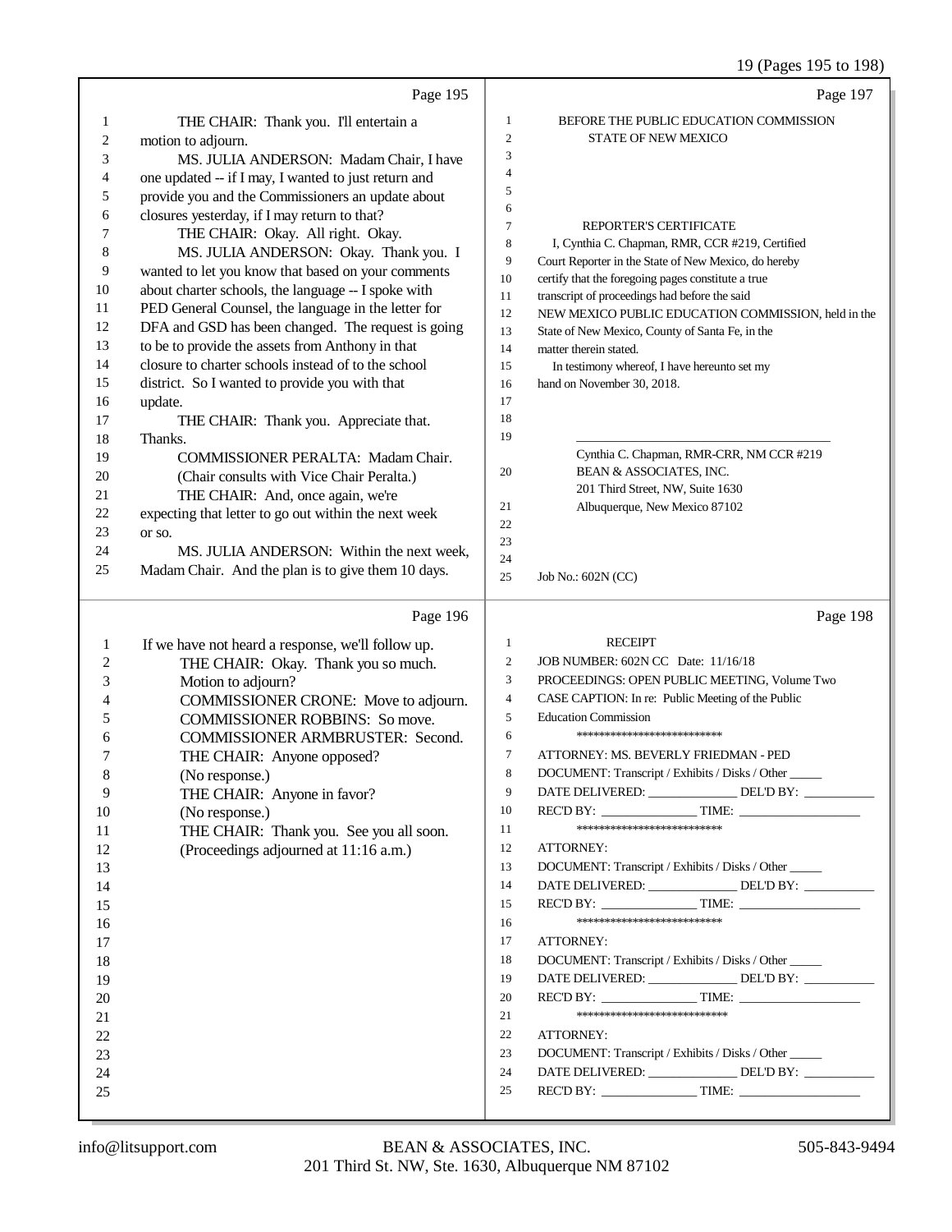Page 195

1 THE CHAIR: Thank you. I'll entertain a
2 motion to adjourn.
3 MS. JULIA ANDERSON: Madam Chair, I have
4 one updated -- if I may, I wanted to just return and
5 provide you and the Commissioners an update about
6 closures yesterday, if I may return to that?
7 THE CHAIR: Okay. All right. Okay.
8 MS. JULIA ANDERSON: Okay. Thank you. I
9 wanted to let you know that based on your comments
10 about charter schools, the language -- I spoke with
11 PED General Counsel, the language in the letter for
12 DFA and GSD has been changed. The request is going
13 to be to provide the assets from Anthony in that
14 closure to charter schools instead of to the school
15 district. So I wanted to provide you with that
16 update.
17 THE CHAIR: Thank you. Appreciate that.
18 Thanks.
19 COMMISSIONER PERALTA: Madam Chair.
20 (Chair consults with Vice Chair Peralta.)
21 THE CHAIR: And, once again, we're
22 expecting that letter to go out within the next week
23 or so.
24 MS. JULIA ANDERSON: Within the next week,
25 Madam Chair. And the plan is to give them 10 days.

Page 196

1 If we have not heard a response, we'll follow up.
2 THE CHAIR: Okay. Thank you so much.
3 Motion to adjourn?
4 COMMISSIONER CRONE: Move to adjourn.
5 COMMISSIONER ROBBINS: So move.
6 COMMISSIONER ARMBRUSTER: Second.
7 THE CHAIR: Anyone opposed?
8 (No response.)
9 THE CHAIR: Anyone in favor?
10 (No response.)
11 THE CHAIR: Thank you. See you all soon.
12 (Proceedings adjourned at 11:16 a.m.)
13
14
15
16
17
18
19
20
21
22
23
24
25

Page 197

1 BEFORE THE PUBLIC EDUCATION COMMISSION
2 STATE OF NEW MEXICO
3
4
5
6
7 REPORTER'S CERTIFICATE
8 I, Cynthia C. Chapman, RMR, CCR #219, Certified
9 Court Reporter in the State of New Mexico, do hereby
10 certify that the foregoing pages constitute a true
11 transcript of proceedings had before the said
12 NEW MEXICO PUBLIC EDUCATION COMMISSION, held in the
13 State of New Mexico, County of Santa Fe, in the
14 matter therein stated.
15 In testimony whereof, I have hereunto set my
16 hand on November 30, 2018.
17
18
19 \_\_\_\_\_\_\_\_\_\_\_\_\_\_\_\_\_\_\_\_\_\_\_\_\_\_\_\_\_\_\_\_\_\_\_\_
Cynthia C. Chapman, RMR-CRR, NM CCR #219
20 BEAN & ASSOCIATES, INC.
201 Third Street, NW, Suite 1630
21 Albuquerque, New Mexico 87102
22
23
24
25 Job No.: 602N (CC)

Page 198

1 RECEIPT
2 JOB NUMBER: 602N CC Date: 11/16/18
3 PROCEEDINGS: OPEN PUBLIC MEETING, Volume Two
4 CASE CAPTION: In re: Public Meeting of the Public
5 Education Commission
6 ***************************
7 ATTORNEY: MS. BEVERLY FRIEDMAN - PED
8 DOCUMENT: Transcript / Exhibits / Disks / Other \_\_\_\_\_
9 DATE DELIVERED: \_\_\_\_\_\_\_\_\_\_\_\_\_\_ DEL'D BY: \_\_\_\_\_\_\_\_\_\_\_
10 REC'D BY: \_\_\_\_\_\_\_\_\_\_\_\_\_\_\_ TIME: \_\_\_\_\_\_\_\_\_\_\_\_\_\_\_\_\_\_\_
11 ***************************
12 ATTORNEY:
13 DOCUMENT: Transcript / Exhibits / Disks / Other \_\_\_\_\_
14 DATE DELIVERED: \_\_\_\_\_\_\_\_\_\_\_\_\_\_ DEL'D BY: \_\_\_\_\_\_\_\_\_\_\_
15 REC'D BY: \_\_\_\_\_\_\_\_\_\_\_\_\_\_\_ TIME: \_\_\_\_\_\_\_\_\_\_\_\_\_\_\_\_\_\_\_
16 ***************************
17 ATTORNEY:
18 DOCUMENT: Transcript / Exhibits / Disks / Other \_\_\_\_\_
19 DATE DELIVERED: \_\_\_\_\_\_\_\_\_\_\_\_\_\_ DEL'D BY: \_\_\_\_\_\_\_\_\_\_\_
20 REC'D BY: \_\_\_\_\_\_\_\_\_\_\_\_\_\_\_ TIME: \_\_\_\_\_\_\_\_\_\_\_\_\_\_\_\_\_\_\_
21 ***************************
22 ATTORNEY:
23 DOCUMENT: Transcript / Exhibits / Disks / Other \_\_\_\_\_
24 DATE DELIVERED: \_\_\_\_\_\_\_\_\_\_\_\_\_\_ DEL'D BY: \_\_\_\_\_\_\_\_\_\_\_
25 REC'D BY: \_\_\_\_\_\_\_\_\_\_\_\_\_\_\_ TIME: \_\_\_\_\_\_\_\_\_\_\_\_\_\_\_\_\_\_\_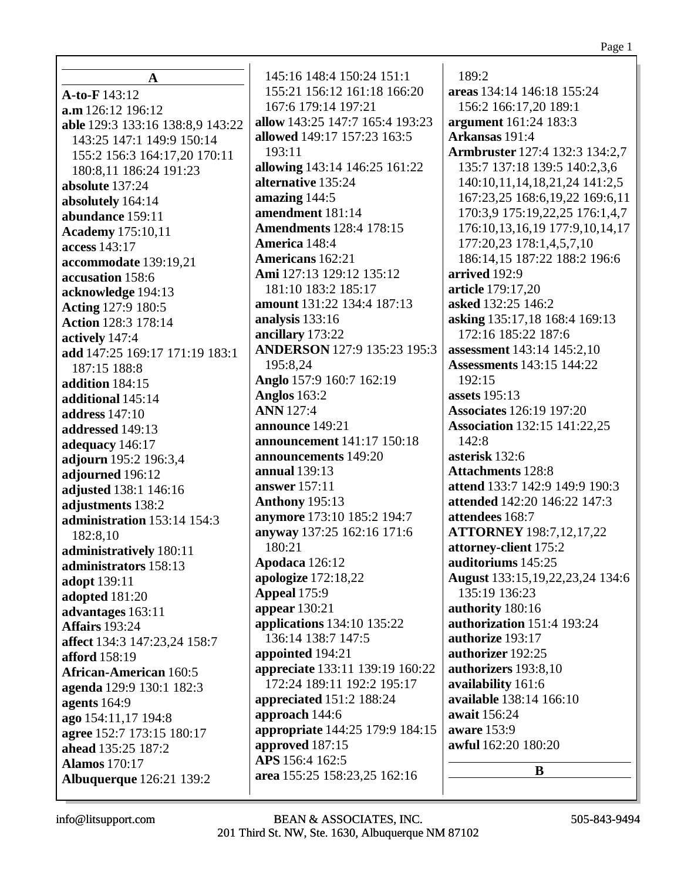## A

**A-to-F** 143:12
**a.m** 126:12 196:12
**able** 129:3 133:16 138:8,9 143:22 143:25 147:1 149:9 150:14 155:2 156:3 164:17,20 170:11 180:8,11 186:24 191:23
**absolute** 137:24
**absolutely** 164:14
**abundance** 159:11
**Academy** 175:10,11
**access** 143:17
**accommodate** 139:19,21
**accusation** 158:6
**acknowledge** 194:13
**Acting** 127:9 180:5
**Action** 128:3 178:14
**actively** 147:4
**add** 147:25 169:17 171:19 183:1 187:15 188:8
**addition** 184:15
**additional** 145:14
**address** 147:10
**addressed** 149:13
**adequacy** 146:17
**adjourn** 195:2 196:3,4
**adjourned** 196:12
**adjusted** 138:1 146:16
**adjustments** 138:2
**administration** 153:14 154:3 182:8,10
**administratively** 180:11
**administrators** 158:13
**adopt** 139:11
**adopted** 181:20
**advantages** 163:11
**Affairs** 193:24
**affect** 134:3 147:23,24 158:7
**afford** 158:19
**African-American** 160:5
**agenda** 129:9 130:1 182:3
**agents** 164:9
**ago** 154:11,17 194:8
**agree** 152:7 173:15 180:17
**ahead** 135:25 187:2
**Alamos** 170:17
**Albuquerque** 126:21 139:2 145:16 148:4 150:24 151:1 155:21 156:12 161:18 166:20 167:6 179:14 197:21
**allow** 143:25 147:7 165:4 193:23
**allowed** 149:17 157:23 163:5 193:11
**allowing** 143:14 146:25 161:22
**alternative** 135:24
**amazing** 144:5
**amendment** 181:14
**Amendments** 128:4 178:15
**America** 148:4
**Americans** 162:21
**Ami** 127:13 129:12 135:12 181:10 183:2 185:17
**amount** 131:22 134:4 187:13
**analysis** 133:16
**ancillary** 173:22
**ANDERSON** 127:9 135:23 195:3 195:8,24
**Anglo** 157:9 160:7 162:19
**Anglos** 163:2
**ANN** 127:4
**announce** 149:21
**announcement** 141:17 150:18
**announcements** 149:20
**annual** 139:13
**answer** 157:11
**Anthony** 195:13
**anymore** 173:10 185:2 194:7
**anyway** 137:25 162:16 171:6 180:21
**Apodaca** 126:12
**apologize** 172:18,22
**Appeal** 175:9
**appear** 130:21
**applications** 134:10 135:22 136:14 138:7 147:5
**appointed** 194:21
**appreciate** 133:11 139:19 160:22 172:24 189:11 192:2 195:17
**appreciated** 151:2 188:24
**approach** 144:6
**appropriate** 144:25 179:9 184:15
**approved** 187:15
**APS** 156:4 162:5
**area** 155:25 158:23,25 162:16 189:2
**areas** 134:14 146:18 155:24 156:2 166:17,20 189:1
**argument** 161:24 183:3
**Arkansas** 191:4
**Armbruster** 127:4 132:3 134:2,7 135:7 137:18 139:5 140:2,3,6 140:10,11,14,18,21,24 141:2,5 167:23,25 168:6,19,22 169:6,11 170:3,9 175:19,22,25 176:1,4,7 176:10,13,16,19 177:9,10,14,17 177:20,23 178:1,4,5,7,10 186:14,15 187:22 188:2 196:6
**arrived** 192:9
**article** 179:17,20
**asked** 132:25 146:2
**asking** 135:17,18 168:4 169:13 172:16 185:22 187:6
**assessment** 143:14 145:2,10
**Assessments** 143:15 144:22 192:15
**assets** 195:13
**Associates** 126:19 197:20
**Association** 132:15 141:22,25 142:8
**asterisk** 132:6
**Attachments** 128:8
**attend** 133:7 142:9 149:9 190:3
**attended** 142:20 146:22 147:3
**attendees** 168:7
**ATTORNEY** 198:7,12,17,22
**attorney-client** 175:2
**auditoriums** 145:25
**August** 133:15,19,22,23,24 134:6 135:19 136:23
**authority** 180:16
**authorization** 151:4 193:24
**authorize** 193:17
**authorizer** 192:25
**authorizers** 193:8,10
**availability** 161:6
**available** 138:14 166:10
**await** 156:24
**aware** 153:9
**awful** 162:20 180:20

## B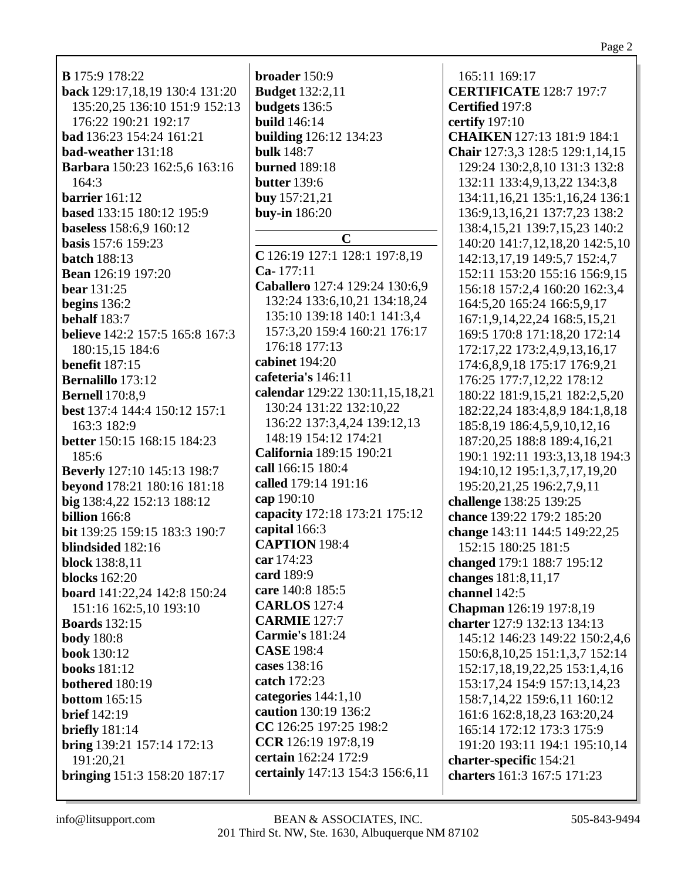**B** 175:9 178:22
**back** 129:17,18,19 130:4 131:20 135:20,25 136:10 151:9 152:13 176:22 190:21 192:17
**bad** 136:23 154:24 161:21
**bad-weather** 131:18
**Barbara** 150:23 162:5,6 163:16 164:3
**barrier** 161:12
**based** 133:15 180:12 195:9
**baseless** 158:6,9 160:12
**basis** 157:6 159:23
**batch** 188:13
**Bean** 126:19 197:20
**bear** 131:25
**begins** 136:2
**behalf** 183:7
**believe** 142:2 157:5 165:8 167:3 180:15,15 184:6
**benefit** 187:15
**Bernalillo** 173:12
**Bernell** 170:8,9
**best** 137:4 144:4 150:12 157:1 163:3 182:9
**better** 150:15 168:15 184:23 185:6
**Beverly** 127:10 145:13 198:7
**beyond** 178:21 180:16 181:18
**big** 138:4,22 152:13 188:12
**billion** 166:8
**bit** 139:25 159:15 183:3 190:7
**blindsided** 182:16
**block** 138:8,11
**blocks** 162:20
**board** 141:22,24 142:8 150:24 151:16 162:5,10 193:10
**Boards** 132:15
**body** 180:8
**book** 130:12
**books** 181:12
**bothered** 180:19
**bottom** 165:15
**brief** 142:19
**briefly** 181:14
**bring** 139:21 157:14 172:13 191:20,21
**bringing** 151:3 158:20 187:17
**broader** 150:9
**Budget** 132:2,11
**budgets** 136:5
**build** 146:14
**building** 126:12 134:23
**bulk** 148:7
**burned** 189:18
**butter** 139:6
**buy** 157:21,21
**buy-in** 186:20

## C

**C** 126:19 127:1 128:1 197:8,19
**Ca-** 177:11
**Caballero** 127:4 129:24 130:6,9 132:24 133:6,10,21 134:18,24 135:10 139:18 140:1 141:3,4 157:3,20 159:4 160:21 176:17 176:18 177:13
**cabinet** 194:20
**cafeteria's** 146:11
**calendar** 129:22 130:11,15,18,21 130:24 131:22 132:10,22 136:22 137:3,4,24 139:12,13 148:19 154:12 174:21
**California** 189:15 190:21
**call** 166:15 180:4
**called** 179:14 191:16
**cap** 190:10
**capacity** 172:18 173:21 175:12
**capital** 166:3
**CAPTION** 198:4
**car** 174:23
**card** 189:9
**care** 140:8 185:5
**CARLOS** 127:4
**CARMIE** 127:7
**Carmie's** 181:24
**CASE** 198:4
**cases** 138:16
**catch** 172:23
**categories** 144:1,10
**caution** 130:19 136:2
**CC** 126:25 197:25 198:2
**CCR** 126:19 197:8,19
**certain** 162:24 172:9
**certainly** 147:13 154:3 156:6,11 165:11 169:17
**CERTIFICATE** 128:7 197:7
**Certified** 197:8
**certify** 197:10
**CHAIKEN** 127:13 181:9 184:1
**Chair** 127:3,3 128:5 129:1,14,15 129:24 130:2,8,10 131:3 132:8 132:11 133:4,9,13,22 134:3,8 134:11,16,21 135:1,16,24 136:1 136:9,13,16,21 137:7,23 138:2 138:4,15,21 139:7,15,23 140:2 140:20 141:7,12,18,20 142:5,10 142:13,17,19 149:5,7 152:4,7 152:11 153:20 155:16 156:9,15 156:18 157:2,4 160:20 162:3,4 164:5,20 165:24 166:5,9,17 167:1,9,14,22,24 168:5,15,21 169:5 170:8 171:18,20 172:14 172:17,22 173:2,4,9,13,16,17 174:6,8,9,18 175:17 176:9,21 176:25 177:7,12,22 178:12 180:22 181:9,15,21 182:2,5,20 182:22,24 183:4,8,9 184:1,8,18 185:8,19 186:4,5,9,10,12,16 187:20,25 188:8 189:4,16,21 190:1 192:11 193:3,13,18 194:3 194:10,12 195:1,3,7,17,19,20 195:20,21,25 196:2,7,9,11
**challenge** 138:25 139:25
**chance** 139:22 179:2 185:20
**change** 143:11 144:5 149:22,25 152:15 180:25 181:5
**changed** 179:1 188:7 195:12
**changes** 181:8,11,17
**channel** 142:5
**Chapman** 126:19 197:8,19
**charter** 127:9 132:13 134:13 145:12 146:23 149:22 150:2,4,6 150:6,8,10,25 151:1,3,7 152:14 152:17,18,19,22,25 153:1,4,16 153:17,24 154:9 157:13,14,23 158:7,14,22 159:6,11 160:12 161:6 162:8,18,23 163:20,24 165:14 172:12 173:3 175:9 191:20 193:11 194:1 195:10,14
**charter-specific** 154:21
**charters** 161:3 167:5 171:23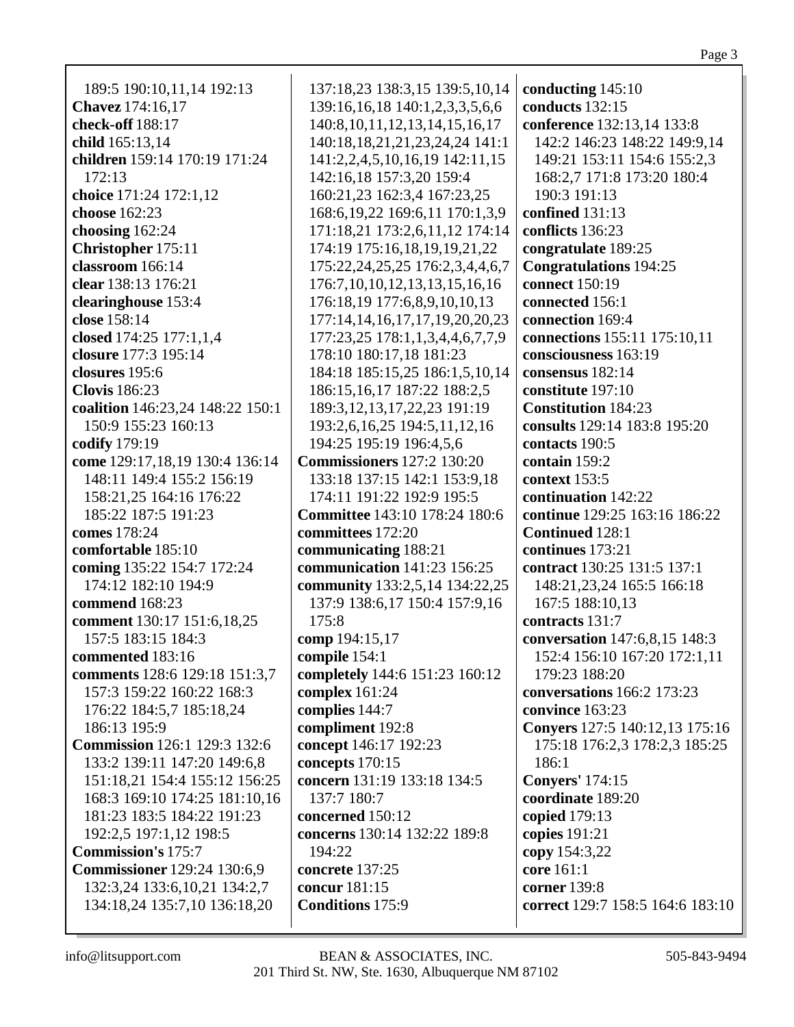189:5 190:10,11,14 192:13
**Chavez** 174:16,17
**check-off** 188:17
**child** 165:13,14
**children** 159:14 170:19 171:24 172:13
**choice** 171:24 172:1,12
**choose** 162:23
**choosing** 162:24
**Christopher** 175:11
**classroom** 166:14
**clear** 138:13 176:21
**clearinghouse** 153:4
**close** 158:14
**closed** 174:25 177:1,1,4
**closure** 177:3 195:14
**closures** 195:6
**Clovis** 186:23
**coalition** 146:23,24 148:22 150:1 150:9 155:23 160:13
**codify** 179:19
**come** 129:17,18,19 130:4 136:14 148:11 149:4 155:2 156:19 158:21,25 164:16 176:22 185:22 187:5 191:23
**comes** 178:24
**comfortable** 185:10
**coming** 135:22 154:7 172:24 174:12 182:10 194:9
**commend** 168:23
**comment** 130:17 151:6,18,25 157:5 183:15 184:3
**commented** 183:16
**comments** 128:6 129:18 151:3,7 157:3 159:22 160:22 168:3 176:22 184:5,7 185:18,24 186:13 195:9
**Commission** 126:1 129:3 132:6 133:2 139:11 147:20 149:6,8 151:18,21 154:4 155:12 156:25 168:3 169:10 174:25 181:10,16 181:23 183:5 184:22 191:23 192:2,5 197:1,12 198:5
**Commission's** 175:7
**Commissioner** 129:24 130:6,9 132:3,24 133:6,10,21 134:2,7 134:18,24 135:7,10 136:18,20 137:18,23 138:3,15 139:5,10,14 139:16,16,18 140:1,2,3,3,5,6,6 140:8,10,11,12,13,14,15,16,17 140:18,18,21,21,23,24,24 141:1 141:2,2,4,5,10,16,19 142:11,15 142:16,18 157:3,20 159:4 160:21,23 162:3,4 167:23,25 168:6,19,22 169:6,11 170:1,3,9 171:18,21 173:2,6,11,12 174:14 174:19 175:16,18,19,19,21,22 175:22,24,25,25 176:2,3,4,4,6,7 176:7,10,10,12,13,13,15,16,16 176:18,19 177:6,8,9,10,10,13 177:14,14,16,17,17,19,20,20,23 177:23,25 178:1,1,3,4,4,6,7,7,9 178:10 180:17,18 181:23 184:18 185:15,25 186:1,5,10,14 186:15,16,17 187:22 188:2,5 189:3,12,13,17,22,23 191:19 193:2,6,16,25 194:5,11,12,16 194:25 195:19 196:4,5,6
**Commissioners** 127:2 130:20 133:18 137:15 142:1 153:9,18 174:11 191:22 192:9 195:5
**Committee** 143:10 178:24 180:6
**committees** 172:20
**communicating** 188:21
**communication** 141:23 156:25
**community** 133:2,5,14 134:22,25 137:9 138:6,17 150:4 157:9,16 175:8
**comp** 194:15,17
**compile** 154:1
**completely** 144:6 151:23 160:12
**complex** 161:24
**complies** 144:7
**compliment** 192:8
**concept** 146:17 192:23
**concepts** 170:15
**concern** 131:19 133:18 134:5 137:7 180:7
**concerned** 150:12
**concerns** 130:14 132:22 189:8 194:22
**concrete** 137:25
**concur** 181:15
**Conditions** 175:9
**conducting** 145:10
**conducts** 132:15
**conference** 132:13,14 133:8 142:2 146:23 148:22 149:9,14 149:21 153:11 154:6 155:2,3 168:2,7 171:8 173:20 180:4 190:3 191:13
**confined** 131:13
**conflicts** 136:23
**congratulate** 189:25
**Congratulations** 194:25
**connect** 150:19
**connected** 156:1
**connection** 169:4
**connections** 155:11 175:10,11
**consciousness** 163:19
**consensus** 182:14
**constitute** 197:10
**Constitution** 184:23
**consults** 129:14 183:8 195:20
**contacts** 190:5
**contain** 159:2
**context** 153:5
**continuation** 142:22
**continue** 129:25 163:16 186:22
**Continued** 128:1
**continues** 173:21
**contract** 130:25 131:5 137:1 148:21,23,24 165:5 166:18 167:5 188:10,13
**contracts** 131:7
**conversation** 147:6,8,15 148:3 152:4 156:10 167:20 172:1,11 179:23 188:20
**conversations** 166:2 173:23
**convince** 163:23
**Conyers** 127:5 140:12,13 175:16 175:18 176:2,3 178:2,3 185:25 186:1
**Conyers'** 174:15
**coordinate** 189:20
**copied** 179:13
**copies** 191:21
**copy** 154:3,22
**core** 161:1
**corner** 139:8
**correct** 129:7 158:5 164:6 183:10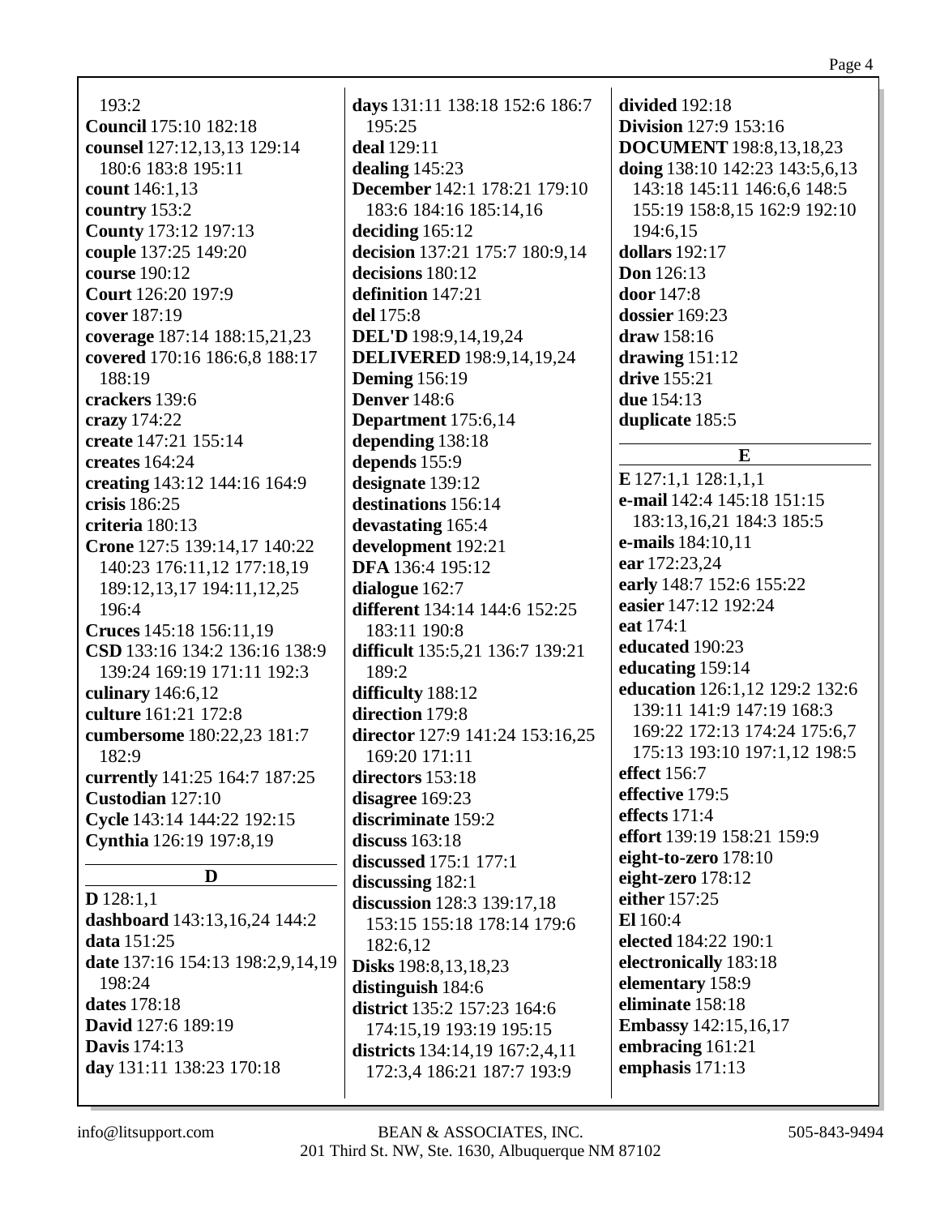193:2
**Council** 175:10 182:18
**counsel** 127:12,13,13 129:14 180:6 183:8 195:11
**count** 146:1,13
**country** 153:2
**County** 173:12 197:13
**couple** 137:25 149:20
**course** 190:12
**Court** 126:20 197:9
**cover** 187:19
**coverage** 187:14 188:15,21,23
**covered** 170:16 186:6,8 188:17 188:19
**crackers** 139:6
**crazy** 174:22
**create** 147:21 155:14
**creates** 164:24
**creating** 143:12 144:16 164:9
**crisis** 186:25
**criteria** 180:13
**Crone** 127:5 139:14,17 140:22 140:23 176:11,12 177:18,19 189:12,13,17 194:11,12,25 196:4
**Cruces** 145:18 156:11,19
**CSD** 133:16 134:2 136:16 138:9 139:24 169:19 171:11 192:3
**culinary** 146:6,12
**culture** 161:21 172:8
**cumbersome** 180:22,23 181:7 182:9
**currently** 141:25 164:7 187:25
**Custodian** 127:10
**Cycle** 143:14 144:22 192:15
**Cynthia** 126:19 197:8,19

## D

**D** 128:1,1
**dashboard** 143:13,16,24 144:2
**data** 151:25
**date** 137:16 154:13 198:2,9,14,19 198:24
**dates** 178:18
**David** 127:6 189:19
**Davis** 174:13
**day** 131:11 138:23 170:18
**days** 131:11 138:18 152:6 186:7 195:25
**deal** 129:11
**dealing** 145:23
**December** 142:1 178:21 179:10 183:6 184:16 185:14,16
**deciding** 165:12
**decision** 137:21 175:7 180:9,14
**decisions** 180:12
**definition** 147:21
**del** 175:8
**DEL'D** 198:9,14,19,24
**DELIVERED** 198:9,14,19,24
**Deming** 156:19
**Denver** 148:6
**Department** 175:6,14
**depending** 138:18
**depends** 155:9
**designate** 139:12
**destinations** 156:14
**devastating** 165:4
**development** 192:21
**DFA** 136:4 195:12
**dialogue** 162:7
**different** 134:14 144:6 152:25 183:11 190:8
**difficult** 135:5,21 136:7 139:21 189:2
**difficulty** 188:12
**direction** 179:8
**director** 127:9 141:24 153:16,25 169:20 171:11
**directors** 153:18
**disagree** 169:23
**discriminate** 159:2
**discuss** 163:18
**discussed** 175:1 177:1
**discussing** 182:1
**discussion** 128:3 139:17,18 153:15 155:18 178:14 179:6 182:6,12
**Disks** 198:8,13,18,23
**distinguish** 184:6
**district** 135:2 157:23 164:6 174:15,19 193:19 195:15
**districts** 134:14,19 167:2,4,11 172:3,4 186:21 187:7 193:9
**divided** 192:18
**Division** 127:9 153:16
**DOCUMENT** 198:8,13,18,23
**doing** 138:10 142:23 143:5,6,13 143:18 145:11 146:6,6 148:5 155:19 158:8,15 162:9 192:10 194:6,15
**dollars** 192:17
**Don** 126:13
**door** 147:8
**dossier** 169:23
**draw** 158:16
**drawing** 151:12
**drive** 155:21
**due** 154:13
**duplicate** 185:5

## E

**E** 127:1,1 128:1,1,1
**e-mail** 142:4 145:18 151:15 183:13,16,21 184:3 185:5
**e-mails** 184:10,11
**ear** 172:23,24
**early** 148:7 152:6 155:22
**easier** 147:12 192:24
**eat** 174:1
**educated** 190:23
**educating** 159:14
**education** 126:1,12 129:2 132:6 139:11 141:9 147:19 168:3 169:22 172:13 174:24 175:6,7 175:13 193:10 197:1,12 198:5
**effect** 156:7
**effective** 179:5
**effects** 171:4
**effort** 139:19 158:21 159:9
**eight-to-zero** 178:10
**eight-zero** 178:12
**either** 157:25
**El** 160:4
**elected** 184:22 190:1
**electronically** 183:18
**elementary** 158:9
**eliminate** 158:18
**Embassy** 142:15,16,17
**embracing** 161:21
**emphasis** 171:13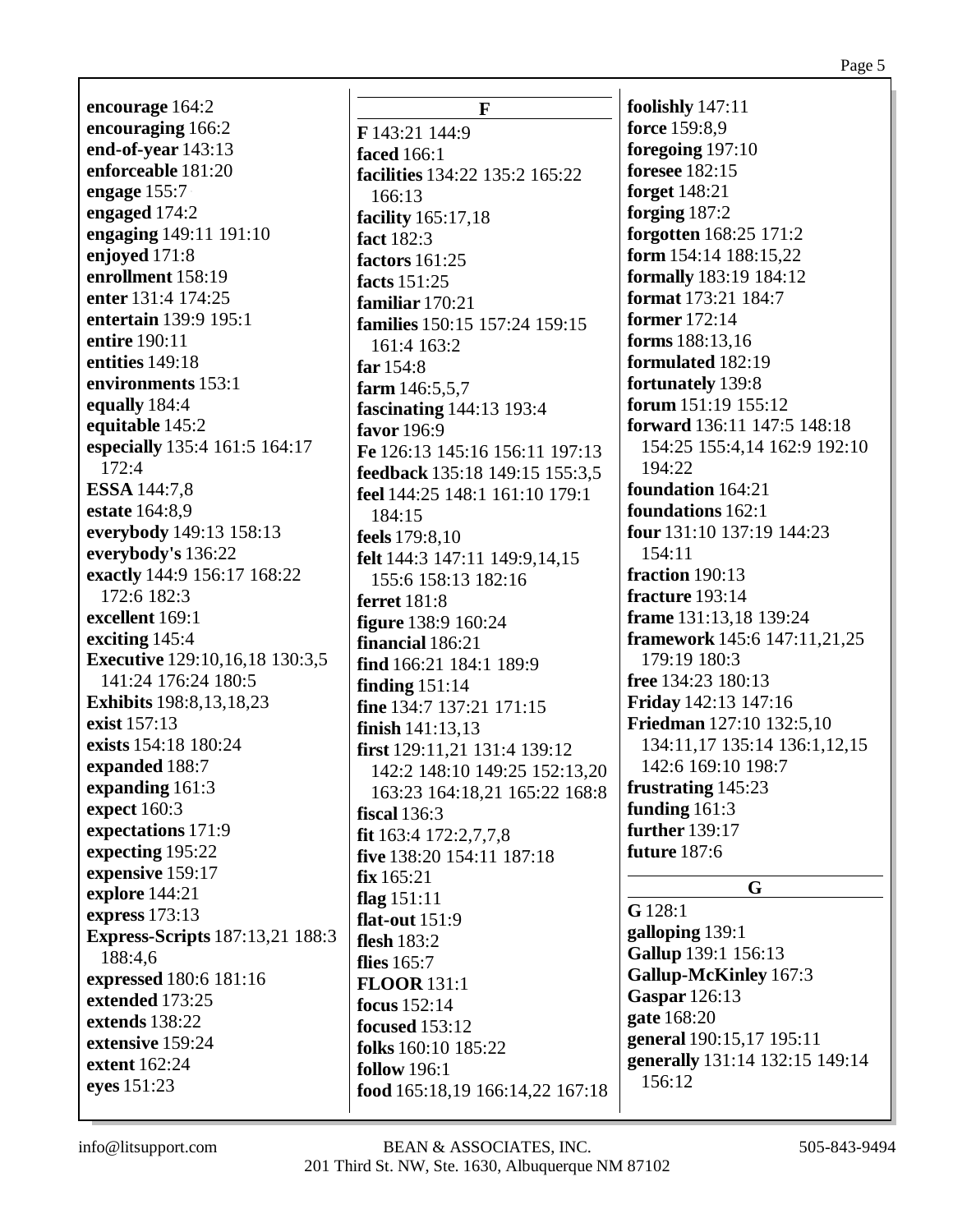**encourage** 164:2
**encouraging** 166:2
**end-of-year** 143:13
**enforceable** 181:20
**engage** 155:7
**engaged** 174:2
**engaging** 149:11 191:10
**enjoyed** 171:8
**enrollment** 158:19
**enter** 131:4 174:25
**entertain** 139:9 195:1
**entire** 190:11
**entities** 149:18
**environments** 153:1
**equally** 184:4
**equitable** 145:2
**especially** 135:4 161:5 164:17 172:4
**ESSA** 144:7,8
**estate** 164:8,9
**everybody** 149:13 158:13
**everybody's** 136:22
**exactly** 144:9 156:17 168:22 172:6 182:3
**excellent** 169:1
**exciting** 145:4
**Executive** 129:10,16,18 130:3,5 141:24 176:24 180:5
**Exhibits** 198:8,13,18,23
**exist** 157:13
**exists** 154:18 180:24
**expanded** 188:7
**expanding** 161:3
**expect** 160:3
**expectations** 171:9
**expecting** 195:22
**expensive** 159:17
**explore** 144:21
**express** 173:13
**Express-Scripts** 187:13,21 188:3 188:4,6
**expressed** 180:6 181:16
**extended** 173:25
**extends** 138:22
**extensive** 159:24
**extent** 162:24
**eyes** 151:23

## F

**F** 143:21 144:9
**faced** 166:1
**facilities** 134:22 135:2 165:22 166:13
**facility** 165:17,18
**fact** 182:3
**factors** 161:25
**facts** 151:25
**familiar** 170:21
**families** 150:15 157:24 159:15 161:4 163:2
**far** 154:8
**farm** 146:5,5,7
**fascinating** 144:13 193:4
**favor** 196:9
**Fe** 126:13 145:16 156:11 197:13
**feedback** 135:18 149:15 155:3,5
**feel** 144:25 148:1 161:10 179:1 184:15
**feels** 179:8,10
**felt** 144:3 147:11 149:9,14,15 155:6 158:13 182:16
**ferret** 181:8
**figure** 138:9 160:24
**financial** 186:21
**find** 166:21 184:1 189:9
**finding** 151:14
**fine** 134:7 137:21 171:15
**finish** 141:13,13
**first** 129:11,21 131:4 139:12 142:2 148:10 149:25 152:13,20 163:23 164:18,21 165:22 168:8
**fiscal** 136:3
**fit** 163:4 172:2,7,7,8
**five** 138:20 154:11 187:18
**fix** 165:21
**flag** 151:11
**flat-out** 151:9
**flesh** 183:2
**flies** 165:7
**FLOOR** 131:1
**focus** 152:14
**focused** 153:12
**folks** 160:10 185:22
**follow** 196:1
**food** 165:18,19 166:14,22 167:18
**foolishly** 147:11
**force** 159:8,9
**foregoing** 197:10
**foresee** 182:15
**forget** 148:21
**forging** 187:2
**forgotten** 168:25 171:2
**form** 154:14 188:15,22
**formally** 183:19 184:12
**format** 173:21 184:7
**former** 172:14
**forms** 188:13,16
**formulated** 182:19
**fortunately** 139:8
**forum** 151:19 155:12
**forward** 136:11 147:5 148:18 154:25 155:4,14 162:9 192:10 194:22
**foundation** 164:21
**foundations** 162:1
**four** 131:10 137:19 144:23 154:11
**fraction** 190:13
**fracture** 193:14
**frame** 131:13,18 139:24
**framework** 145:6 147:11,21,25 179:19 180:3
**free** 134:23 180:13
**Friday** 142:13 147:16
**Friedman** 127:10 132:5,10 134:11,17 135:14 136:1,12,15 142:6 169:10 198:7
**frustrating** 145:23
**funding** 161:3
**further** 139:17
**future** 187:6

## G

**G** 128:1
**galloping** 139:1
**Gallup** 139:1 156:13
**Gallup-McKinley** 167:3
**Gaspar** 126:13
**gate** 168:20
**general** 190:15,17 195:11
**generally** 131:14 132:15 149:14 156:12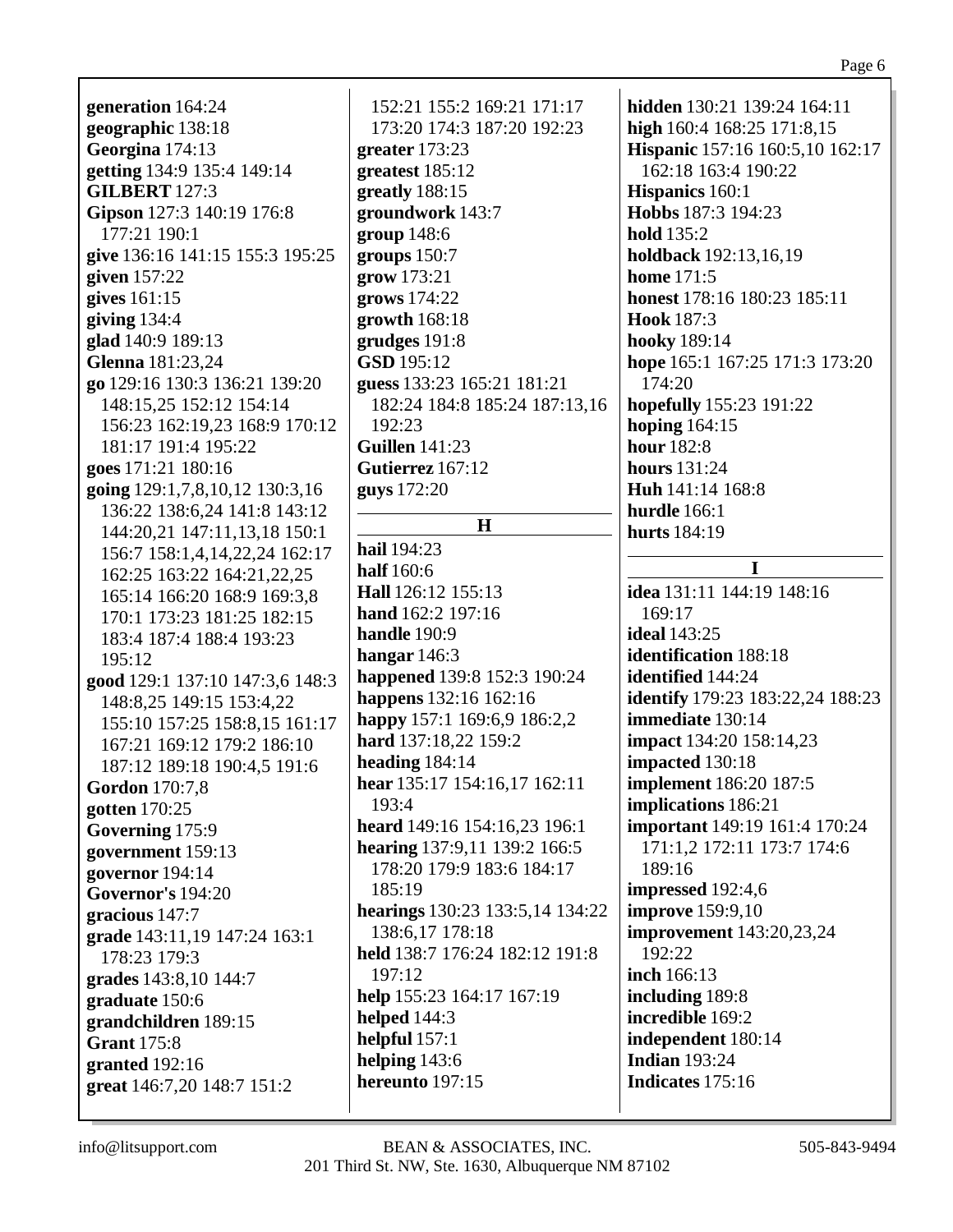**generation** 164:24
**geographic** 138:18
**Georgina** 174:13
**getting** 134:9 135:4 149:14
**GILBERT** 127:3
**Gipson** 127:3 140:19 176:8 177:21 190:1
**give** 136:16 141:15 155:3 195:25
**given** 157:22
**gives** 161:15
**giving** 134:4
**glad** 140:9 189:13
**Glenna** 181:23,24
**go** 129:16 130:3 136:21 139:20 148:15,25 152:12 154:14 156:23 162:19,23 168:9 170:12 181:17 191:4 195:22
**goes** 171:21 180:16
**going** 129:1,7,8,10,12 130:3,16 136:22 138:6,24 141:8 143:12 144:20,21 147:11,13,18 150:1 156:7 158:1,4,14,22,24 162:17 162:25 163:22 164:21,22,25 165:14 166:20 168:9 169:3,8 170:1 173:23 181:25 182:15 183:4 187:4 188:4 193:23 195:12
**good** 129:1 137:10 147:3,6 148:3 148:8,25 149:15 153:4,22 155:10 157:25 158:8,15 161:17 167:21 169:12 179:2 186:10 187:12 189:18 190:4,5 191:6
**Gordon** 170:7,8
**gotten** 170:25
**Governing** 175:9
**government** 159:13
**governor** 194:14
**Governor's** 194:20
**gracious** 147:7
**grade** 143:11,19 147:24 163:1 178:23 179:3
**grades** 143:8,10 144:7
**graduate** 150:6
**grandchildren** 189:15
**Grant** 175:8
**granted** 192:16
**great** 146:7,20 148:7 151:2 152:21 155:2 169:21 171:17 173:20 174:3 187:20 192:23
**greater** 173:23
**greatest** 185:12
**greatly** 188:15
**groundwork** 143:7
**group** 148:6
**groups** 150:7
**grow** 173:21
**grows** 174:22
**growth** 168:18
**grudges** 191:8
**GSD** 195:12
**guess** 133:23 165:21 181:21 182:24 184:8 185:24 187:13,16 192:23
**Guillen** 141:23
**Gutierrez** 167:12
**guys** 172:20

## H

**hail** 194:23
**half** 160:6
**Hall** 126:12 155:13
**hand** 162:2 197:16
**handle** 190:9
**hangar** 146:3
**happened** 139:8 152:3 190:24
**happens** 132:16 162:16
**happy** 157:1 169:6,9 186:2,2
**hard** 137:18,22 159:2
**heading** 184:14
**hear** 135:17 154:16,17 162:11 193:4
**heard** 149:16 154:16,23 196:1
**hearing** 137:9,11 139:2 166:5 178:20 179:9 183:6 184:17 185:19
**hearings** 130:23 133:5,14 134:22 138:6,17 178:18
**held** 138:7 176:24 182:12 191:8 197:12
**help** 155:23 164:17 167:19
**helped** 144:3
**helpful** 157:1
**helping** 143:6
**hereunto** 197:15
**hidden** 130:21 139:24 164:11
**high** 160:4 168:25 171:8,15
**Hispanic** 157:16 160:5,10 162:17 162:18 163:4 190:22
**Hispanics** 160:1
**Hobbs** 187:3 194:23
**hold** 135:2
**holdback** 192:13,16,19
**home** 171:5
**honest** 178:16 180:23 185:11
**Hook** 187:3
**hooky** 189:14
**hope** 165:1 167:25 171:3 173:20 174:20
**hopefully** 155:23 191:22
**hoping** 164:15
**hour** 182:8
**hours** 131:24
**Huh** 141:14 168:8
**hurdle** 166:1
**hurts** 184:19

## I

**idea** 131:11 144:19 148:16 169:17
**ideal** 143:25
**identification** 188:18
**identified** 144:24
**identify** 179:23 183:22,24 188:23
**immediate** 130:14
**impact** 134:20 158:14,23
**impacted** 130:18
**implement** 186:20 187:5
**implications** 186:21
**important** 149:19 161:4 170:24 171:1,2 172:11 173:7 174:6 189:16
**impressed** 192:4,6
**improve** 159:9,10
**improvement** 143:20,23,24 192:22
**inch** 166:13
**including** 189:8
**incredible** 169:2
**independent** 180:14
**Indian** 193:24
**Indicates** 175:16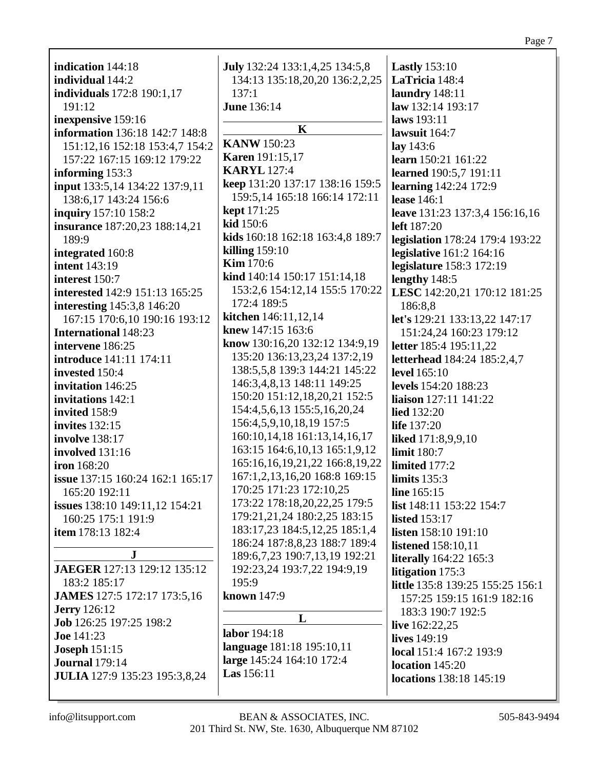**indication** 144:18
**individual** 144:2
**individuals** 172:8 190:1,17 191:12
**inexpensive** 159:16
**information** 136:18 142:7 148:8 151:12,16 152:18 153:4,7 154:2 157:22 167:15 169:12 179:22
**informing** 153:3
**input** 133:5,14 134:22 137:9,11 138:6,17 143:24 156:6
**inquiry** 157:10 158:2
**insurance** 187:20,23 188:14,21 189:9
**integrated** 160:8
**intent** 143:19
**interest** 150:7
**interested** 142:9 151:13 165:25
**interesting** 145:3,8 146:20 167:15 170:6,10 190:16 193:12
**International** 148:23
**intervene** 186:25
**introduce** 141:11 174:11
**invested** 150:4
**invitation** 146:25
**invitations** 142:1
**invited** 158:9
**invites** 132:15
**involve** 138:17
**involved** 131:16
**iron** 168:20
**issue** 137:15 160:24 162:1 165:17 165:20 192:11
**issues** 138:10 149:11,12 154:21 160:25 175:1 191:9
**item** 178:13 182:4

**J**

**JAEGER** 127:13 129:12 135:12 183:2 185:17
**JAMES** 127:5 172:17 173:5,16
**Jerry** 126:12
**Job** 126:25 197:25 198:2
**Joe** 141:23
**Joseph** 151:15
**Journal** 179:14
**JULIA** 127:9 135:23 195:3,8,24
**July** 132:24 133:1,4,25 134:5,8 134:13 135:18,20,20 136:2,2,25 137:1
**June** 136:14

**K**

**KANW** 150:23
**Karen** 191:15,17
**KARYL** 127:4
**keep** 131:20 137:17 138:16 159:5 159:5,14 165:18 166:14 172:11
**kept** 171:25
**kid** 150:6
**kids** 160:18 162:18 163:4,8 189:7
**killing** 159:10
**Kim** 170:6
**kind** 140:14 150:17 151:14,18 153:2,6 154:12,14 155:5 170:22 172:4 189:5
**kitchen** 146:11,12,14
**knew** 147:15 163:6
**know** 130:16,20 132:12 134:9,19 135:20 136:13,23,24 137:2,19 138:5,5,8 139:3 144:21 145:22 146:3,4,8,13 148:11 149:25 150:20 151:12,18,20,21 152:5 154:4,5,6,13 155:5,16,20,24 156:4,5,9,10,18,19 157:5 160:10,14,18 161:13,14,16,17 163:15 164:6,10,13 165:1,9,12 165:16,16,19,21,22 166:8,19,22 167:1,2,13,16,20 168:8 169:15 170:25 171:23 172:10,25 173:22 178:18,20,22,25 179:5 179:21,21,24 180:2,25 183:15 183:17,23 184:5,12,25 185:1,4 186:24 187:8,8,23 188:7 189:4 189:6,7,23 190:7,13,19 192:21 192:23,24 193:7,22 194:9,19 195:9
**known** 147:9

**L**

**labor** 194:18
**language** 181:18 195:10,11
**large** 145:24 164:10 172:4
**Las** 156:11
**Lastly** 153:10
**LaTricia** 148:4
**laundry** 148:11
**law** 132:14 193:17
**laws** 193:11
**lawsuit** 164:7
**lay** 143:6
**learn** 150:21 161:22
**learned** 190:5,7 191:11
**learning** 142:24 172:9
**lease** 146:1
**leave** 131:23 137:3,4 156:16,16
**left** 187:20
**legislation** 178:24 179:4 193:22
**legislative** 161:2 164:16
**legislature** 158:3 172:19
**lengthy** 148:5
**LESC** 142:20,21 170:12 181:25 186:8,8
**let's** 129:21 133:13,22 147:17 151:24,24 160:23 179:12
**letter** 185:4 195:11,22
**letterhead** 184:24 185:2,4,7
**level** 165:10
**levels** 154:20 188:23
**liaison** 127:11 141:22
**lied** 132:20
**life** 137:20
**liked** 171:8,9,9,10
**limit** 180:7
**limited** 177:2
**limits** 135:3
**line** 165:15
**list** 148:11 153:22 154:7
**listed** 153:17
**listen** 158:10 191:10
**listened** 158:10,11
**literally** 164:22 165:3
**litigation** 175:3
**little** 135:8 139:25 155:25 156:1 157:25 159:15 161:9 182:16 183:3 190:7 192:5
**live** 162:22,25
**lives** 149:19
**local** 151:4 167:2 193:9
**location** 145:20
**locations** 138:18 145:19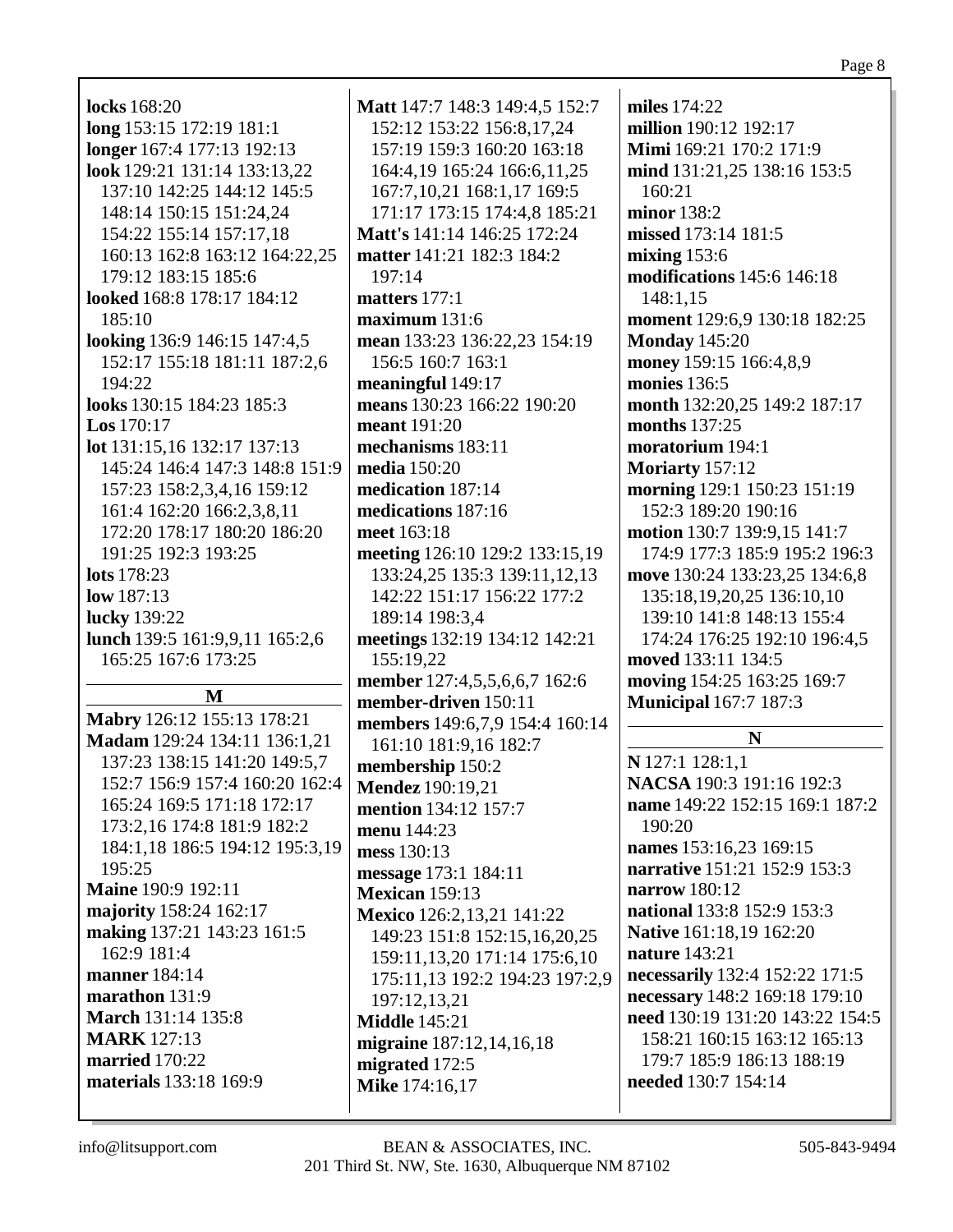**locks** 168:20
**long** 153:15 172:19 181:1
**longer** 167:4 177:13 192:13
**look** 129:21 131:14 133:13,22 137:10 142:25 144:12 145:5 148:14 150:15 151:24,24 154:22 155:14 157:17,18 160:13 162:8 163:12 164:22,25 179:12 183:15 185:6
**looked** 168:8 178:17 184:12 185:10
**looking** 136:9 146:15 147:4,5 152:17 155:18 181:11 187:2,6 194:22
**looks** 130:15 184:23 185:3
**Los** 170:17
**lot** 131:15,16 132:17 137:13 145:24 146:4 147:3 148:8 151:9 157:23 158:2,3,4,16 159:12 161:4 162:20 166:2,3,8,11 172:20 178:17 180:20 186:20 191:25 192:3 193:25
**lots** 178:23
**low** 187:13
**lucky** 139:22
**lunch** 139:5 161:9,9,11 165:2,6 165:25 167:6 173:25

## M

**Mabry** 126:12 155:13 178:21
**Madam** 129:24 134:11 136:1,21 137:23 138:15 141:20 149:5,7 152:7 156:9 157:4 160:20 162:4 165:24 169:5 171:18 172:17 173:2,16 174:8 181:9 182:2 184:1,18 186:5 194:12 195:3,19 195:25
**Maine** 190:9 192:11
**majority** 158:24 162:17
**making** 137:21 143:23 161:5 162:9 181:4
**manner** 184:14
**marathon** 131:9
**March** 131:14 135:8
**MARK** 127:13
**married** 170:22
**materials** 133:18 169:9
**Matt** 147:7 148:3 149:4,5 152:7 152:12 153:22 156:8,17,24 157:19 159:3 160:20 163:18 164:4,19 165:24 166:6,11,25 167:7,10,21 168:1,17 169:5 171:17 173:15 174:4,8 185:21
**Matt's** 141:14 146:25 172:24
**matter** 141:21 182:3 184:2 197:14
**matters** 177:1
**maximum** 131:6
**mean** 133:23 136:22,23 154:19 156:5 160:7 163:1
**meaningful** 149:17
**means** 130:23 166:22 190:20
**meant** 191:20
**mechanisms** 183:11
**media** 150:20
**medication** 187:14
**medications** 187:16
**meet** 163:18
**meeting** 126:10 129:2 133:15,19 133:24,25 135:3 139:11,12,13 142:22 151:17 156:22 177:2 189:14 198:3,4
**meetings** 132:19 134:12 142:21 155:19,22
**member** 127:4,5,5,6,6,7 162:6
**member-driven** 150:11
**members** 149:6,7,9 154:4 160:14 161:10 181:9,16 182:7
**membership** 150:2
**Mendez** 190:19,21
**mention** 134:12 157:7
**menu** 144:23
**mess** 130:13
**message** 173:1 184:11
**Mexican** 159:13
**Mexico** 126:2,13,21 141:22 149:23 151:8 152:15,16,20,25 159:11,13,20 171:14 175:6,10 175:11,13 192:2 194:23 197:2,9 197:12,13,21
**Middle** 145:21
**migraine** 187:12,14,16,18
**migrated** 172:5
**Mike** 174:16,17
**miles** 174:22
**million** 190:12 192:17
**Mimi** 169:21 170:2 171:9
**mind** 131:21,25 138:16 153:5 160:21
**minor** 138:2
**missed** 173:14 181:5
**mixing** 153:6
**modifications** 145:6 146:18 148:1,15
**moment** 129:6,9 130:18 182:25
**Monday** 145:20
**money** 159:15 166:4,8,9
**monies** 136:5
**month** 132:20,25 149:2 187:17
**months** 137:25
**moratorium** 194:1
**Moriarty** 157:12
**morning** 129:1 150:23 151:19 152:3 189:20 190:16
**motion** 130:7 139:9,15 141:7 174:9 177:3 185:9 195:2 196:3
**move** 130:24 133:23,25 134:6,8 135:18,19,20,25 136:10,10 139:10 141:8 148:13 155:4 174:24 176:25 192:10 196:4,5
**moved** 133:11 134:5
**moving** 154:25 163:25 169:7
**Municipal** 167:7 187:3

## N

**N** 127:1 128:1,1
**NACSA** 190:3 191:16 192:3
**name** 149:22 152:15 169:1 187:2 190:20
**names** 153:16,23 169:15
**narrative** 151:21 152:9 153:3
**narrow** 180:12
**national** 133:8 152:9 153:3
**Native** 161:18,19 162:20
**nature** 143:21
**necessarily** 132:4 152:22 171:5
**necessary** 148:2 169:18 179:10
**need** 130:19 131:20 143:22 154:5 158:21 160:15 163:12 165:13 179:7 185:9 186:13 188:19
**needed** 130:7 154:14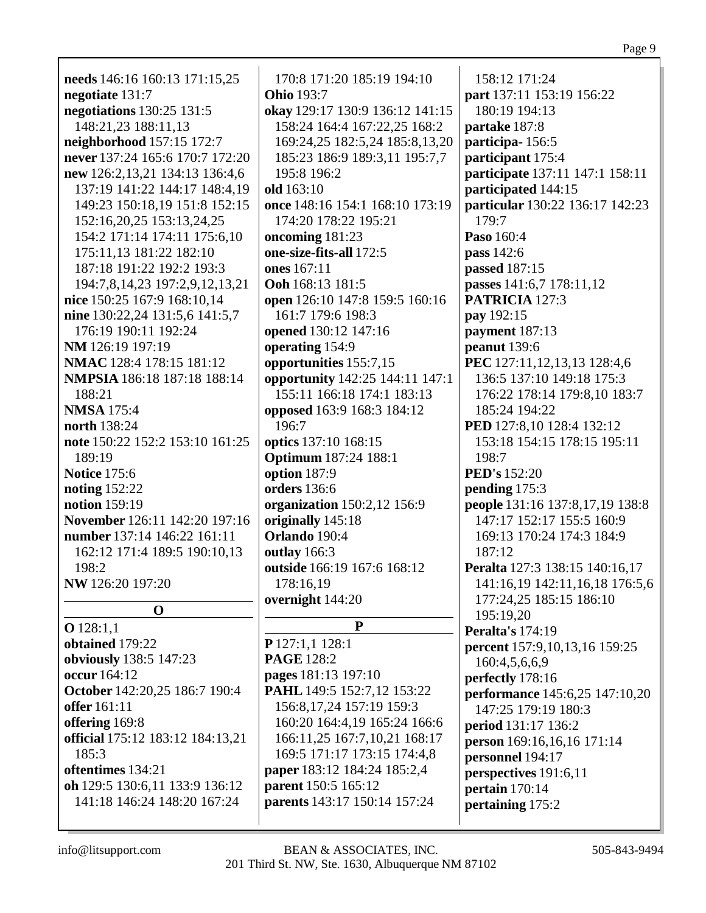**needs** 146:16 160:13 171:15,25
**negotiate** 131:7
**negotiations** 130:25 131:5 148:21,23 188:11,13
**neighborhood** 157:15 172:7
**never** 137:24 165:6 170:7 172:20
**new** 126:2,13,21 134:13 136:4,6 137:19 141:22 144:17 148:4,19 149:23 150:18,19 151:8 152:15 152:16,20,25 153:13,24,25 154:2 171:14 174:11 175:6,10 175:11,13 181:22 182:10 187:18 191:22 192:2 193:3 194:7,8,14,23 197:2,9,12,13,21
**nice** 150:25 167:9 168:10,14
**nine** 130:22,24 131:5,6 141:5,7 176:19 190:11 192:24
**NM** 126:19 197:19
**NMAC** 128:4 178:15 181:12
**NMPSIA** 186:18 187:18 188:14 188:21
**NMSA** 175:4
**north** 138:24
**note** 150:22 152:2 153:10 161:25 189:19
**Notice** 175:6
**noting** 152:22
**notion** 159:19
**November** 126:11 142:20 197:16
**number** 137:14 146:22 161:11 162:12 171:4 189:5 190:10,13 198:2
**NW** 126:20 197:20

## O

**O** 128:1,1
**obtained** 179:22
**obviously** 138:5 147:23
**occur** 164:12
**October** 142:20,25 186:7 190:4
**offer** 161:11
**offering** 169:8
**official** 175:12 183:12 184:13,21 185:3
**oftentimes** 134:21
**oh** 129:5 130:6,11 133:9 136:12 141:18 146:24 148:20 167:24 170:8 171:20 185:19 194:10
**Ohio** 193:7
**okay** 129:17 130:9 136:12 141:15 158:24 164:4 167:22,25 168:2 169:24,25 182:5,24 185:8,13,20 185:23 186:9 189:3,11 195:7,7 195:8 196:2
**old** 163:10
**once** 148:16 154:1 168:10 173:19 174:20 178:22 195:21
**oncoming** 181:23
**one-size-fits-all** 172:5
**ones** 167:11
**Ooh** 168:13 181:5
**open** 126:10 147:8 159:5 160:16 161:7 179:6 198:3
**opened** 130:12 147:16
**operating** 154:9
**opportunities** 155:7,15
**opportunity** 142:25 144:11 147:1 155:11 166:18 174:1 183:13
**opposed** 163:9 168:3 184:12 196:7
**optics** 137:10 168:15
**Optimum** 187:24 188:1
**option** 187:9
**orders** 136:6
**organization** 150:2,12 156:9
**originally** 145:18
**Orlando** 190:4
**outlay** 166:3
**outside** 166:19 167:6 168:12 178:16,19
**overnight** 144:20

## P

**P** 127:1,1 128:1
**PAGE** 128:2
**pages** 181:13 197:10
**PAHL** 149:5 152:7,12 153:22 156:8,17,24 157:19 159:3 160:20 164:4,19 165:24 166:6 166:11,25 167:7,10,21 168:17 169:5 171:17 173:15 174:4,8
**paper** 183:12 184:24 185:2,4
**parent** 150:5 165:12
**parents** 143:17 150:14 157:24 158:12 171:24
**part** 137:11 153:19 156:22 180:19 194:13
**partake** 187:8
**participa-** 156:5
**participant** 175:4
**participate** 137:11 147:1 158:11
**participated** 144:15
**particular** 130:22 136:17 142:23 179:7
**Paso** 160:4
**pass** 142:6
**passed** 187:15
**passes** 141:6,7 178:11,12
**PATRICIA** 127:3
**pay** 192:15
**payment** 187:13
**peanut** 139:6
**PEC** 127:11,12,13,13 128:4,6 136:5 137:10 149:18 175:3 176:22 178:14 179:8,10 183:7 185:24 194:22
**PED** 127:8,10 128:4 132:12 153:18 154:15 178:15 195:11 198:7
**PED's** 152:20
**pending** 175:3
**people** 131:16 137:8,17,19 138:8 147:17 152:17 155:5 160:9 169:13 170:24 174:3 184:9 187:12
**Peralta** 127:3 138:15 140:16,17 141:16,19 142:11,16,18 176:5,6 177:24,25 185:15 186:10 195:19,20
**Peralta's** 174:19
**percent** 157:9,10,13,16 159:25 160:4,5,6,6,9
**perfectly** 178:16
**performance** 145:6,25 147:10,20 147:25 179:19 180:3
**period** 131:17 136:2
**person** 169:16,16,16 171:14
**personnel** 194:17
**perspectives** 191:6,11
**pertain** 170:14
**pertaining** 175:2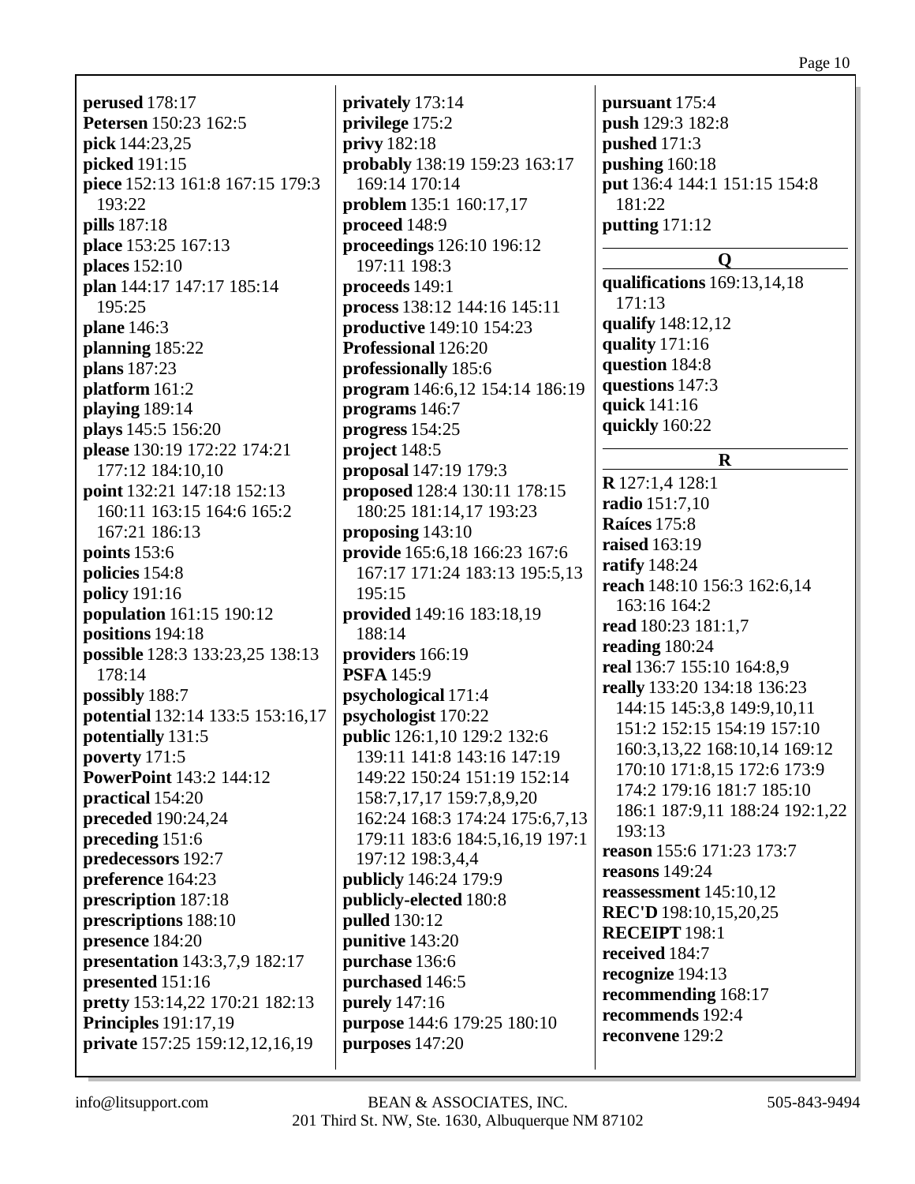**perused** 178:17
**Petersen** 150:23 162:5
**pick** 144:23,25
**picked** 191:15
**piece** 152:13 161:8 167:15 179:3 193:22
**pills** 187:18
**place** 153:25 167:13
**places** 152:10
**plan** 144:17 147:17 185:14 195:25
**plane** 146:3
**planning** 185:22
**plans** 187:23
**platform** 161:2
**playing** 189:14
**plays** 145:5 156:20
**please** 130:19 172:22 174:21 177:12 184:10,10
**point** 132:21 147:18 152:13 160:11 163:15 164:6 165:2 167:21 186:13
**points** 153:6
**policies** 154:8
**policy** 191:16
**population** 161:15 190:12
**positions** 194:18
**possible** 128:3 133:23,25 138:13 178:14
**possibly** 188:7
**potential** 132:14 133:5 153:16,17
**potentially** 131:5
**poverty** 171:5
**PowerPoint** 143:2 144:12
**practical** 154:20
**preceded** 190:24,24
**preceding** 151:6
**predecessors** 192:7
**preference** 164:23
**prescription** 187:18
**prescriptions** 188:10
**presence** 184:20
**presentation** 143:3,7,9 182:17
**presented** 151:16
**pretty** 153:14,22 170:21 182:13
**Principles** 191:17,19
**private** 157:25 159:12,12,16,19
**privately** 173:14
**privilege** 175:2
**privy** 182:18
**probably** 138:19 159:23 163:17 169:14 170:14
**problem** 135:1 160:17,17
**proceed** 148:9
**proceedings** 126:10 196:12 197:11 198:3
**proceeds** 149:1
**process** 138:12 144:16 145:11
**productive** 149:10 154:23
**Professional** 126:20
**professionally** 185:6
**program** 146:6,12 154:14 186:19
**programs** 146:7
**progress** 154:25
**project** 148:5
**proposal** 147:19 179:3
**proposed** 128:4 130:11 178:15 180:25 181:14,17 193:23
**proposing** 143:10
**provide** 165:6,18 166:23 167:6 167:17 171:24 183:13 195:5,13 195:15
**provided** 149:16 183:18,19 188:14
**providers** 166:19
**PSFA** 145:9
**psychological** 171:4
**psychologist** 170:22
**public** 126:1,10 129:2 132:6 139:11 141:8 143:16 147:19 149:22 150:24 151:19 152:14 158:7,17,17 159:7,8,9,20 162:24 168:3 174:24 175:6,7,13 179:11 183:6 184:5,16,19 197:1 197:12 198:3,4,4
**publicly** 146:24 179:9
**publicly-elected** 180:8
**pulled** 130:12
**punitive** 143:20
**purchase** 136:6
**purchased** 146:5
**purely** 147:16
**purpose** 144:6 179:25 180:10
**purposes** 147:20
**pursuant** 175:4
**push** 129:3 182:8
**pushed** 171:3
**pushing** 160:18
**put** 136:4 144:1 151:15 154:8 181:22
**putting** 171:12

## Q

**qualifications** 169:13,14,18 171:13
**qualify** 148:12,12
**quality** 171:16
**question** 184:8
**questions** 147:3
**quick** 141:16
**quickly** 160:22

## R

**R** 127:1,4 128:1
**radio** 151:7,10
**Raíces** 175:8
**raised** 163:19
**ratify** 148:24
**reach** 148:10 156:3 162:6,14 163:16 164:2
**read** 180:23 181:1,7
**reading** 180:24
**real** 136:7 155:10 164:8,9
**really** 133:20 134:18 136:23 144:15 145:3,8 149:9,10,11 151:2 152:15 154:19 157:10 160:3,13,22 168:10,14 169:12 170:10 171:8,15 172:6 173:9 174:2 179:16 181:7 185:10 186:1 187:9,11 188:24 192:1,22 193:13
**reason** 155:6 171:23 173:7
**reasons** 149:24
**reassessment** 145:10,12
**REC'D** 198:10,15,20,25
**RECEIPT** 198:1
**received** 184:7
**recognize** 194:13
**recommending** 168:17
**recommends** 192:4
**reconvene** 129:2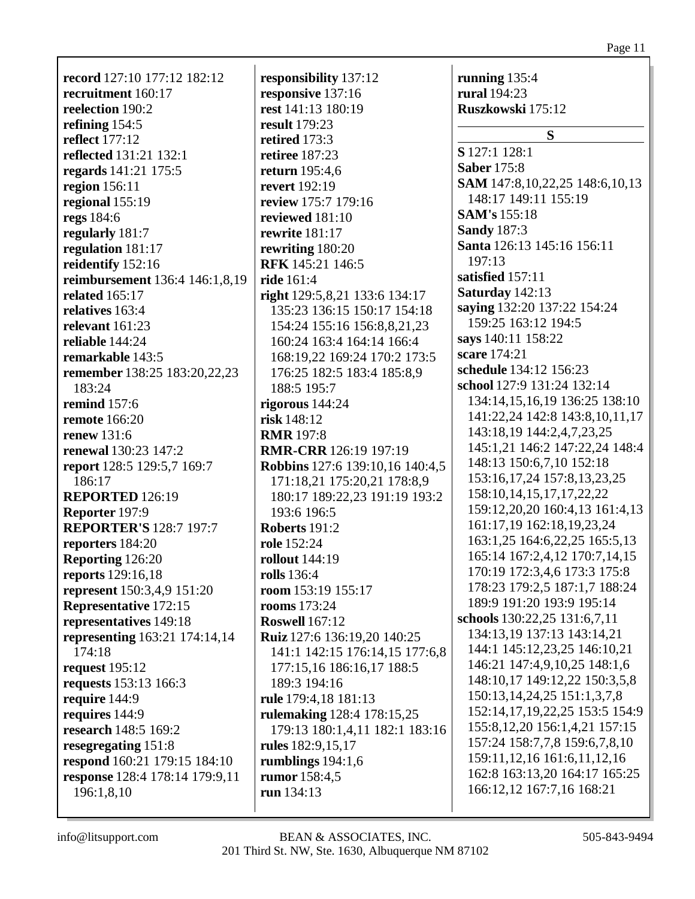**record** 127:10 177:12 182:12
**recruitment** 160:17
**reelection** 190:2
**refining** 154:5
**reflect** 177:12
**reflected** 131:21 132:1
**regards** 141:21 175:5
**region** 156:11
**regional** 155:19
**regs** 184:6
**regularly** 181:7
**regulation** 181:17
**reidentify** 152:16
**reimbursement** 136:4 146:1,8,19
**related** 165:17
**relatives** 163:4
**relevant** 161:23
**reliable** 144:24
**remarkable** 143:5
**remember** 138:25 183:20,22,23 183:24
**remind** 157:6
**remote** 166:20
**renew** 131:6
**renewal** 130:23 147:2
**report** 128:5 129:5,7 169:7 186:17
**REPORTED** 126:19
**Reporter** 197:9
**REPORTER'S** 128:7 197:7
**reporters** 184:20
**Reporting** 126:20
**reports** 129:16,18
**represent** 150:3,4,9 151:20
**Representative** 172:15
**representatives** 149:18
**representing** 163:21 174:14,14 174:18
**request** 195:12
**requests** 153:13 166:3
**require** 144:9
**requires** 144:9
**research** 148:5 169:2
**resegregating** 151:8
**respond** 160:21 179:15 184:10
**response** 128:4 178:14 179:9,11 196:1,8,10
**responsibility** 137:12
**responsive** 137:16
**rest** 141:13 180:19
**result** 179:23
**retired** 173:3
**retiree** 187:23
**return** 195:4,6
**revert** 192:19
**review** 175:7 179:16
**reviewed** 181:10
**rewrite** 181:17
**rewriting** 180:20
**RFK** 145:21 146:5
**ride** 161:4
**right** 129:5,8,21 133:6 134:17 135:23 136:15 150:17 154:18 154:24 155:16 156:8,8,21,23 160:24 163:4 164:14 166:4 168:19,22 169:24 170:2 173:5 176:25 182:5 183:4 185:8,9 188:5 195:7
**rigorous** 144:24
**risk** 148:12
**RMR** 197:8
**RMR-CRR** 126:19 197:19
**Robbins** 127:6 139:10,16 140:4,5 171:18,21 175:20,21 178:8,9 180:17 189:22,23 191:19 193:2 193:6 196:5
**Roberts** 191:2
**role** 152:24
**rollout** 144:19
**rolls** 136:4
**room** 153:19 155:17
**rooms** 173:24
**Roswell** 167:12
**Ruiz** 127:6 136:19,20 140:25 141:1 142:15 176:14,15 177:6,8 177:15,16 186:16,17 188:5 189:3 194:16
**rule** 179:4,18 181:13
**rulemaking** 128:4 178:15,25 179:13 180:1,4,11 182:1 183:16
**rules** 182:9,15,17
**rumblings** 194:1,6
**rumor** 158:4,5
**run** 134:13
**running** 135:4
**rural** 194:23
**Ruszkowski** 175:12

## S

**S** 127:1 128:1
**Saber** 175:8
**SAM** 147:8,10,22,25 148:6,10,13 148:17 149:11 155:19
**SAM's** 155:18
**Sandy** 187:3
**Santa** 126:13 145:16 156:11 197:13
**satisfied** 157:11
**Saturday** 142:13
**saying** 132:20 137:22 154:24 159:25 163:12 194:5
**says** 140:11 158:22
**scare** 174:21
**schedule** 134:12 156:23
**school** 127:9 131:24 132:14 134:14,15,16,19 136:25 138:10 141:22,24 142:8 143:8,10,11,17 143:18,19 144:2,4,7,23,25 145:1,21 146:2 147:22,24 148:4 148:13 150:6,7,10 152:18 153:16,17,24 157:8,13,23,25 158:10,14,15,17,17,22,22 159:12,20,20 160:4,13 161:4,13 161:17,19 162:18,19,23,24 163:1,25 164:6,22,25 165:5,13 165:14 167:2,4,12 170:7,14,15 170:19 172:3,4,6 173:3 175:8 178:23 179:2,5 187:1,7 188:24 189:9 191:20 193:9 195:14
**schools** 130:22,25 131:6,7,11 134:13,19 137:13 143:14,21 144:1 145:12,23,25 146:10,21 146:21 147:4,9,10,25 148:1,6 148:10,17 149:12,22 150:3,5,8 150:13,14,24,25 151:1,3,7,8 152:14,17,19,22,25 153:5 154:9 155:8,12,20 156:1,4,21 157:15 157:24 158:7,7,8 159:6,7,8,10 159:11,12,16 161:6,11,12,16 162:8 163:13,20 164:17 165:25 166:12,12 167:7,16 168:21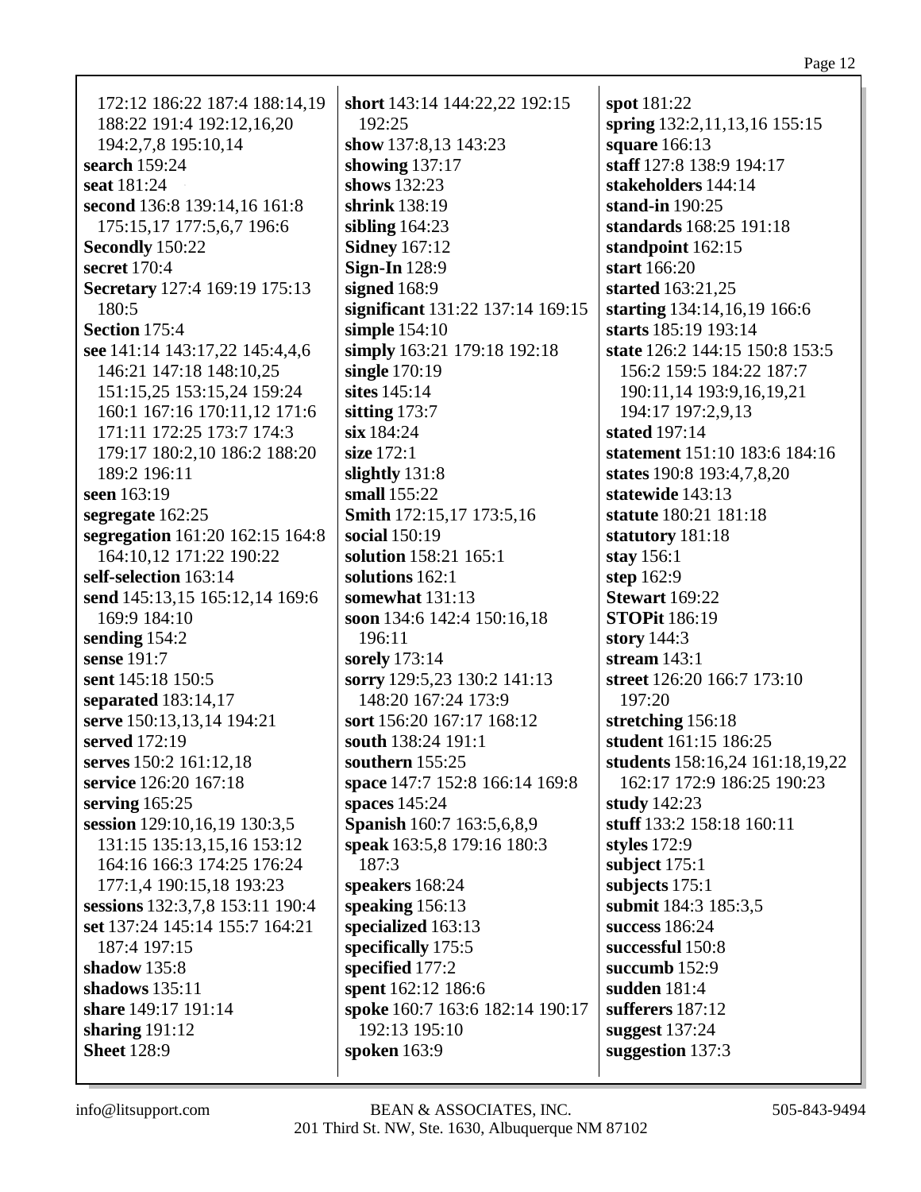172:12 186:22 187:4 188:14,19 188:22 191:4 192:12,16,20 194:2,7,8 195:10,14
**search** 159:24
**seat** 181:24
**second** 136:8 139:14,16 161:8 175:15,17 177:5,6,7 196:6
**Secondly** 150:22
**secret** 170:4
**Secretary** 127:4 169:19 175:13 180:5
**Section** 175:4
**see** 141:14 143:17,22 145:4,4,6 146:21 147:18 148:10,25 151:15,25 153:15,24 159:24 160:1 167:16 170:11,12 171:6 171:11 172:25 173:7 174:3 179:17 180:2,10 186:2 188:20 189:2 196:11
**seen** 163:19
**segregate** 162:25
**segregation** 161:20 162:15 164:8 164:10,12 171:22 190:22
**self-selection** 163:14
**send** 145:13,15 165:12,14 169:6 169:9 184:10
**sending** 154:2
**sense** 191:7
**sent** 145:18 150:5
**separated** 183:14,17
**serve** 150:13,13,14 194:21
**served** 172:19
**serves** 150:2 161:12,18
**service** 126:20 167:18
**serving** 165:25
**session** 129:10,16,19 130:3,5 131:15 135:13,15,16 153:12 164:16 166:3 174:25 176:24 177:1,4 190:15,18 193:23
**sessions** 132:3,7,8 153:11 190:4
**set** 137:24 145:14 155:7 164:21 187:4 197:15
**shadow** 135:8
**shadows** 135:11
**share** 149:17 191:14
**sharing** 191:12
**Sheet** 128:9
**short** 143:14 144:22,22 192:15 192:25
**show** 137:8,13 143:23
**showing** 137:17
**shows** 132:23
**shrink** 138:19
**sibling** 164:23
**Sidney** 167:12
**Sign-In** 128:9
**signed** 168:9
**significant** 131:22 137:14 169:15
**simple** 154:10
**simply** 163:21 179:18 192:18
**single** 170:19
**sites** 145:14
**sitting** 173:7
**six** 184:24
**size** 172:1
**slightly** 131:8
**small** 155:22
**Smith** 172:15,17 173:5,16
**social** 150:19
**solution** 158:21 165:1
**solutions** 162:1
**somewhat** 131:13
**soon** 134:6 142:4 150:16,18 196:11
**sorely** 173:14
**sorry** 129:5,23 130:2 141:13 148:20 167:24 173:9
**sort** 156:20 167:17 168:12
**south** 138:24 191:1
**southern** 155:25
**space** 147:7 152:8 166:14 169:8
**spaces** 145:24
**Spanish** 160:7 163:5,6,8,9
**speak** 163:5,8 179:16 180:3 187:3
**speakers** 168:24
**speaking** 156:13
**specialized** 163:13
**specifically** 175:5
**specified** 177:2
**spent** 162:12 186:6
**spoke** 160:7 163:6 182:14 190:17 192:13 195:10
**spoken** 163:9
**spot** 181:22
**spring** 132:2,11,13,16 155:15
**square** 166:13
**staff** 127:8 138:9 194:17
**stakeholders** 144:14
**stand-in** 190:25
**standards** 168:25 191:18
**standpoint** 162:15
**start** 166:20
**started** 163:21,25
**starting** 134:14,16,19 166:6
**starts** 185:19 193:14
**state** 126:2 144:15 150:8 153:5 156:2 159:5 184:22 187:7 190:11,14 193:9,16,19,21 194:17 197:2,9,13
**stated** 197:14
**statement** 151:10 183:6 184:16
**states** 190:8 193:4,7,8,20
**statewide** 143:13
**statute** 180:21 181:18
**statutory** 181:18
**stay** 156:1
**step** 162:9
**Stewart** 169:22
**STOPit** 186:19
**story** 144:3
**stream** 143:1
**street** 126:20 166:7 173:10 197:20
**stretching** 156:18
**student** 161:15 186:25
**students** 158:16,24 161:18,19,22 162:17 172:9 186:25 190:23
**study** 142:23
**stuff** 133:2 158:18 160:11
**styles** 172:9
**subject** 175:1
**subjects** 175:1
**submit** 184:3 185:3,5
**success** 186:24
**successful** 150:8
**succumb** 152:9
**sudden** 181:4
**sufferers** 187:12
**suggest** 137:24
**suggestion** 137:3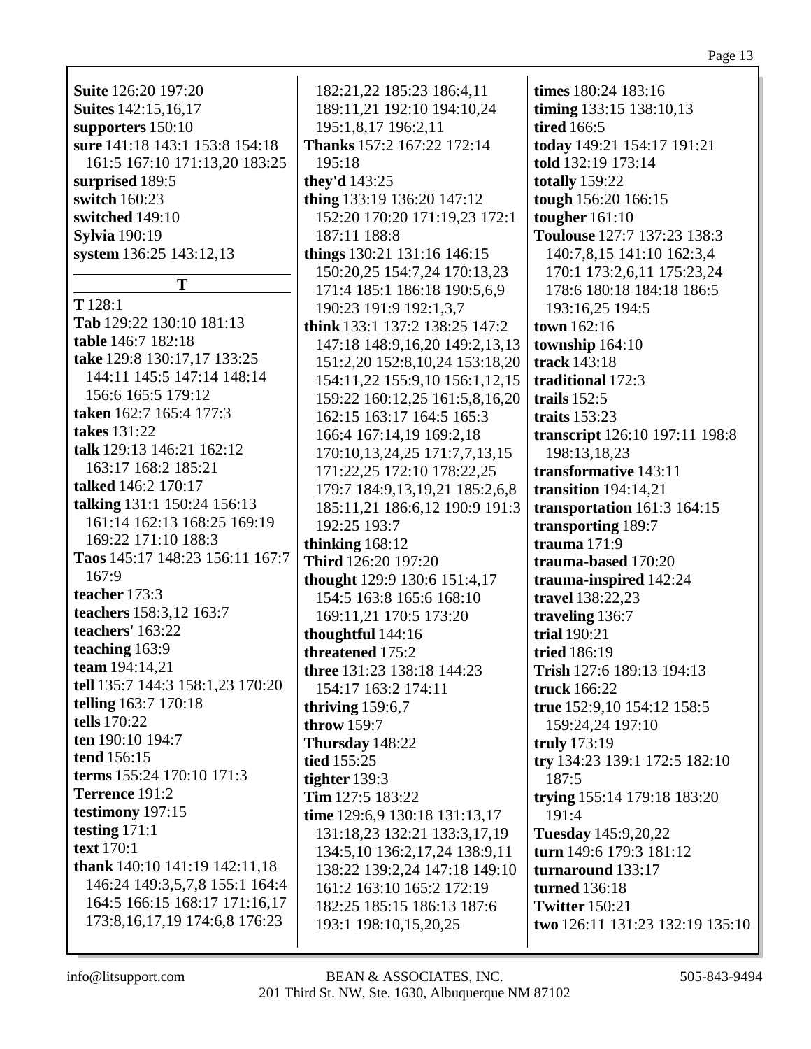**Suite** 126:20 197:20
**Suites** 142:15,16,17
**supporters** 150:10
**sure** 141:18 143:1 153:8 154:18 161:5 167:10 171:13,20 183:25
**surprised** 189:5
**switch** 160:23
**switched** 149:10
**Sylvia** 190:19
**system** 136:25 143:12,13

## T

**T** 128:1
**Tab** 129:22 130:10 181:13
**table** 146:7 182:18
**take** 129:8 130:17,17 133:25 144:11 145:5 147:14 148:14 156:6 165:5 179:12
**taken** 162:7 165:4 177:3
**takes** 131:22
**talk** 129:13 146:21 162:12 163:17 168:2 185:21
**talked** 146:2 170:17
**talking** 131:1 150:24 156:13 161:14 162:13 168:25 169:19 169:22 171:10 188:3
**Taos** 145:17 148:23 156:11 167:7 167:9
**teacher** 173:3
**teachers** 158:3,12 163:7
**teachers'** 163:22
**teaching** 163:9
**team** 194:14,21
**tell** 135:7 144:3 158:1,23 170:20
**telling** 163:7 170:18
**tells** 170:22
**ten** 190:10 194:7
**tend** 156:15
**terms** 155:24 170:10 171:3
**Terrence** 191:2
**testimony** 197:15
**testing** 171:1
**text** 170:1
**thank** 140:10 141:19 142:11,18 146:24 149:3,5,7,8 155:1 164:4 164:5 166:15 168:17 171:16,17 173:8,16,17,19 174:6,8 176:23 182:21,22 185:23 186:4,11 189:11,21 192:10 194:10,24 195:1,8,17 196:2,11
**Thanks** 157:2 167:22 172:14 195:18
**they'd** 143:25
**thing** 133:19 136:20 147:12 152:20 170:20 171:19,23 172:1 187:11 188:8
**things** 130:21 131:16 146:15 150:20,25 154:7,24 170:13,23 171:4 185:1 186:18 190:5,6,9 190:23 191:9 192:1,3,7
**think** 133:1 137:2 138:25 147:2 147:18 148:9,16,20 149:2,13,13 151:2,20 152:8,10,24 153:18,20 154:11,22 155:9,10 156:1,12,15 159:22 160:12,25 161:5,8,16,20 162:15 163:17 164:5 165:3 166:4 167:14,19 169:2,18 170:10,13,24,25 171:7,7,13,15 171:22,25 172:10 178:22,25 179:7 184:9,13,19,21 185:2,6,8 185:11,21 186:6,12 190:9 191:3 192:25 193:7
**thinking** 168:12
**Third** 126:20 197:20
**thought** 129:9 130:6 151:4,17 154:5 163:8 165:6 168:10 169:11,21 170:5 173:20
**thoughtful** 144:16
**threatened** 175:2
**three** 131:23 138:18 144:23 154:17 163:2 174:11
**thriving** 159:6,7
**throw** 159:7
**Thursday** 148:22
**tied** 155:25
**tighter** 139:3
**Tim** 127:5 183:22
**time** 129:6,9 130:18 131:13,17 131:18,23 132:21 133:3,17,19 134:5,10 136:2,17,24 138:9,11 138:22 139:2,24 147:18 149:10 161:2 163:10 165:2 172:19 182:25 185:15 186:13 187:6 193:1 198:10,15,20,25
**times** 180:24 183:16
**timing** 133:15 138:10,13
**tired** 166:5
**today** 149:21 154:17 191:21
**told** 132:19 173:14
**totally** 159:22
**tough** 156:20 166:15
**tougher** 161:10
**Toulouse** 127:7 137:23 138:3 140:7,8,15 141:10 162:3,4 170:1 173:2,6,11 175:23,24 178:6 180:18 184:18 186:5 193:16,25 194:5
**town** 162:16
**township** 164:10
**track** 143:18
**traditional** 172:3
**trails** 152:5
**traits** 153:23
**transcript** 126:10 197:11 198:8 198:13,18,23
**transformative** 143:11
**transition** 194:14,21
**transportation** 161:3 164:15
**transporting** 189:7
**trauma** 171:9
**trauma-based** 170:20
**trauma-inspired** 142:24
**travel** 138:22,23
**traveling** 136:7
**trial** 190:21
**tried** 186:19
**Trish** 127:6 189:13 194:13
**truck** 166:22
**true** 152:9,10 154:12 158:5 159:24,24 197:10
**truly** 173:19
**try** 134:23 139:1 172:5 182:10 187:5
**trying** 155:14 179:18 183:20 191:4
**Tuesday** 145:9,20,22
**turn** 149:6 179:3 181:12
**turnaround** 133:17
**turned** 136:18
**Twitter** 150:21
**two** 126:11 131:23 132:19 135:10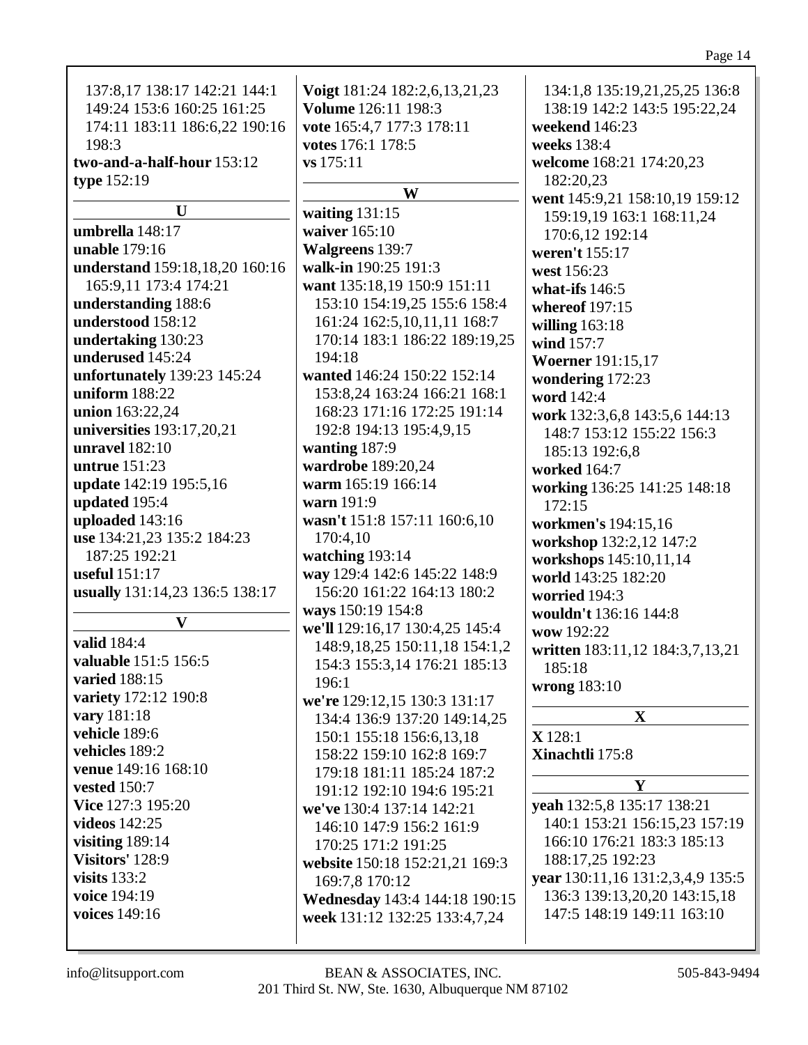137:8,17 138:17 142:21 144:1 149:24 153:6 160:25 161:25 174:11 183:11 186:6,22 190:16 198:3
**two-and-a-half-hour** 153:12
**type** 152:19

## U

**umbrella** 148:17
**unable** 179:16
**understand** 159:18,18,20 160:16 165:9,11 173:4 174:21
**understanding** 188:6
**understood** 158:12
**undertaking** 130:23
**underused** 145:24
**unfortunately** 139:23 145:24
**uniform** 188:22
**union** 163:22,24
**universities** 193:17,20,21
**unravel** 182:10
**untrue** 151:23
**update** 142:19 195:5,16
**updated** 195:4
**uploaded** 143:16
**use** 134:21,23 135:2 184:23 187:25 192:21
**useful** 151:17
**usually** 131:14,23 136:5 138:17

## V

**valid** 184:4
**valuable** 151:5 156:5
**varied** 188:15
**variety** 172:12 190:8
**vary** 181:18
**vehicle** 189:6
**vehicles** 189:2
**venue** 149:16 168:10
**vested** 150:7
**Vice** 127:3 195:20
**videos** 142:25
**visiting** 189:14
**Visitors'** 128:9
**visits** 133:2
**voice** 194:19
**voices** 149:16
**Voigt** 181:24 182:2,6,13,21,23
**Volume** 126:11 198:3
**vote** 165:4,7 177:3 178:11
**votes** 176:1 178:5
**vs** 175:11

## W

**waiting** 131:15
**waiver** 165:10
**Walgreens** 139:7
**walk-in** 190:25 191:3
**want** 135:18,19 150:9 151:11 153:10 154:19,25 155:6 158:4 161:24 162:5,10,11,11 168:7 170:14 183:1 186:22 189:19,25 194:18
**wanted** 146:24 150:22 152:14 153:8,24 163:24 166:21 168:1 168:23 171:16 172:25 191:14 192:8 194:13 195:4,9,15
**wanting** 187:9
**wardrobe** 189:20,24
**warm** 165:19 166:14
**warn** 191:9
**wasn't** 151:8 157:11 160:6,10 170:4,10
**watching** 193:14
**way** 129:4 142:6 145:22 148:9 156:20 161:22 164:13 180:2
**ways** 150:19 154:8
**we'll** 129:16,17 130:4,25 145:4 148:9,18,25 150:11,18 154:1,2 154:3 155:3,14 176:21 185:13 196:1
**we're** 129:12,15 130:3 131:17 134:4 136:9 137:20 149:14,25 150:1 155:18 156:6,13,18 158:22 159:10 162:8 169:7 179:18 181:11 185:24 187:2 191:12 192:10 194:6 195:21
**we've** 130:4 137:14 142:21 146:10 147:9 156:2 161:9 170:25 171:2 191:25
**website** 150:18 152:21,21 169:3 169:7,8 170:12
**Wednesday** 143:4 144:18 190:15
**week** 131:12 132:25 133:4,7,24 134:1,8 135:19,21,25,25 136:8 138:19 142:2 143:5 195:22,24
**weekend** 146:23
**weeks** 138:4
**welcome** 168:21 174:20,23 182:20,23
**went** 145:9,21 158:10,19 159:12 159:19,19 163:1 168:11,24 170:6,12 192:14
**weren't** 155:17
**west** 156:23
**what-ifs** 146:5
**whereof** 197:15
**willing** 163:18
**wind** 157:7
**Woerner** 191:15,17
**wondering** 172:23
**word** 142:4
**work** 132:3,6,8 143:5,6 144:13 148:7 153:12 155:22 156:3 185:13 192:6,8
**worked** 164:7
**working** 136:25 141:25 148:18 172:15
**workmen's** 194:15,16
**workshop** 132:2,12 147:2
**workshops** 145:10,11,14
**world** 143:25 182:20
**worried** 194:3
**wouldn't** 136:16 144:8
**wow** 192:22
**written** 183:11,12 184:3,7,13,21 185:18
**wrong** 183:10

## X

**X** 128:1
**Xinachtli** 175:8

## Y

**yeah** 132:5,8 135:17 138:21 140:1 153:21 156:15,23 157:19 166:10 176:21 183:3 185:13 188:17,25 192:23
**year** 130:11,16 131:2,3,4,9 135:5 136:3 139:13,20,20 143:15,18 147:5 148:19 149:11 163:10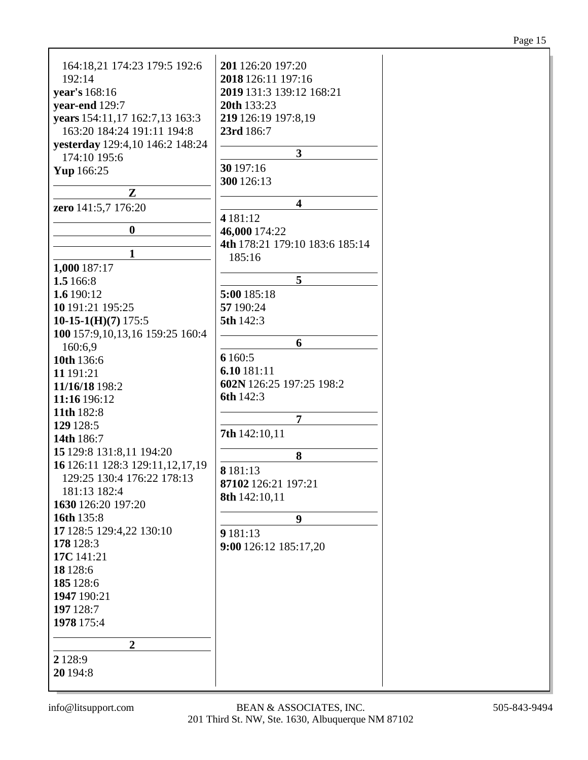164:18,21 174:23 179:5 192:6 192:14
**year's** 168:16
**year-end** 129:7
**years** 154:11,17 162:7,13 163:3 163:20 184:24 191:11 194:8
**yesterday** 129:4,10 146:2 148:24 174:10 195:6
**Yup** 166:25

**Z**

**zero** 141:5,7 176:20

**0**

**1**

**1,000** 187:17
**1.5** 166:8
**1.6** 190:12
**10** 191:21 195:25
**10-15-1(H)(7)** 175:5
**100** 157:9,10,13,16 159:25 160:4 160:6,9
**10th** 136:6
**11** 191:21
**11/16/18** 198:2
**11:16** 196:12
**11th** 182:8
**129** 128:5
**14th** 186:7
**15** 129:8 131:8,11 194:20
**16** 126:11 128:3 129:11,12,17,19 129:25 130:4 176:22 178:13 181:13 182:4
**1630** 126:20 197:20
**16th** 135:8
**17** 128:5 129:4,22 130:10
**178** 128:3
**17C** 141:21
**18** 128:6
**185** 128:6
**1947** 190:21
**197** 128:7
**1978** 175:4

**2**

**2** 128:9
**20** 194:8
**201** 126:20 197:20
**2018** 126:11 197:16
**2019** 131:3 139:12 168:21
**20th** 133:23
**219** 126:19 197:8,19
**23rd** 186:7

**3**

**30** 197:16
**300** 126:13

**4**

**4** 181:12
**46,000** 174:22
**4th** 178:21 179:10 183:6 185:14 185:16

**5**

**5:00** 185:18
**57** 190:24
**5th** 142:3

**6**

**6** 160:5
**6.10** 181:11
**602N** 126:25 197:25 198:2
**6th** 142:3

**7**

**7th** 142:10,11

**8**

**8** 181:13
**87102** 126:21 197:21
**8th** 142:10,11

**9**

**9** 181:13
**9:00** 126:12 185:17,20